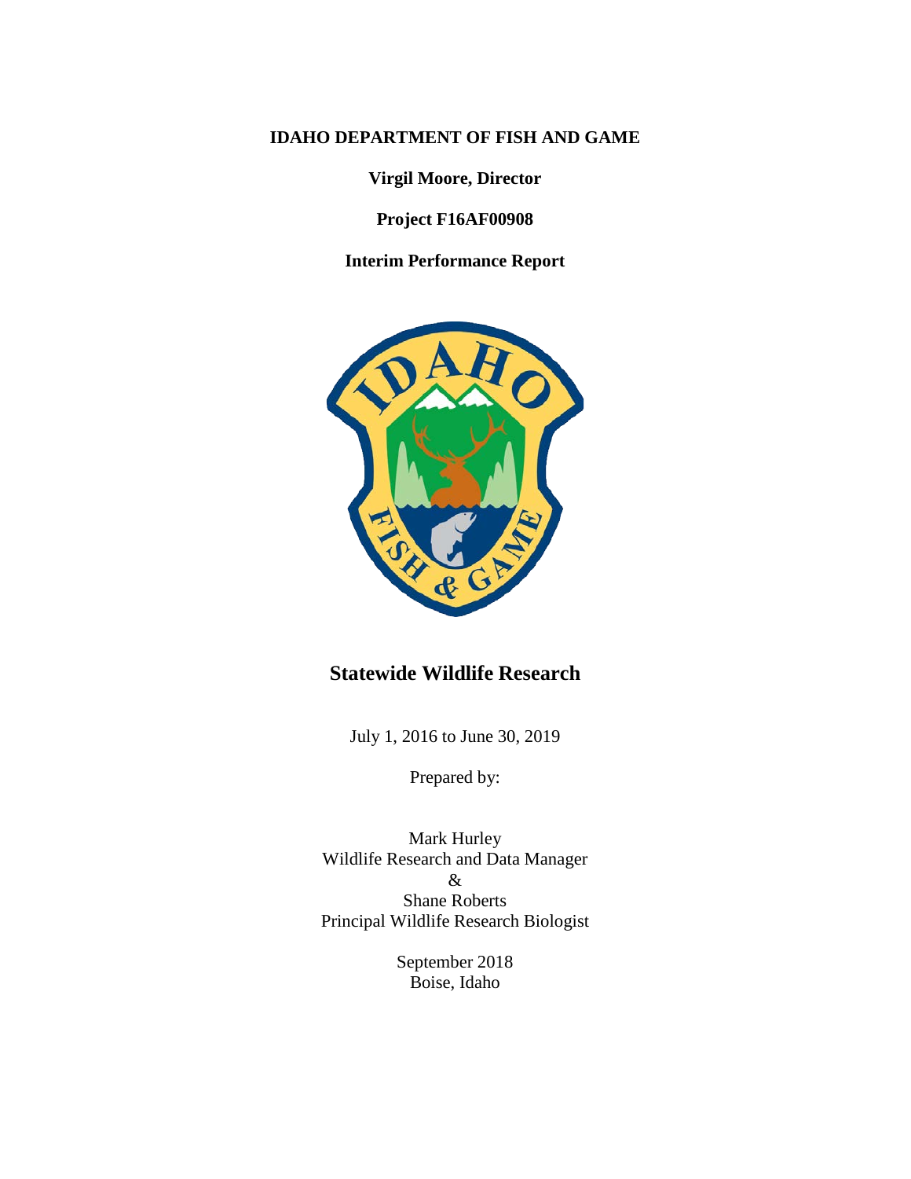**IDAHO DEPARTMENT OF FISH AND GAME**

**Virgil Moore, Director**

**Project F16AF00908**

**Interim Performance Report**

# Statewide Wildlife Research

July 1, 2016 to June 30, 2019

Prepared by:

Mark Hurley
Wildlife Research and Data Manager
&
Shane Roberts
Principal Wildlife Research Biologist

September 2018
Boise, Idaho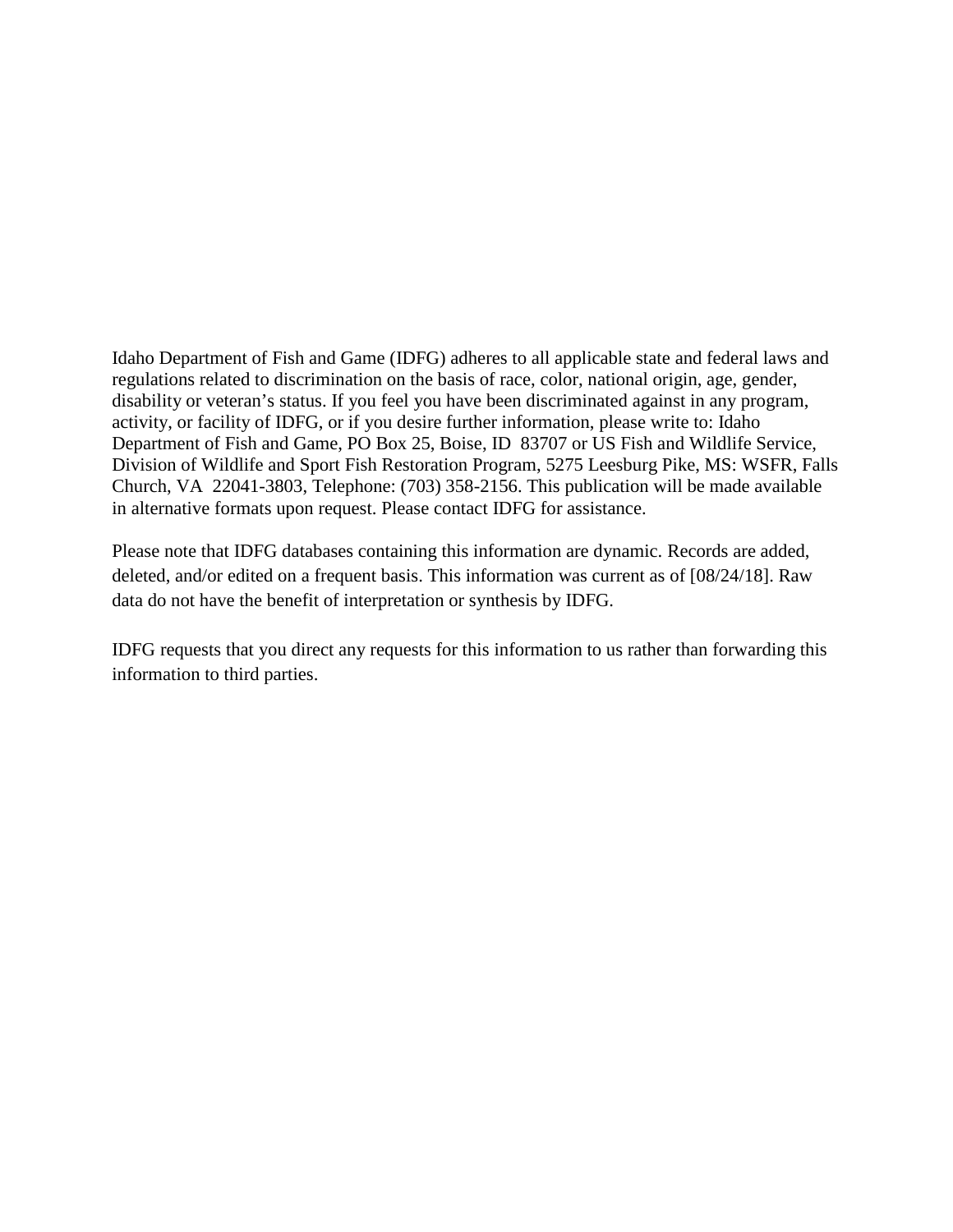Idaho Department of Fish and Game (IDFG) adheres to all applicable state and federal laws and regulations related to discrimination on the basis of race, color, national origin, age, gender, disability or veteran's status. If you feel you have been discriminated against in any program, activity, or facility of IDFG, or if you desire further information, please write to: Idaho Department of Fish and Game, PO Box 25, Boise, ID 83707 or US Fish and Wildlife Service, Division of Wildlife and Sport Fish Restoration Program, 5275 Leesburg Pike, MS: WSFR, Falls Church, VA 22041-3803, Telephone: (703) 358-2156. This publication will be made available in alternative formats upon request. Please contact IDFG for assistance.

Please note that IDFG databases containing this information are dynamic. Records are added, deleted, and/or edited on a frequent basis. This information was current as of [08/24/18]. Raw data do not have the benefit of interpretation or synthesis by IDFG.

IDFG requests that you direct any requests for this information to us rather than forwarding this information to third parties.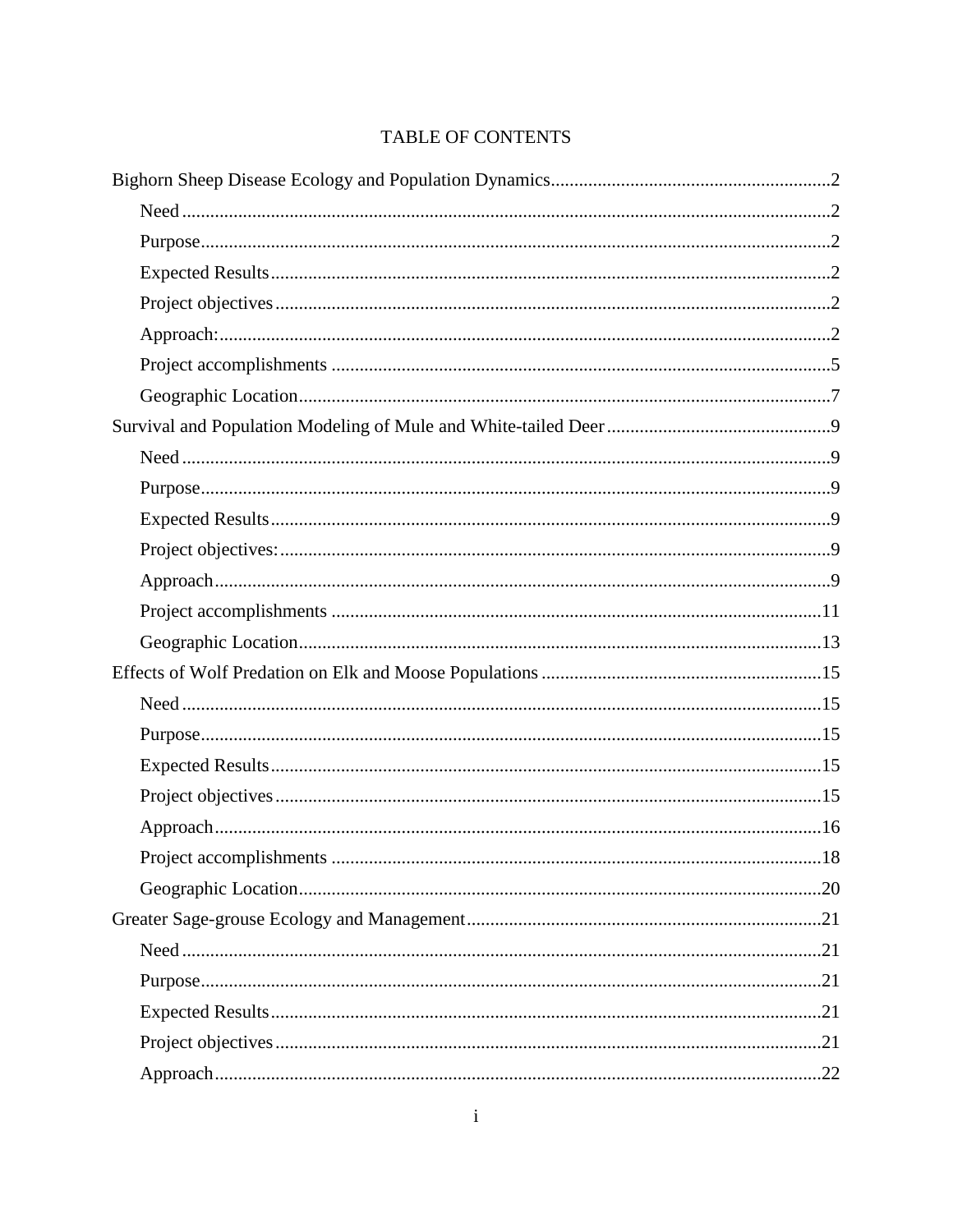# TABLE OF CONTENTS

Bighorn Sheep Disease Ecology and Population Dynamics....2

- Need....2
- Purpose....2
- Expected Results....2
- Project objectives....2
- Approach:....2
- Project accomplishments....5
- Geographic Location....7

Survival and Population Modeling of Mule and White-tailed Deer....9

- Need....9
- Purpose....9
- Expected Results....9
- Project objectives:....9
- Approach....9
- Project accomplishments....11
- Geographic Location....13

Effects of Wolf Predation on Elk and Moose Populations....15

- Need....15
- Purpose....15
- Expected Results....15
- Project objectives....15
- Approach....16
- Project accomplishments....18
- Geographic Location....20

Greater Sage-grouse Ecology and Management....21

- Need....21
- Purpose....21
- Expected Results....21
- Project objectives....21
- Approach....22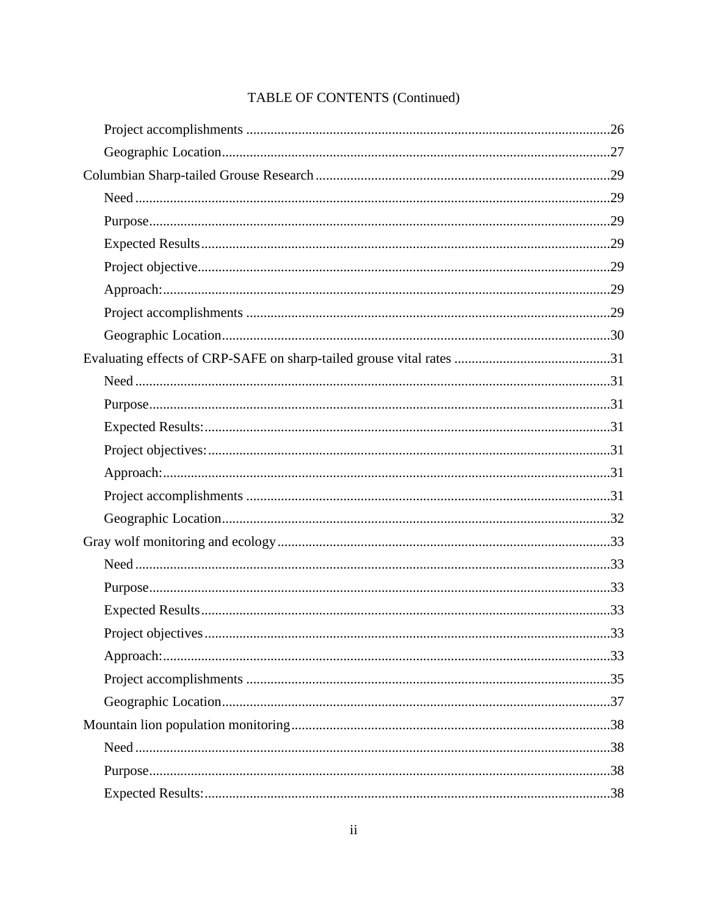TABLE OF CONTENTS (Continued)

- Project accomplishments ....26
- Geographic Location ....27

Columbian Sharp-tailed Grouse Research ....29

- Need ....29
- Purpose ....29
- Expected Results ....29
- Project objective ....29
- Approach: ....29
- Project accomplishments ....29
- Geographic Location ....30

Evaluating effects of CRP-SAFE on sharp-tailed grouse vital rates ....31

- Need ....31
- Purpose ....31
- Expected Results: ....31
- Project objectives: ....31
- Approach: ....31
- Project accomplishments ....31
- Geographic Location ....32

Gray wolf monitoring and ecology ....33

- Need ....33
- Purpose ....33
- Expected Results ....33
- Project objectives ....33
- Approach: ....33
- Project accomplishments ....35
- Geographic Location ....37

Mountain lion population monitoring ....38

- Need ....38
- Purpose ....38
- Expected Results: ....38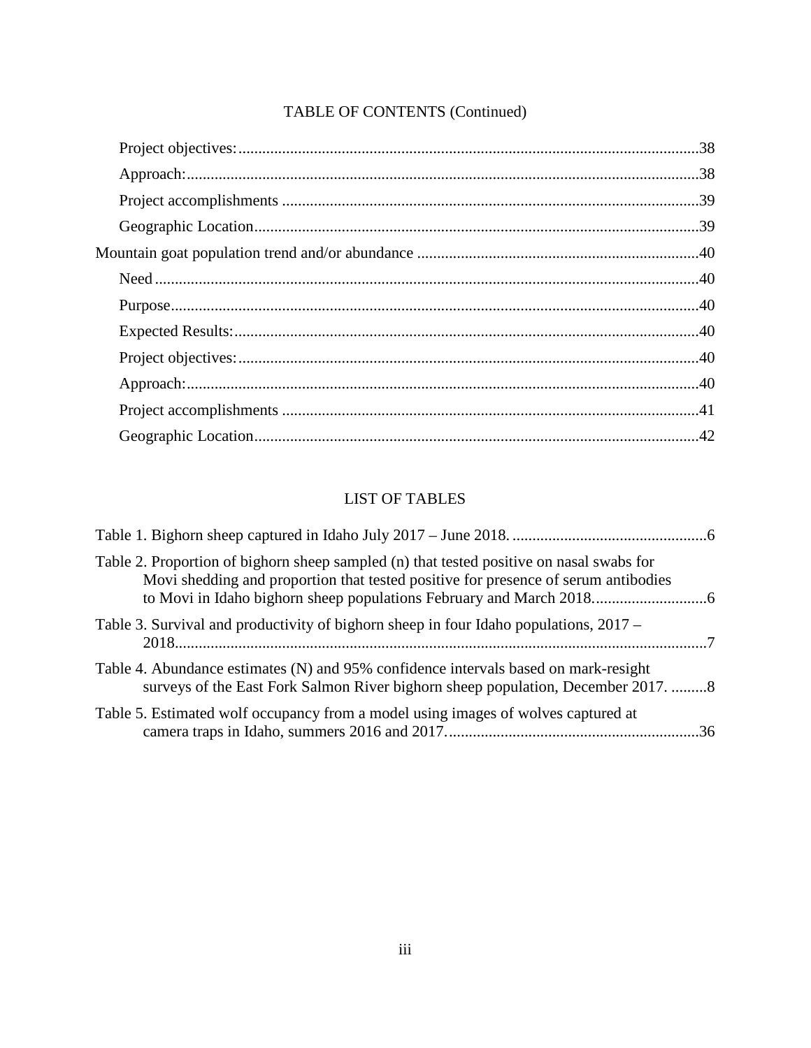TABLE OF CONTENTS (Continued)

- Project objectives: 38
- Approach: 38
- Project accomplishments 39
- Geographic Location 39

Mountain goat population trend and/or abundance 40

- Need 40
- Purpose 40
- Expected Results: 40
- Project objectives: 40
- Approach: 40
- Project accomplishments 41
- Geographic Location 42

LIST OF TABLES

Table 1. Bighorn sheep captured in Idaho July 2017 – June 2018. 6

Table 2. Proportion of bighorn sheep sampled (n) that tested positive on nasal swabs for Movi shedding and proportion that tested positive for presence of serum antibodies to Movi in Idaho bighorn sheep populations February and March 2018. 6

Table 3. Survival and productivity of bighorn sheep in four Idaho populations, 2017 – 2018. 7

Table 4. Abundance estimates (N) and 95% confidence intervals based on mark-resight surveys of the East Fork Salmon River bighorn sheep population, December 2017. 8

Table 5. Estimated wolf occupancy from a model using images of wolves captured at camera traps in Idaho, summers 2016 and 2017. 36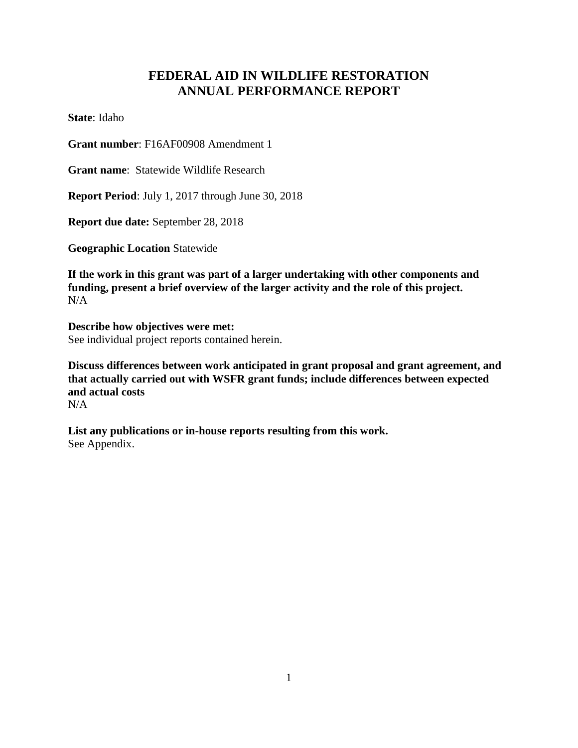# FEDERAL AID IN WILDLIFE RESTORATION
# ANNUAL PERFORMANCE REPORT

**State**: Idaho

**Grant number**: F16AF00908 Amendment 1

**Grant name**: Statewide Wildlife Research

**Report Period**: July 1, 2017 through June 30, 2018

**Report due date:** September 28, 2018

**Geographic Location** Statewide

**If the work in this grant was part of a larger undertaking with other components and funding, present a brief overview of the larger activity and the role of this project.**
N/A

**Describe how objectives were met:**
See individual project reports contained herein.

**Discuss differences between work anticipated in grant proposal and grant agreement, and that actually carried out with WSFR grant funds; include differences between expected and actual costs**
N/A

**List any publications or in-house reports resulting from this work.**
See Appendix.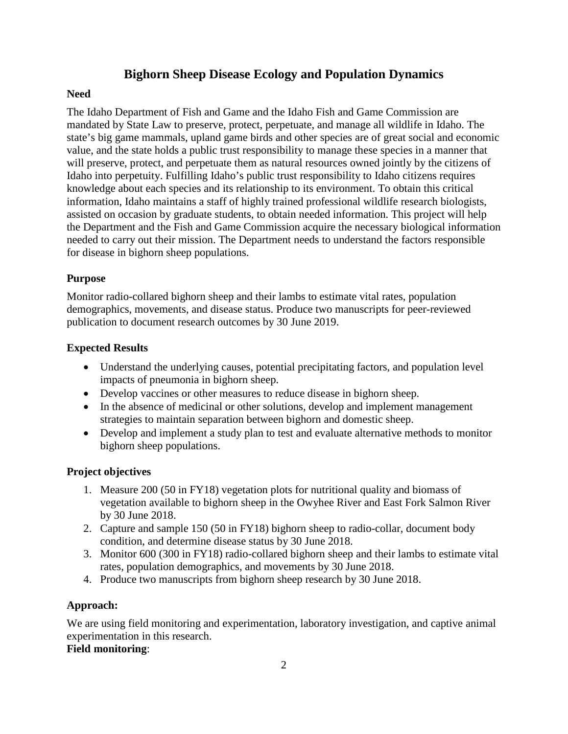# Bighorn Sheep Disease Ecology and Population Dynamics

**Need**

The Idaho Department of Fish and Game and the Idaho Fish and Game Commission are mandated by State Law to preserve, protect, perpetuate, and manage all wildlife in Idaho. The state's big game mammals, upland game birds and other species are of great social and economic value, and the state holds a public trust responsibility to manage these species in a manner that will preserve, protect, and perpetuate them as natural resources owned jointly by the citizens of Idaho into perpetuity. Fulfilling Idaho's public trust responsibility to Idaho citizens requires knowledge about each species and its relationship to its environment. To obtain this critical information, Idaho maintains a staff of highly trained professional wildlife research biologists, assisted on occasion by graduate students, to obtain needed information. This project will help the Department and the Fish and Game Commission acquire the necessary biological information needed to carry out their mission. The Department needs to understand the factors responsible for disease in bighorn sheep populations.

**Purpose**

Monitor radio-collared bighorn sheep and their lambs to estimate vital rates, population demographics, movements, and disease status. Produce two manuscripts for peer-reviewed publication to document research outcomes by 30 June 2019.

**Expected Results**

- Understand the underlying causes, potential precipitating factors, and population level impacts of pneumonia in bighorn sheep.
- Develop vaccines or other measures to reduce disease in bighorn sheep.
- In the absence of medicinal or other solutions, develop and implement management strategies to maintain separation between bighorn and domestic sheep.
- Develop and implement a study plan to test and evaluate alternative methods to monitor bighorn sheep populations.

**Project objectives**

1. Measure 200 (50 in FY18) vegetation plots for nutritional quality and biomass of vegetation available to bighorn sheep in the Owyhee River and East Fork Salmon River by 30 June 2018.
2. Capture and sample 150 (50 in FY18) bighorn sheep to radio-collar, document body condition, and determine disease status by 30 June 2018.
3. Monitor 600 (300 in FY18) radio-collared bighorn sheep and their lambs to estimate vital rates, population demographics, and movements by 30 June 2018.
4. Produce two manuscripts from bighorn sheep research by 30 June 2018.

**Approach:**

We are using field monitoring and experimentation, laboratory investigation, and captive animal experimentation in this research.

**Field monitoring**: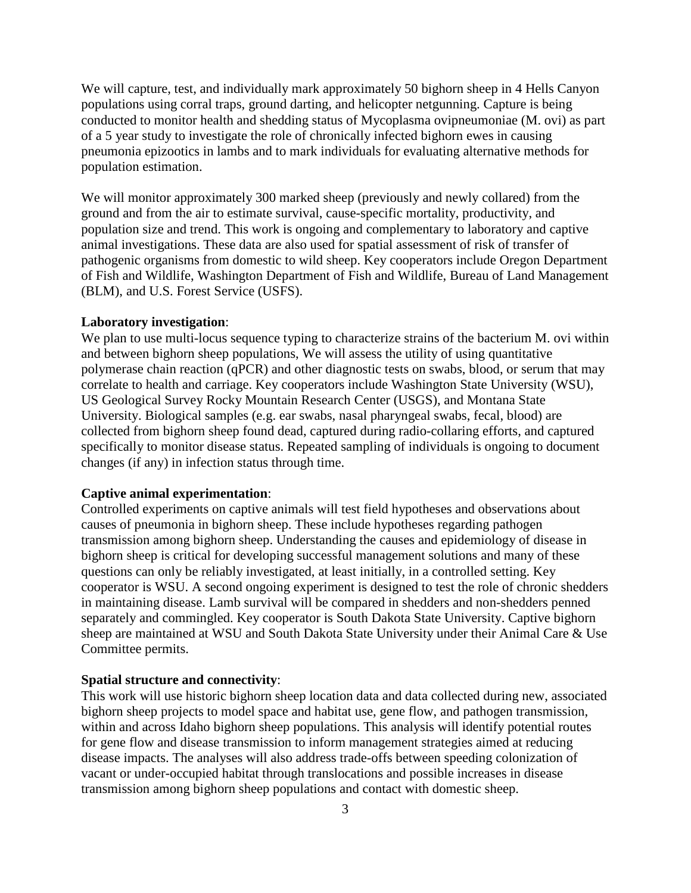We will capture, test, and individually mark approximately 50 bighorn sheep in 4 Hells Canyon populations using corral traps, ground darting, and helicopter netgunning. Capture is being conducted to monitor health and shedding status of Mycoplasma ovipneumoniae (M. ovi) as part of a 5 year study to investigate the role of chronically infected bighorn ewes in causing pneumonia epizootics in lambs and to mark individuals for evaluating alternative methods for population estimation.

We will monitor approximately 300 marked sheep (previously and newly collared) from the ground and from the air to estimate survival, cause-specific mortality, productivity, and population size and trend. This work is ongoing and complementary to laboratory and captive animal investigations. These data are also used for spatial assessment of risk of transfer of pathogenic organisms from domestic to wild sheep. Key cooperators include Oregon Department of Fish and Wildlife, Washington Department of Fish and Wildlife, Bureau of Land Management (BLM), and U.S. Forest Service (USFS).

**Laboratory investigation**:
We plan to use multi-locus sequence typing to characterize strains of the bacterium M. ovi within and between bighorn sheep populations, We will assess the utility of using quantitative polymerase chain reaction (qPCR) and other diagnostic tests on swabs, blood, or serum that may correlate to health and carriage. Key cooperators include Washington State University (WSU), US Geological Survey Rocky Mountain Research Center (USGS), and Montana State University. Biological samples (e.g. ear swabs, nasal pharyngeal swabs, fecal, blood) are collected from bighorn sheep found dead, captured during radio-collaring efforts, and captured specifically to monitor disease status. Repeated sampling of individuals is ongoing to document changes (if any) in infection status through time.

**Captive animal experimentation**:
Controlled experiments on captive animals will test field hypotheses and observations about causes of pneumonia in bighorn sheep. These include hypotheses regarding pathogen transmission among bighorn sheep. Understanding the causes and epidemiology of disease in bighorn sheep is critical for developing successful management solutions and many of these questions can only be reliably investigated, at least initially, in a controlled setting. Key cooperator is WSU. A second ongoing experiment is designed to test the role of chronic shedders in maintaining disease. Lamb survival will be compared in shedders and non-shedders penned separately and commingled. Key cooperator is South Dakota State University. Captive bighorn sheep are maintained at WSU and South Dakota State University under their Animal Care & Use Committee permits.

**Spatial structure and connectivity**:
This work will use historic bighorn sheep location data and data collected during new, associated bighorn sheep projects to model space and habitat use, gene flow, and pathogen transmission, within and across Idaho bighorn sheep populations. This analysis will identify potential routes for gene flow and disease transmission to inform management strategies aimed at reducing disease impacts. The analyses will also address trade-offs between speeding colonization of vacant or under-occupied habitat through translocations and possible increases in disease transmission among bighorn sheep populations and contact with domestic sheep.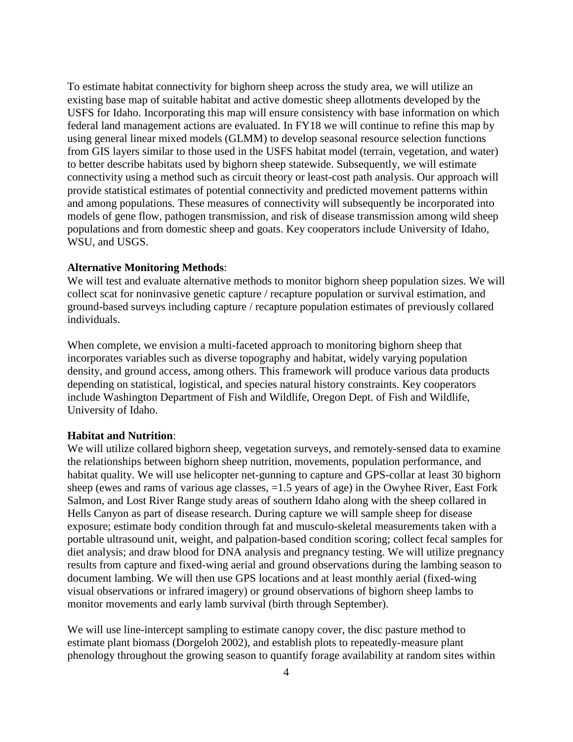To estimate habitat connectivity for bighorn sheep across the study area, we will utilize an existing base map of suitable habitat and active domestic sheep allotments developed by the USFS for Idaho. Incorporating this map will ensure consistency with base information on which federal land management actions are evaluated. In FY18 we will continue to refine this map by using general linear mixed models (GLMM) to develop seasonal resource selection functions from GIS layers similar to those used in the USFS habitat model (terrain, vegetation, and water) to better describe habitats used by bighorn sheep statewide. Subsequently, we will estimate connectivity using a method such as circuit theory or least-cost path analysis. Our approach will provide statistical estimates of potential connectivity and predicted movement patterns within and among populations. These measures of connectivity will subsequently be incorporated into models of gene flow, pathogen transmission, and risk of disease transmission among wild sheep populations and from domestic sheep and goats. Key cooperators include University of Idaho, WSU, and USGS.

**Alternative Monitoring Methods**:
We will test and evaluate alternative methods to monitor bighorn sheep population sizes. We will collect scat for noninvasive genetic capture / recapture population or survival estimation, and ground-based surveys including capture / recapture population estimates of previously collared individuals.

When complete, we envision a multi-faceted approach to monitoring bighorn sheep that incorporates variables such as diverse topography and habitat, widely varying population density, and ground access, among others. This framework will produce various data products depending on statistical, logistical, and species natural history constraints. Key cooperators include Washington Department of Fish and Wildlife, Oregon Dept. of Fish and Wildlife, University of Idaho.

**Habitat and Nutrition**:
We will utilize collared bighorn sheep, vegetation surveys, and remotely-sensed data to examine the relationships between bighorn sheep nutrition, movements, population performance, and habitat quality. We will use helicopter net-gunning to capture and GPS-collar at least 30 bighorn sheep (ewes and rams of various age classes, =1.5 years of age) in the Owyhee River, East Fork Salmon, and Lost River Range study areas of southern Idaho along with the sheep collared in Hells Canyon as part of disease research. During capture we will sample sheep for disease exposure; estimate body condition through fat and musculo-skeletal measurements taken with a portable ultrasound unit, weight, and palpation-based condition scoring; collect fecal samples for diet analysis; and draw blood for DNA analysis and pregnancy testing. We will utilize pregnancy results from capture and fixed-wing aerial and ground observations during the lambing season to document lambing. We will then use GPS locations and at least monthly aerial (fixed-wing visual observations or infrared imagery) or ground observations of bighorn sheep lambs to monitor movements and early lamb survival (birth through September).

We will use line-intercept sampling to estimate canopy cover, the disc pasture method to estimate plant biomass (Dorgeloh 2002), and establish plots to repeatedly-measure plant phenology throughout the growing season to quantify forage availability at random sites within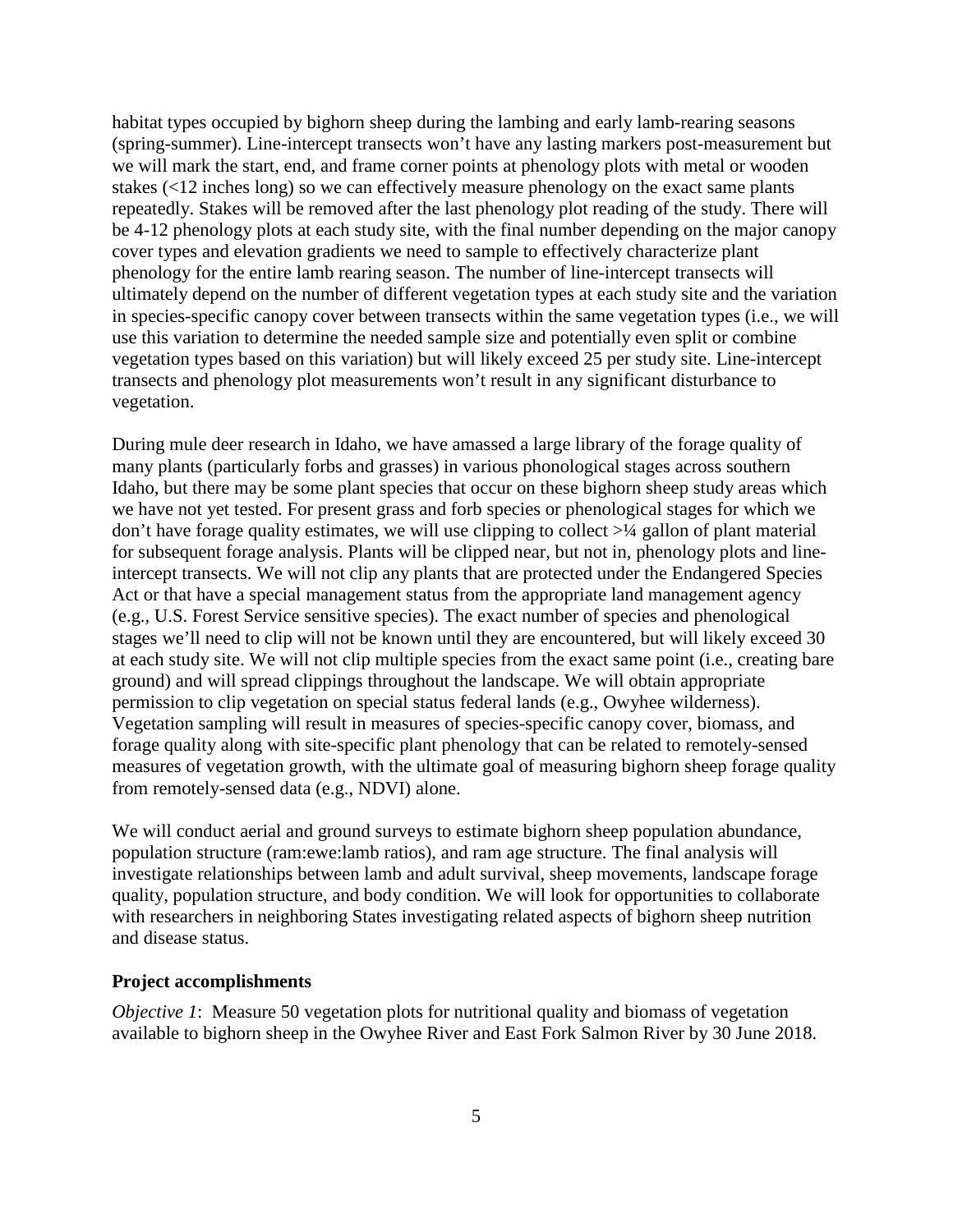habitat types occupied by bighorn sheep during the lambing and early lamb-rearing seasons (spring-summer). Line-intercept transects won't have any lasting markers post-measurement but we will mark the start, end, and frame corner points at phenology plots with metal or wooden stakes (<12 inches long) so we can effectively measure phenology on the exact same plants repeatedly. Stakes will be removed after the last phenology plot reading of the study. There will be 4-12 phenology plots at each study site, with the final number depending on the major canopy cover types and elevation gradients we need to sample to effectively characterize plant phenology for the entire lamb rearing season. The number of line-intercept transects will ultimately depend on the number of different vegetation types at each study site and the variation in species-specific canopy cover between transects within the same vegetation types (i.e., we will use this variation to determine the needed sample size and potentially even split or combine vegetation types based on this variation) but will likely exceed 25 per study site. Line-intercept transects and phenology plot measurements won't result in any significant disturbance to vegetation.

During mule deer research in Idaho, we have amassed a large library of the forage quality of many plants (particularly forbs and grasses) in various phonological stages across southern Idaho, but there may be some plant species that occur on these bighorn sheep study areas which we have not yet tested. For present grass and forb species or phenological stages for which we don't have forage quality estimates, we will use clipping to collect >¼ gallon of plant material for subsequent forage analysis. Plants will be clipped near, but not in, phenology plots and line-intercept transects. We will not clip any plants that are protected under the Endangered Species Act or that have a special management status from the appropriate land management agency (e.g., U.S. Forest Service sensitive species). The exact number of species and phenological stages we'll need to clip will not be known until they are encountered, but will likely exceed 30 at each study site. We will not clip multiple species from the exact same point (i.e., creating bare ground) and will spread clippings throughout the landscape. We will obtain appropriate permission to clip vegetation on special status federal lands (e.g., Owyhee wilderness). Vegetation sampling will result in measures of species-specific canopy cover, biomass, and forage quality along with site-specific plant phenology that can be related to remotely-sensed measures of vegetation growth, with the ultimate goal of measuring bighorn sheep forage quality from remotely-sensed data (e.g., NDVI) alone.

We will conduct aerial and ground surveys to estimate bighorn sheep population abundance, population structure (ram:ewe:lamb ratios), and ram age structure. The final analysis will investigate relationships between lamb and adult survival, sheep movements, landscape forage quality, population structure, and body condition. We will look for opportunities to collaborate with researchers in neighboring States investigating related aspects of bighorn sheep nutrition and disease status.

**Project accomplishments**

*Objective 1*: Measure 50 vegetation plots for nutritional quality and biomass of vegetation available to bighorn sheep in the Owyhee River and East Fork Salmon River by 30 June 2018.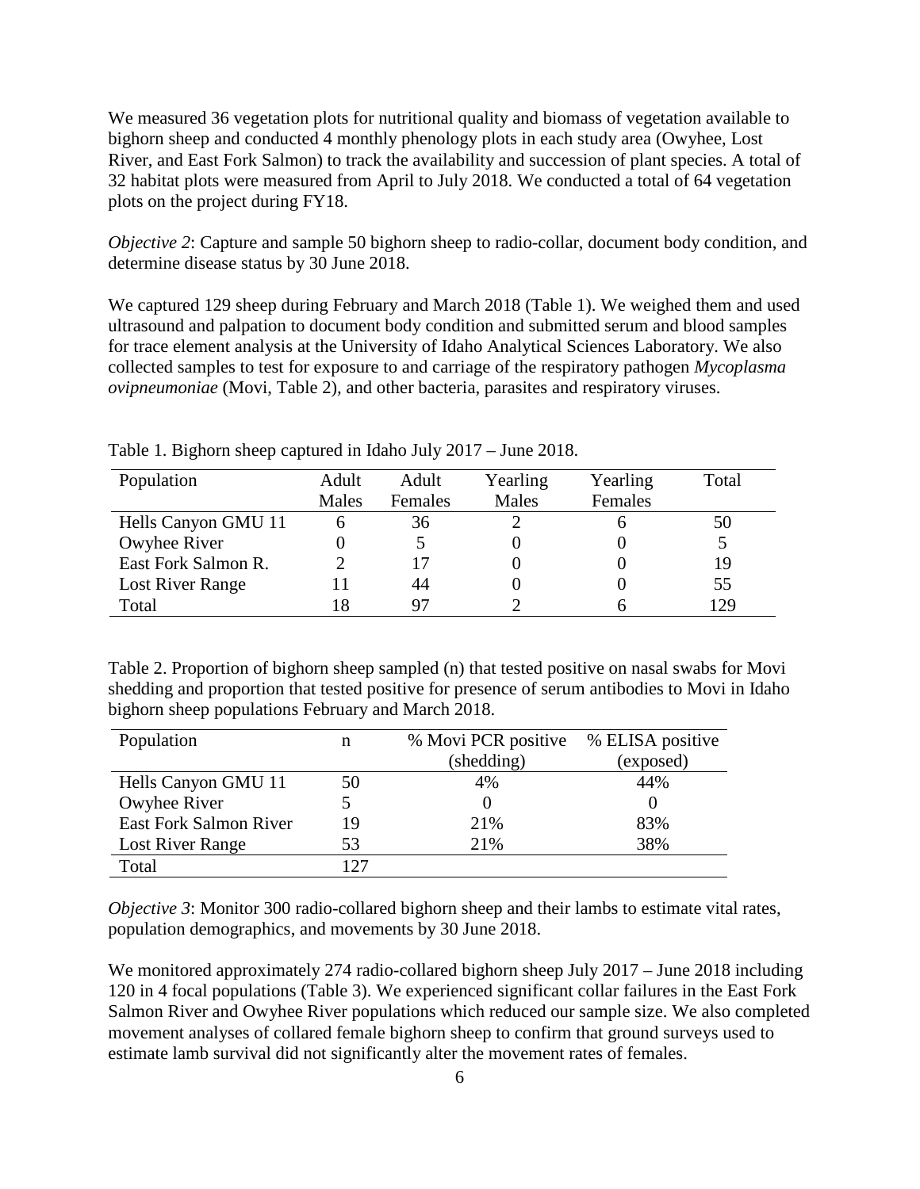We measured 36 vegetation plots for nutritional quality and biomass of vegetation available to bighorn sheep and conducted 4 monthly phenology plots in each study area (Owyhee, Lost River, and East Fork Salmon) to track the availability and succession of plant species. A total of 32 habitat plots were measured from April to July 2018. We conducted a total of 64 vegetation plots on the project during FY18.

*Objective 2*: Capture and sample 50 bighorn sheep to radio-collar, document body condition, and determine disease status by 30 June 2018.

We captured 129 sheep during February and March 2018 (Table 1). We weighed them and used ultrasound and palpation to document body condition and submitted serum and blood samples for trace element analysis at the University of Idaho Analytical Sciences Laboratory. We also collected samples to test for exposure to and carriage of the respiratory pathogen *Mycoplasma ovipneumoniae* (Movi, Table 2), and other bacteria, parasites and respiratory viruses.

Table 1. Bighorn sheep captured in Idaho July 2017 – June 2018.

| Population | Adult Males | Adult Females | Yearling Males | Yearling Females | Total |
|---|---|---|---|---|---|
| Hells Canyon GMU 11 | 6 | 36 | 2 | 6 | 50 |
| Owyhee River | 0 | 5 | 0 | 0 | 5 |
| East Fork Salmon R. | 2 | 17 | 0 | 0 | 19 |
| Lost River Range | 11 | 44 | 0 | 0 | 55 |
| Total | 18 | 97 | 2 | 6 | 129 |

Table 2. Proportion of bighorn sheep sampled (n) that tested positive on nasal swabs for Movi shedding and proportion that tested positive for presence of serum antibodies to Movi in Idaho bighorn sheep populations February and March 2018.

| Population | n | % Movi PCR positive (shedding) | % ELISA positive (exposed) |
|---|---|---|---|
| Hells Canyon GMU 11 | 50 | 4% | 44% |
| Owyhee River | 5 | 0 | 0 |
| East Fork Salmon River | 19 | 21% | 83% |
| Lost River Range | 53 | 21% | 38% |
| Total | 127 | | |

*Objective 3*: Monitor 300 radio-collared bighorn sheep and their lambs to estimate vital rates, population demographics, and movements by 30 June 2018.

We monitored approximately 274 radio-collared bighorn sheep July 2017 – June 2018 including 120 in 4 focal populations (Table 3). We experienced significant collar failures in the East Fork Salmon River and Owyhee River populations which reduced our sample size. We also completed movement analyses of collared female bighorn sheep to confirm that ground surveys used to estimate lamb survival did not significantly alter the movement rates of females.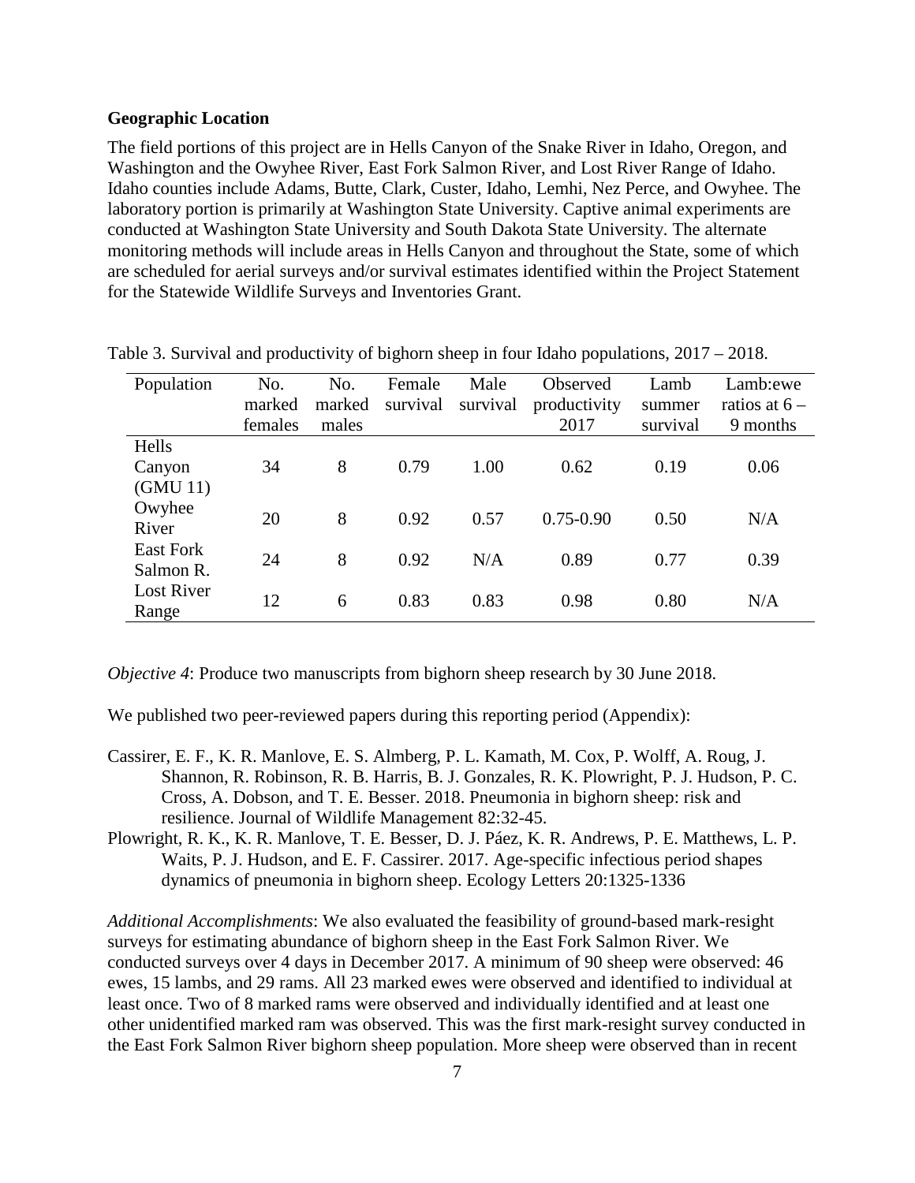**Geographic Location**

The field portions of this project are in Hells Canyon of the Snake River in Idaho, Oregon, and Washington and the Owyhee River, East Fork Salmon River, and Lost River Range of Idaho. Idaho counties include Adams, Butte, Clark, Custer, Idaho, Lemhi, Nez Perce, and Owyhee. The laboratory portion is primarily at Washington State University. Captive animal experiments are conducted at Washington State University and South Dakota State University. The alternate monitoring methods will include areas in Hells Canyon and throughout the State, some of which are scheduled for aerial surveys and/or survival estimates identified within the Project Statement for the Statewide Wildlife Surveys and Inventories Grant.

Table 3. Survival and productivity of bighorn sheep in four Idaho populations, 2017 – 2018.

| Population | No. marked females | No. marked males | Female survival | Male survival | Observed productivity 2017 | Lamb summer survival | Lamb:ewe ratios at 6 – 9 months |
|---|---|---|---|---|---|---|---|
| Hells Canyon (GMU 11) | 34 | 8 | 0.79 | 1.00 | 0.62 | 0.19 | 0.06 |
| Owyhee River | 20 | 8 | 0.92 | 0.57 | 0.75-0.90 | 0.50 | N/A |
| East Fork Salmon R. | 24 | 8 | 0.92 | N/A | 0.89 | 0.77 | 0.39 |
| Lost River Range | 12 | 6 | 0.83 | 0.83 | 0.98 | 0.80 | N/A |

*Objective 4*: Produce two manuscripts from bighorn sheep research by 30 June 2018.

We published two peer-reviewed papers during this reporting period (Appendix):

Cassirer, E. F., K. R. Manlove, E. S. Almberg, P. L. Kamath, M. Cox, P. Wolff, A. Roug, J. Shannon, R. Robinson, R. B. Harris, B. J. Gonzales, R. K. Plowright, P. J. Hudson, P. C. Cross, A. Dobson, and T. E. Besser. 2018. Pneumonia in bighorn sheep: risk and resilience. Journal of Wildlife Management 82:32-45.

Plowright, R. K., K. R. Manlove, T. E. Besser, D. J. Páez, K. R. Andrews, P. E. Matthews, L. P. Waits, P. J. Hudson, and E. F. Cassirer. 2017. Age-specific infectious period shapes dynamics of pneumonia in bighorn sheep. Ecology Letters 20:1325-1336

*Additional Accomplishments*: We also evaluated the feasibility of ground-based mark-resight surveys for estimating abundance of bighorn sheep in the East Fork Salmon River. We conducted surveys over 4 days in December 2017. A minimum of 90 sheep were observed: 46 ewes, 15 lambs, and 29 rams. All 23 marked ewes were observed and identified to individual at least once. Two of 8 marked rams were observed and individually identified and at least one other unidentified marked ram was observed. This was the first mark-resight survey conducted in the East Fork Salmon River bighorn sheep population. More sheep were observed than in recent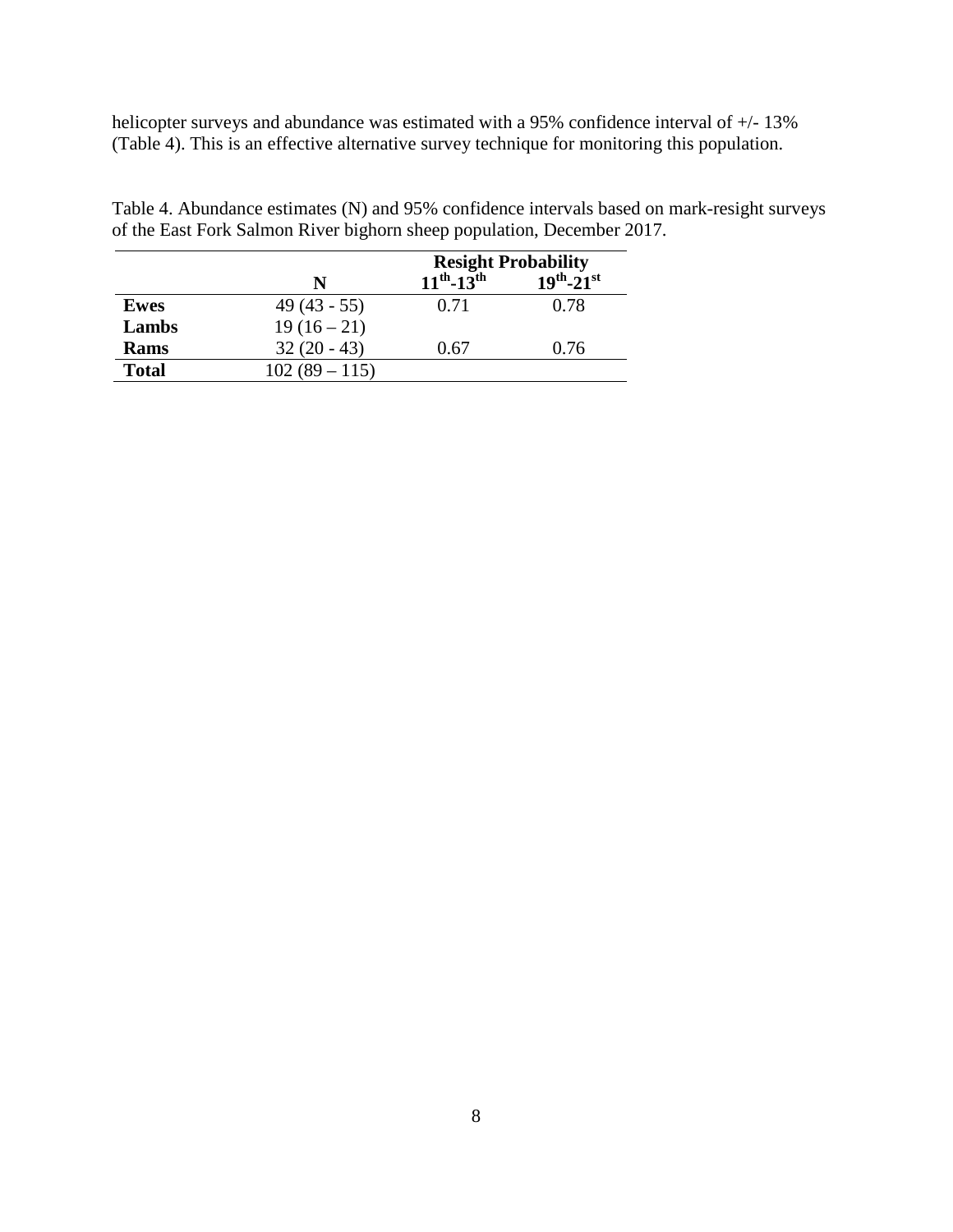helicopter surveys and abundance was estimated with a 95% confidence interval of +/- 13% (Table 4). This is an effective alternative survey technique for monitoring this population.

Table 4. Abundance estimates (N) and 95% confidence intervals based on mark-resight surveys of the East Fork Salmon River bighorn sheep population, December 2017.

| | | **Resight Probability** | |
|---|---|---|---|
| | **N** | **11th-13th** | **19th-21st** |
| **Ewes** | 49 (43 - 55) | 0.71 | 0.78 |
| **Lambs** | 19 (16 – 21) | | |
| **Rams** | 32 (20 - 43) | 0.67 | 0.76 |
| **Total** | 102 (89 – 115) | | |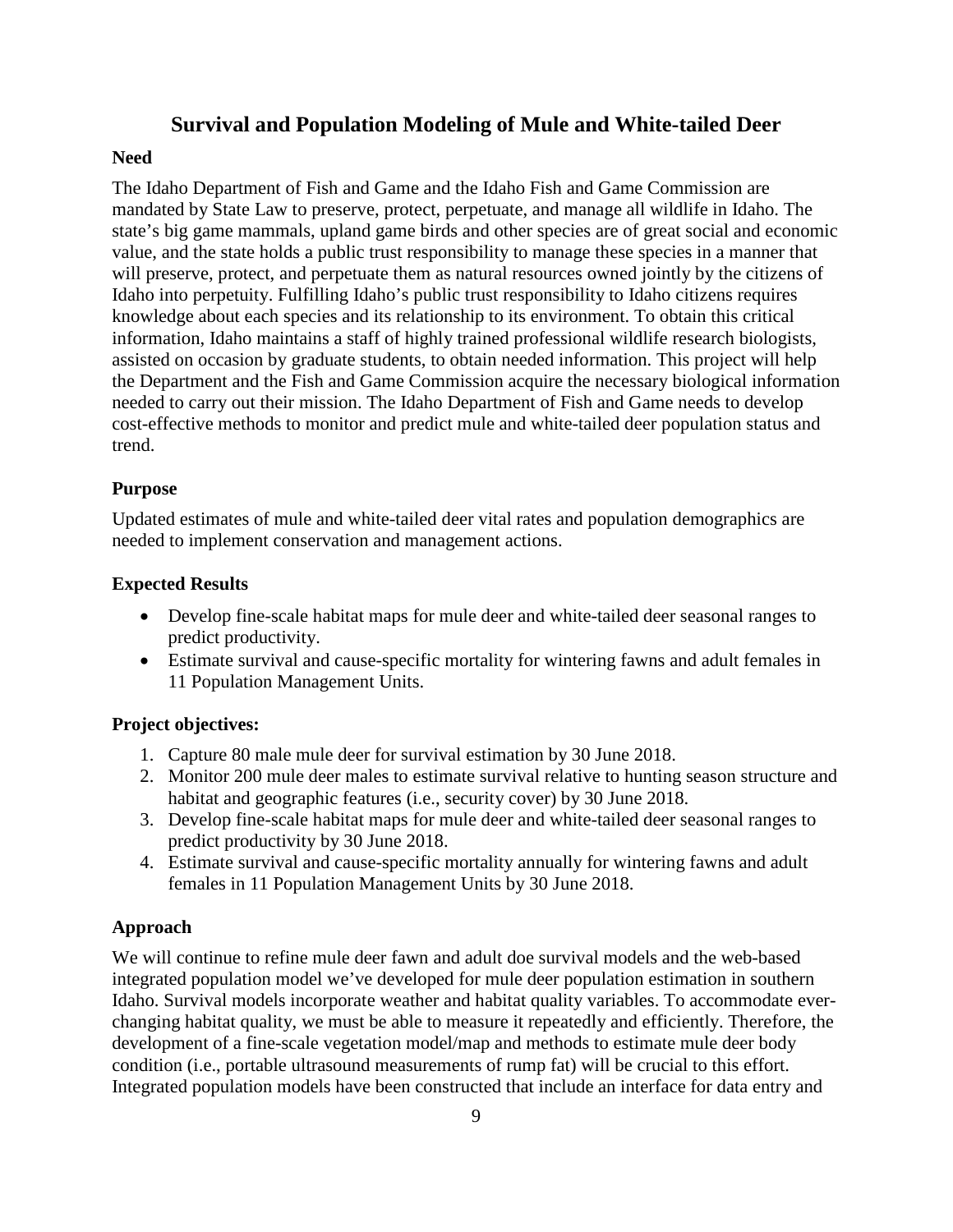# Survival and Population Modeling of Mule and White-tailed Deer

## Need

The Idaho Department of Fish and Game and the Idaho Fish and Game Commission are mandated by State Law to preserve, protect, perpetuate, and manage all wildlife in Idaho. The state's big game mammals, upland game birds and other species are of great social and economic value, and the state holds a public trust responsibility to manage these species in a manner that will preserve, protect, and perpetuate them as natural resources owned jointly by the citizens of Idaho into perpetuity. Fulfilling Idaho's public trust responsibility to Idaho citizens requires knowledge about each species and its relationship to its environment. To obtain this critical information, Idaho maintains a staff of highly trained professional wildlife research biologists, assisted on occasion by graduate students, to obtain needed information. This project will help the Department and the Fish and Game Commission acquire the necessary biological information needed to carry out their mission. The Idaho Department of Fish and Game needs to develop cost-effective methods to monitor and predict mule and white-tailed deer population status and trend.

## Purpose

Updated estimates of mule and white-tailed deer vital rates and population demographics are needed to implement conservation and management actions.

## Expected Results

- Develop fine-scale habitat maps for mule deer and white-tailed deer seasonal ranges to predict productivity.
- Estimate survival and cause-specific mortality for wintering fawns and adult females in 11 Population Management Units.

## Project objectives:

1. Capture 80 male mule deer for survival estimation by 30 June 2018.
2. Monitor 200 mule deer males to estimate survival relative to hunting season structure and habitat and geographic features (i.e., security cover) by 30 June 2018.
3. Develop fine-scale habitat maps for mule deer and white-tailed deer seasonal ranges to predict productivity by 30 June 2018.
4. Estimate survival and cause-specific mortality annually for wintering fawns and adult females in 11 Population Management Units by 30 June 2018.

## Approach

We will continue to refine mule deer fawn and adult doe survival models and the web-based integrated population model we've developed for mule deer population estimation in southern Idaho. Survival models incorporate weather and habitat quality variables. To accommodate ever-changing habitat quality, we must be able to measure it repeatedly and efficiently. Therefore, the development of a fine-scale vegetation model/map and methods to estimate mule deer body condition (i.e., portable ultrasound measurements of rump fat) will be crucial to this effort. Integrated population models have been constructed that include an interface for data entry and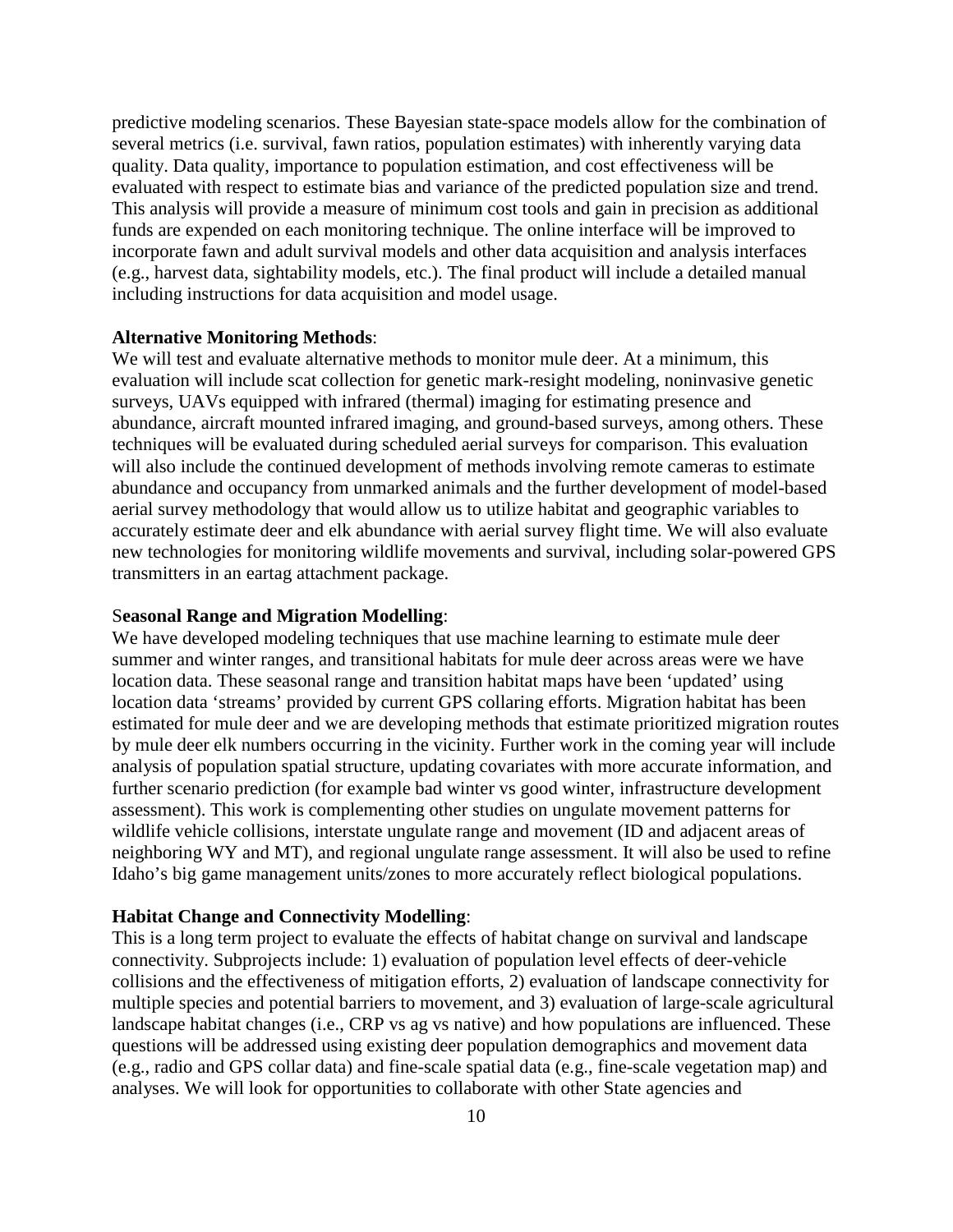predictive modeling scenarios. These Bayesian state-space models allow for the combination of several metrics (i.e. survival, fawn ratios, population estimates) with inherently varying data quality. Data quality, importance to population estimation, and cost effectiveness will be evaluated with respect to estimate bias and variance of the predicted population size and trend. This analysis will provide a measure of minimum cost tools and gain in precision as additional funds are expended on each monitoring technique. The online interface will be improved to incorporate fawn and adult survival models and other data acquisition and analysis interfaces (e.g., harvest data, sightability models, etc.). The final product will include a detailed manual including instructions for data acquisition and model usage.

**Alternative Monitoring Methods**:
We will test and evaluate alternative methods to monitor mule deer. At a minimum, this evaluation will include scat collection for genetic mark-resight modeling, noninvasive genetic surveys, UAVs equipped with infrared (thermal) imaging for estimating presence and abundance, aircraft mounted infrared imaging, and ground-based surveys, among others. These techniques will be evaluated during scheduled aerial surveys for comparison. This evaluation will also include the continued development of methods involving remote cameras to estimate abundance and occupancy from unmarked animals and the further development of model-based aerial survey methodology that would allow us to utilize habitat and geographic variables to accurately estimate deer and elk abundance with aerial survey flight time. We will also evaluate new technologies for monitoring wildlife movements and survival, including solar-powered GPS transmitters in an eartag attachment package.

S**easonal Range and Migration Modelling**:
We have developed modeling techniques that use machine learning to estimate mule deer summer and winter ranges, and transitional habitats for mule deer across areas were we have location data. These seasonal range and transition habitat maps have been 'updated' using location data 'streams' provided by current GPS collaring efforts. Migration habitat has been estimated for mule deer and we are developing methods that estimate prioritized migration routes by mule deer elk numbers occurring in the vicinity. Further work in the coming year will include analysis of population spatial structure, updating covariates with more accurate information, and further scenario prediction (for example bad winter vs good winter, infrastructure development assessment). This work is complementing other studies on ungulate movement patterns for wildlife vehicle collisions, interstate ungulate range and movement (ID and adjacent areas of neighboring WY and MT), and regional ungulate range assessment. It will also be used to refine Idaho's big game management units/zones to more accurately reflect biological populations.

**Habitat Change and Connectivity Modelling**:
This is a long term project to evaluate the effects of habitat change on survival and landscape connectivity. Subprojects include: 1) evaluation of population level effects of deer-vehicle collisions and the effectiveness of mitigation efforts, 2) evaluation of landscape connectivity for multiple species and potential barriers to movement, and 3) evaluation of large-scale agricultural landscape habitat changes (i.e., CRP vs ag vs native) and how populations are influenced. These questions will be addressed using existing deer population demographics and movement data (e.g., radio and GPS collar data) and fine-scale spatial data (e.g., fine-scale vegetation map) and analyses. We will look for opportunities to collaborate with other State agencies and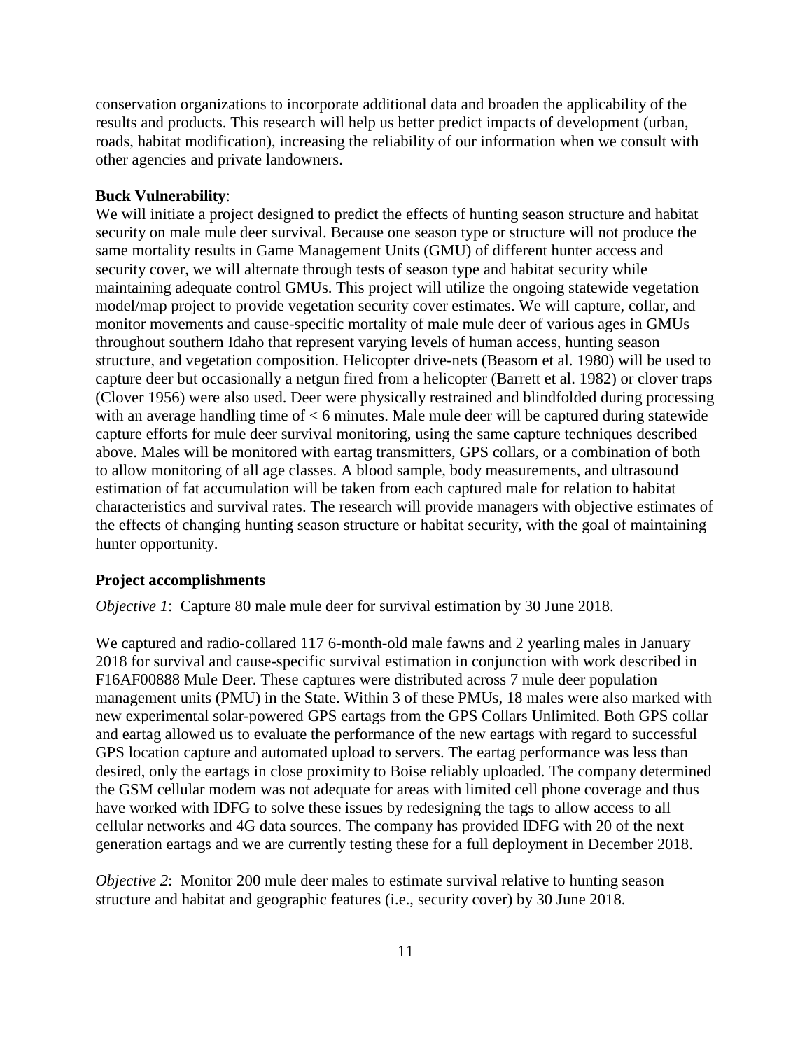conservation organizations to incorporate additional data and broaden the applicability of the results and products. This research will help us better predict impacts of development (urban, roads, habitat modification), increasing the reliability of our information when we consult with other agencies and private landowners.

**Buck Vulnerability**:

We will initiate a project designed to predict the effects of hunting season structure and habitat security on male mule deer survival. Because one season type or structure will not produce the same mortality results in Game Management Units (GMU) of different hunter access and security cover, we will alternate through tests of season type and habitat security while maintaining adequate control GMUs. This project will utilize the ongoing statewide vegetation model/map project to provide vegetation security cover estimates. We will capture, collar, and monitor movements and cause-specific mortality of male mule deer of various ages in GMUs throughout southern Idaho that represent varying levels of human access, hunting season structure, and vegetation composition. Helicopter drive-nets (Beasom et al. 1980) will be used to capture deer but occasionally a netgun fired from a helicopter (Barrett et al. 1982) or clover traps (Clover 1956) were also used. Deer were physically restrained and blindfolded during processing with an average handling time of < 6 minutes. Male mule deer will be captured during statewide capture efforts for mule deer survival monitoring, using the same capture techniques described above. Males will be monitored with eartag transmitters, GPS collars, or a combination of both to allow monitoring of all age classes. A blood sample, body measurements, and ultrasound estimation of fat accumulation will be taken from each captured male for relation to habitat characteristics and survival rates. The research will provide managers with objective estimates of the effects of changing hunting season structure or habitat security, with the goal of maintaining hunter opportunity.

**Project accomplishments**

*Objective 1*: Capture 80 male mule deer for survival estimation by 30 June 2018.

We captured and radio-collared 117 6-month-old male fawns and 2 yearling males in January 2018 for survival and cause-specific survival estimation in conjunction with work described in F16AF00888 Mule Deer. These captures were distributed across 7 mule deer population management units (PMU) in the State. Within 3 of these PMUs, 18 males were also marked with new experimental solar-powered GPS eartags from the GPS Collars Unlimited. Both GPS collar and eartag allowed us to evaluate the performance of the new eartags with regard to successful GPS location capture and automated upload to servers. The eartag performance was less than desired, only the eartags in close proximity to Boise reliably uploaded. The company determined the GSM cellular modem was not adequate for areas with limited cell phone coverage and thus have worked with IDFG to solve these issues by redesigning the tags to allow access to all cellular networks and 4G data sources. The company has provided IDFG with 20 of the next generation eartags and we are currently testing these for a full deployment in December 2018.

*Objective 2*: Monitor 200 mule deer males to estimate survival relative to hunting season structure and habitat and geographic features (i.e., security cover) by 30 June 2018.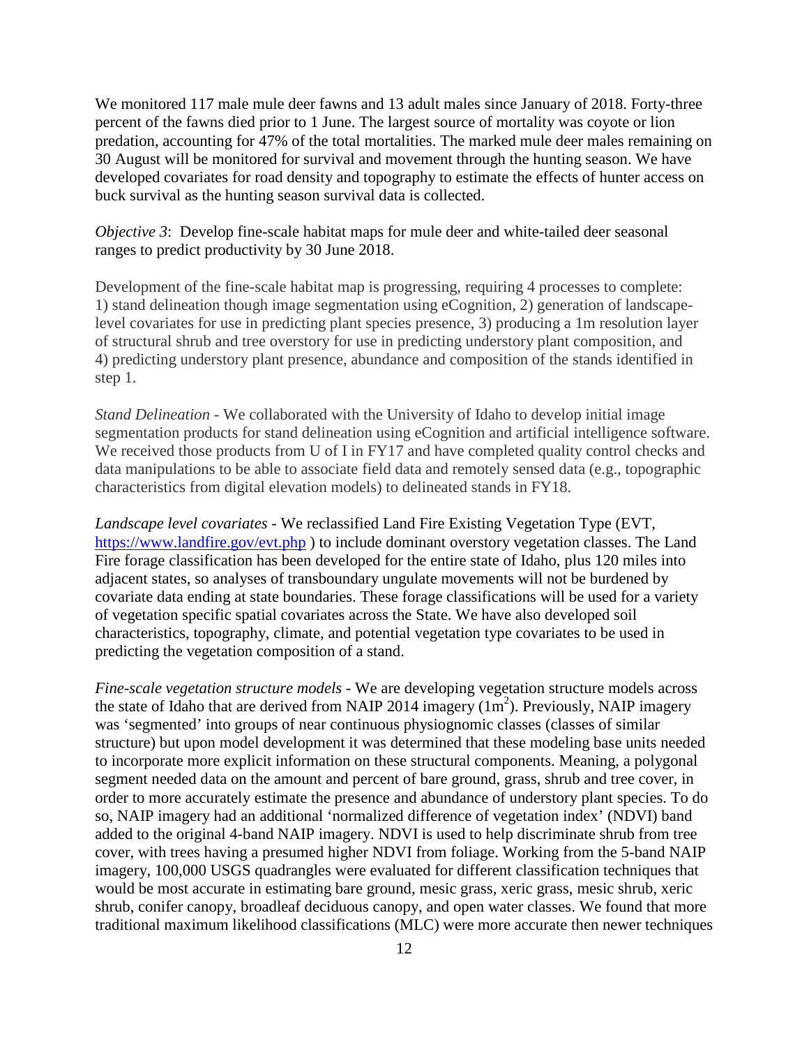We monitored 117 male mule deer fawns and 13 adult males since January of 2018. Forty-three percent of the fawns died prior to 1 June. The largest source of mortality was coyote or lion predation, accounting for 47% of the total mortalities. The marked mule deer males remaining on 30 August will be monitored for survival and movement through the hunting season. We have developed covariates for road density and topography to estimate the effects of hunter access on buck survival as the hunting season survival data is collected.

*Objective 3*: Develop fine-scale habitat maps for mule deer and white-tailed deer seasonal ranges to predict productivity by 30 June 2018.

Development of the fine-scale habitat map is progressing, requiring 4 processes to complete: 1) stand delineation though image segmentation using eCognition, 2) generation of landscape-level covariates for use in predicting plant species presence, 3) producing a 1m resolution layer of structural shrub and tree overstory for use in predicting understory plant composition, and 4) predicting understory plant presence, abundance and composition of the stands identified in step 1.

*Stand Delineation* - We collaborated with the University of Idaho to develop initial image segmentation products for stand delineation using eCognition and artificial intelligence software. We received those products from U of I in FY17 and have completed quality control checks and data manipulations to be able to associate field data and remotely sensed data (e.g., topographic characteristics from digital elevation models) to delineated stands in FY18.

*Landscape level covariates* - We reclassified Land Fire Existing Vegetation Type (EVT, https://www.landfire.gov/evt.php ) to include dominant overstory vegetation classes. The Land Fire forage classification has been developed for the entire state of Idaho, plus 120 miles into adjacent states, so analyses of transboundary ungulate movements will not be burdened by covariate data ending at state boundaries. These forage classifications will be used for a variety of vegetation specific spatial covariates across the State. We have also developed soil characteristics, topography, climate, and potential vegetation type covariates to be used in predicting the vegetation composition of a stand.

*Fine-scale vegetation structure models* - We are developing vegetation structure models across the state of Idaho that are derived from NAIP 2014 imagery ($1m^2$). Previously, NAIP imagery was 'segmented' into groups of near continuous physiognomic classes (classes of similar structure) but upon model development it was determined that these modeling base units needed to incorporate more explicit information on these structural components. Meaning, a polygonal segment needed data on the amount and percent of bare ground, grass, shrub and tree cover, in order to more accurately estimate the presence and abundance of understory plant species. To do so, NAIP imagery had an additional 'normalized difference of vegetation index' (NDVI) band added to the original 4-band NAIP imagery. NDVI is used to help discriminate shrub from tree cover, with trees having a presumed higher NDVI from foliage. Working from the 5-band NAIP imagery, 100,000 USGS quadrangles were evaluated for different classification techniques that would be most accurate in estimating bare ground, mesic grass, xeric grass, mesic shrub, xeric shrub, conifer canopy, broadleaf deciduous canopy, and open water classes. We found that more traditional maximum likelihood classifications (MLC) were more accurate then newer techniques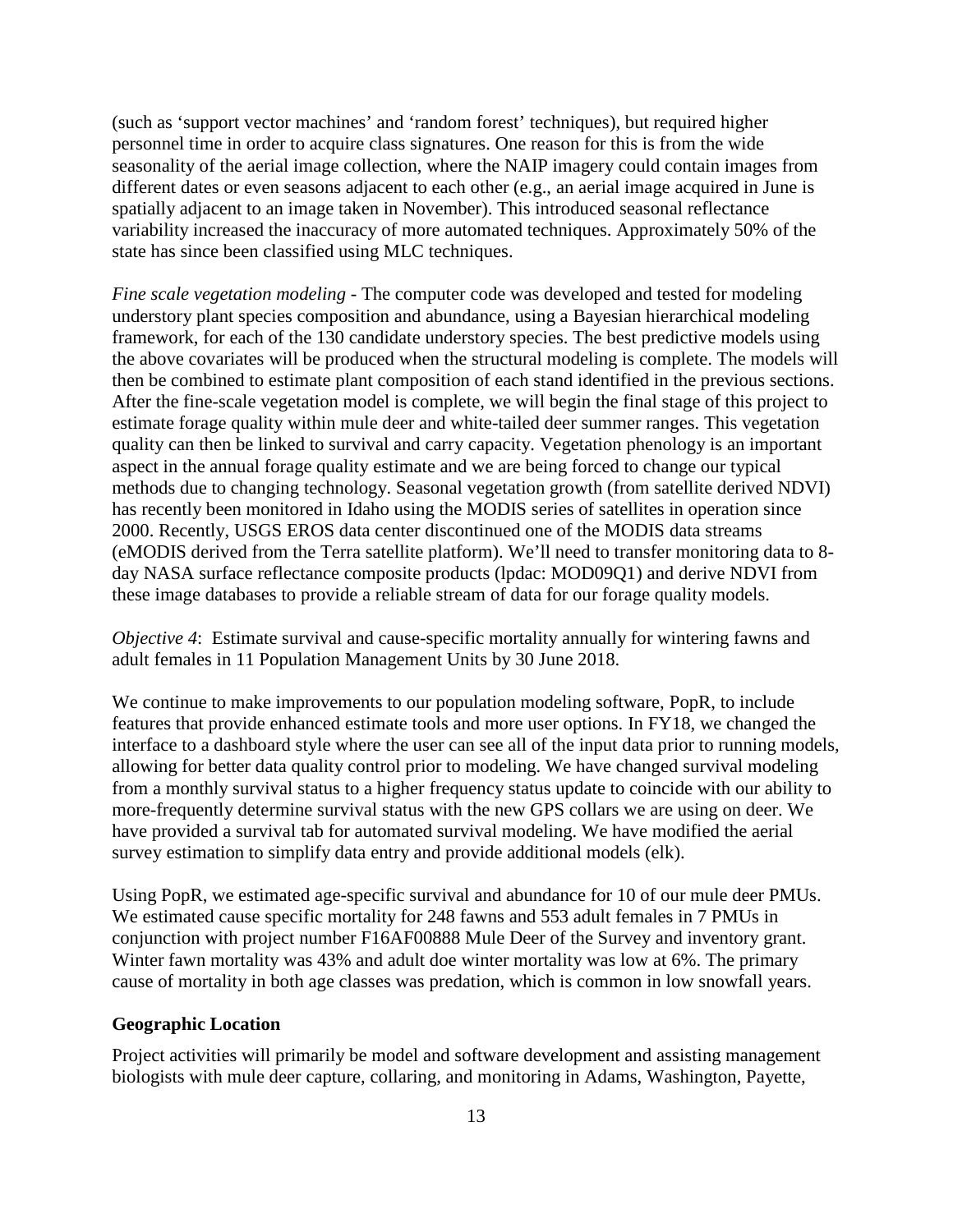(such as 'support vector machines' and 'random forest' techniques), but required higher personnel time in order to acquire class signatures. One reason for this is from the wide seasonality of the aerial image collection, where the NAIP imagery could contain images from different dates or even seasons adjacent to each other (e.g., an aerial image acquired in June is spatially adjacent to an image taken in November). This introduced seasonal reflectance variability increased the inaccuracy of more automated techniques. Approximately 50% of the state has since been classified using MLC techniques.

*Fine scale vegetation modeling* - The computer code was developed and tested for modeling understory plant species composition and abundance, using a Bayesian hierarchical modeling framework, for each of the 130 candidate understory species. The best predictive models using the above covariates will be produced when the structural modeling is complete. The models will then be combined to estimate plant composition of each stand identified in the previous sections. After the fine-scale vegetation model is complete, we will begin the final stage of this project to estimate forage quality within mule deer and white-tailed deer summer ranges. This vegetation quality can then be linked to survival and carry capacity. Vegetation phenology is an important aspect in the annual forage quality estimate and we are being forced to change our typical methods due to changing technology. Seasonal vegetation growth (from satellite derived NDVI) has recently been monitored in Idaho using the MODIS series of satellites in operation since 2000. Recently, USGS EROS data center discontinued one of the MODIS data streams (eMODIS derived from the Terra satellite platform). We'll need to transfer monitoring data to 8-day NASA surface reflectance composite products (lpdac: MOD09Q1) and derive NDVI from these image databases to provide a reliable stream of data for our forage quality models.

*Objective 4*: Estimate survival and cause-specific mortality annually for wintering fawns and adult females in 11 Population Management Units by 30 June 2018.

We continue to make improvements to our population modeling software, PopR, to include features that provide enhanced estimate tools and more user options. In FY18, we changed the interface to a dashboard style where the user can see all of the input data prior to running models, allowing for better data quality control prior to modeling. We have changed survival modeling from a monthly survival status to a higher frequency status update to coincide with our ability to more-frequently determine survival status with the new GPS collars we are using on deer. We have provided a survival tab for automated survival modeling. We have modified the aerial survey estimation to simplify data entry and provide additional models (elk).

Using PopR, we estimated age-specific survival and abundance for 10 of our mule deer PMUs. We estimated cause specific mortality for 248 fawns and 553 adult females in 7 PMUs in conjunction with project number F16AF00888 Mule Deer of the Survey and inventory grant. Winter fawn mortality was 43% and adult doe winter mortality was low at 6%. The primary cause of mortality in both age classes was predation, which is common in low snowfall years.

**Geographic Location**

Project activities will primarily be model and software development and assisting management biologists with mule deer capture, collaring, and monitoring in Adams, Washington, Payette,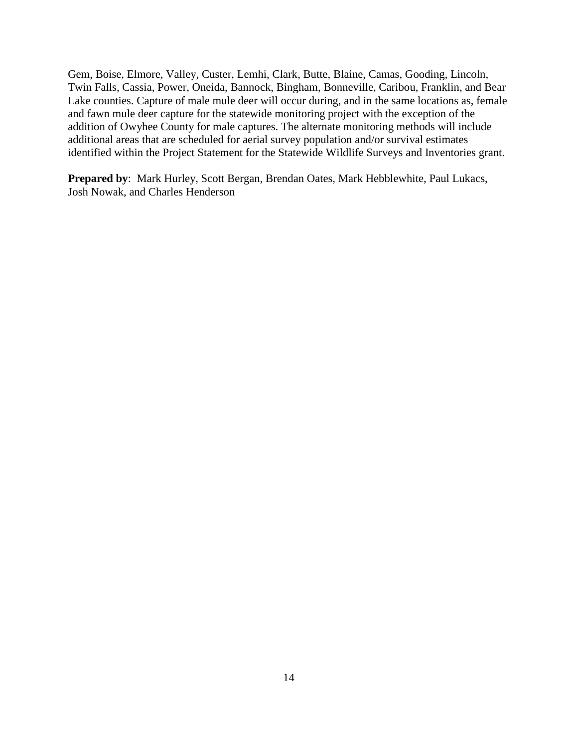Gem, Boise, Elmore, Valley, Custer, Lemhi, Clark, Butte, Blaine, Camas, Gooding, Lincoln, Twin Falls, Cassia, Power, Oneida, Bannock, Bingham, Bonneville, Caribou, Franklin, and Bear Lake counties. Capture of male mule deer will occur during, and in the same locations as, female and fawn mule deer capture for the statewide monitoring project with the exception of the addition of Owyhee County for male captures. The alternate monitoring methods will include additional areas that are scheduled for aerial survey population and/or survival estimates identified within the Project Statement for the Statewide Wildlife Surveys and Inventories grant.

**Prepared by**: Mark Hurley, Scott Bergan, Brendan Oates, Mark Hebblewhite, Paul Lukacs, Josh Nowak, and Charles Henderson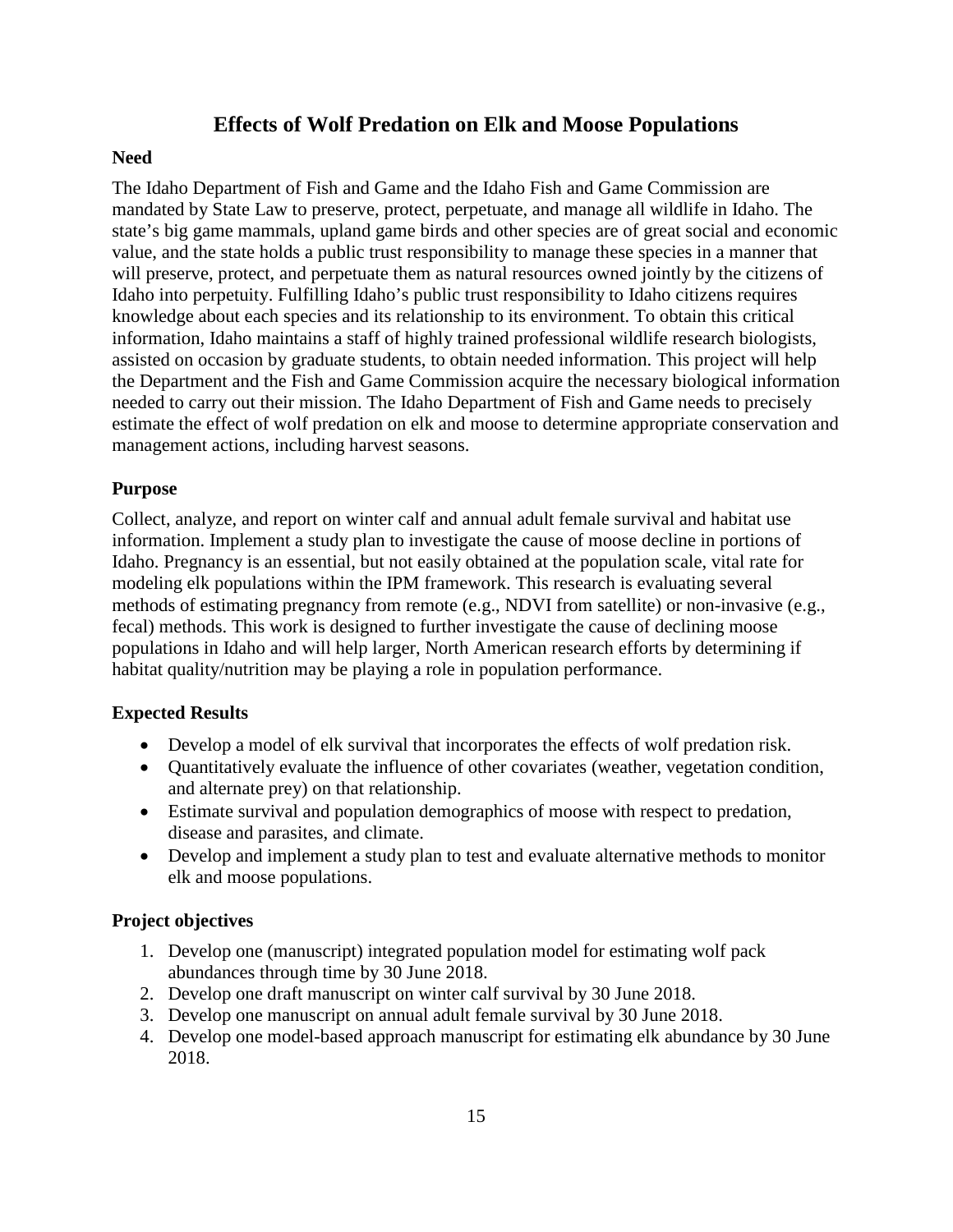## Effects of Wolf Predation on Elk and Moose Populations

### Need

The Idaho Department of Fish and Game and the Idaho Fish and Game Commission are mandated by State Law to preserve, protect, perpetuate, and manage all wildlife in Idaho. The state's big game mammals, upland game birds and other species are of great social and economic value, and the state holds a public trust responsibility to manage these species in a manner that will preserve, protect, and perpetuate them as natural resources owned jointly by the citizens of Idaho into perpetuity. Fulfilling Idaho's public trust responsibility to Idaho citizens requires knowledge about each species and its relationship to its environment. To obtain this critical information, Idaho maintains a staff of highly trained professional wildlife research biologists, assisted on occasion by graduate students, to obtain needed information. This project will help the Department and the Fish and Game Commission acquire the necessary biological information needed to carry out their mission. The Idaho Department of Fish and Game needs to precisely estimate the effect of wolf predation on elk and moose to determine appropriate conservation and management actions, including harvest seasons.

### Purpose

Collect, analyze, and report on winter calf and annual adult female survival and habitat use information. Implement a study plan to investigate the cause of moose decline in portions of Idaho. Pregnancy is an essential, but not easily obtained at the population scale, vital rate for modeling elk populations within the IPM framework. This research is evaluating several methods of estimating pregnancy from remote (e.g., NDVI from satellite) or non-invasive (e.g., fecal) methods. This work is designed to further investigate the cause of declining moose populations in Idaho and will help larger, North American research efforts by determining if habitat quality/nutrition may be playing a role in population performance.

### Expected Results

- Develop a model of elk survival that incorporates the effects of wolf predation risk.
- Quantitatively evaluate the influence of other covariates (weather, vegetation condition, and alternate prey) on that relationship.
- Estimate survival and population demographics of moose with respect to predation, disease and parasites, and climate.
- Develop and implement a study plan to test and evaluate alternative methods to monitor elk and moose populations.

### Project objectives

1. Develop one (manuscript) integrated population model for estimating wolf pack abundances through time by 30 June 2018.
2. Develop one draft manuscript on winter calf survival by 30 June 2018.
3. Develop one manuscript on annual adult female survival by 30 June 2018.
4. Develop one model-based approach manuscript for estimating elk abundance by 30 June 2018.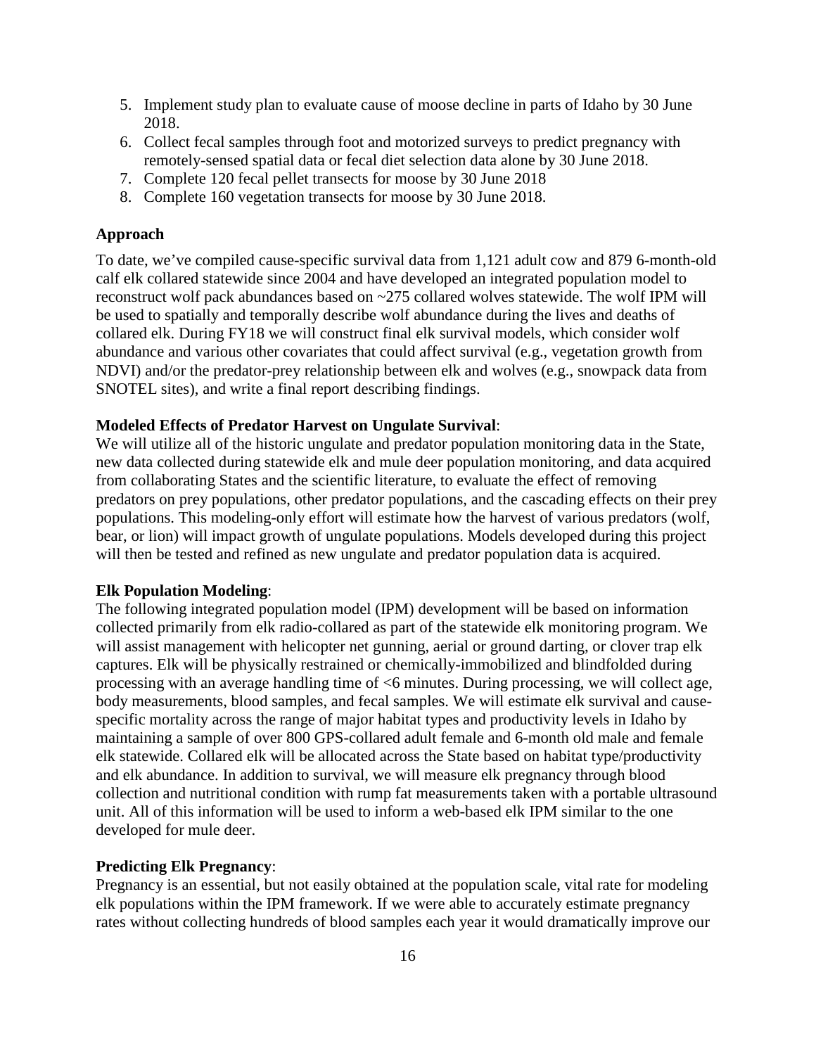5. Implement study plan to evaluate cause of moose decline in parts of Idaho by 30 June 2018.
6. Collect fecal samples through foot and motorized surveys to predict pregnancy with remotely-sensed spatial data or fecal diet selection data alone by 30 June 2018.
7. Complete 120 fecal pellet transects for moose by 30 June 2018
8. Complete 160 vegetation transects for moose by 30 June 2018.

**Approach**

To date, we've compiled cause-specific survival data from 1,121 adult cow and 879 6-month-old calf elk collared statewide since 2004 and have developed an integrated population model to reconstruct wolf pack abundances based on ~275 collared wolves statewide. The wolf IPM will be used to spatially and temporally describe wolf abundance during the lives and deaths of collared elk. During FY18 we will construct final elk survival models, which consider wolf abundance and various other covariates that could affect survival (e.g., vegetation growth from NDVI) and/or the predator-prey relationship between elk and wolves (e.g., snowpack data from SNOTEL sites), and write a final report describing findings.

**Modeled Effects of Predator Harvest on Ungulate Survival**:
We will utilize all of the historic ungulate and predator population monitoring data in the State, new data collected during statewide elk and mule deer population monitoring, and data acquired from collaborating States and the scientific literature, to evaluate the effect of removing predators on prey populations, other predator populations, and the cascading effects on their prey populations. This modeling-only effort will estimate how the harvest of various predators (wolf, bear, or lion) will impact growth of ungulate populations. Models developed during this project will then be tested and refined as new ungulate and predator population data is acquired.

**Elk Population Modeling**:
The following integrated population model (IPM) development will be based on information collected primarily from elk radio-collared as part of the statewide elk monitoring program. We will assist management with helicopter net gunning, aerial or ground darting, or clover trap elk captures. Elk will be physically restrained or chemically-immobilized and blindfolded during processing with an average handling time of <6 minutes. During processing, we will collect age, body measurements, blood samples, and fecal samples. We will estimate elk survival and cause-specific mortality across the range of major habitat types and productivity levels in Idaho by maintaining a sample of over 800 GPS-collared adult female and 6-month old male and female elk statewide. Collared elk will be allocated across the State based on habitat type/productivity and elk abundance. In addition to survival, we will measure elk pregnancy through blood collection and nutritional condition with rump fat measurements taken with a portable ultrasound unit. All of this information will be used to inform a web-based elk IPM similar to the one developed for mule deer.

**Predicting Elk Pregnancy**:
Pregnancy is an essential, but not easily obtained at the population scale, vital rate for modeling elk populations within the IPM framework. If we were able to accurately estimate pregnancy rates without collecting hundreds of blood samples each year it would dramatically improve our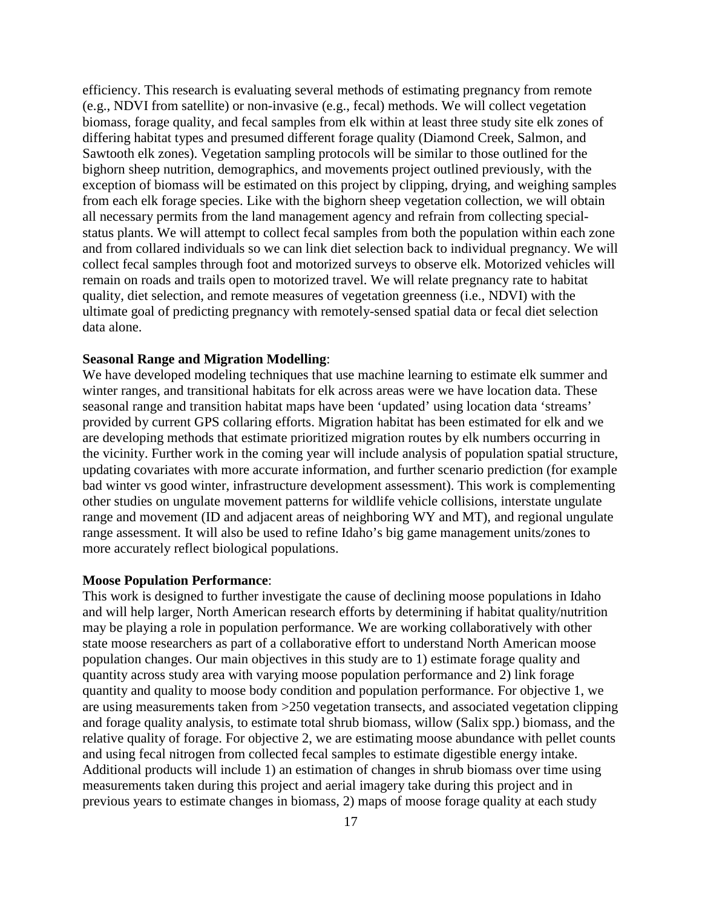efficiency. This research is evaluating several methods of estimating pregnancy from remote (e.g., NDVI from satellite) or non-invasive (e.g., fecal) methods. We will collect vegetation biomass, forage quality, and fecal samples from elk within at least three study site elk zones of differing habitat types and presumed different forage quality (Diamond Creek, Salmon, and Sawtooth elk zones). Vegetation sampling protocols will be similar to those outlined for the bighorn sheep nutrition, demographics, and movements project outlined previously, with the exception of biomass will be estimated on this project by clipping, drying, and weighing samples from each elk forage species. Like with the bighorn sheep vegetation collection, we will obtain all necessary permits from the land management agency and refrain from collecting special-status plants. We will attempt to collect fecal samples from both the population within each zone and from collared individuals so we can link diet selection back to individual pregnancy. We will collect fecal samples through foot and motorized surveys to observe elk. Motorized vehicles will remain on roads and trails open to motorized travel. We will relate pregnancy rate to habitat quality, diet selection, and remote measures of vegetation greenness (i.e., NDVI) with the ultimate goal of predicting pregnancy with remotely-sensed spatial data or fecal diet selection data alone.

**Seasonal Range and Migration Modelling**:
We have developed modeling techniques that use machine learning to estimate elk summer and winter ranges, and transitional habitats for elk across areas were we have location data. These seasonal range and transition habitat maps have been 'updated' using location data 'streams' provided by current GPS collaring efforts. Migration habitat has been estimated for elk and we are developing methods that estimate prioritized migration routes by elk numbers occurring in the vicinity. Further work in the coming year will include analysis of population spatial structure, updating covariates with more accurate information, and further scenario prediction (for example bad winter vs good winter, infrastructure development assessment). This work is complementing other studies on ungulate movement patterns for wildlife vehicle collisions, interstate ungulate range and movement (ID and adjacent areas of neighboring WY and MT), and regional ungulate range assessment. It will also be used to refine Idaho's big game management units/zones to more accurately reflect biological populations.

**Moose Population Performance**:
This work is designed to further investigate the cause of declining moose populations in Idaho and will help larger, North American research efforts by determining if habitat quality/nutrition may be playing a role in population performance. We are working collaboratively with other state moose researchers as part of a collaborative effort to understand North American moose population changes. Our main objectives in this study are to 1) estimate forage quality and quantity across study area with varying moose population performance and 2) link forage quantity and quality to moose body condition and population performance. For objective 1, we are using measurements taken from >250 vegetation transects, and associated vegetation clipping and forage quality analysis, to estimate total shrub biomass, willow (Salix spp.) biomass, and the relative quality of forage. For objective 2, we are estimating moose abundance with pellet counts and using fecal nitrogen from collected fecal samples to estimate digestible energy intake. Additional products will include 1) an estimation of changes in shrub biomass over time using measurements taken during this project and aerial imagery take during this project and in previous years to estimate changes in biomass, 2) maps of moose forage quality at each study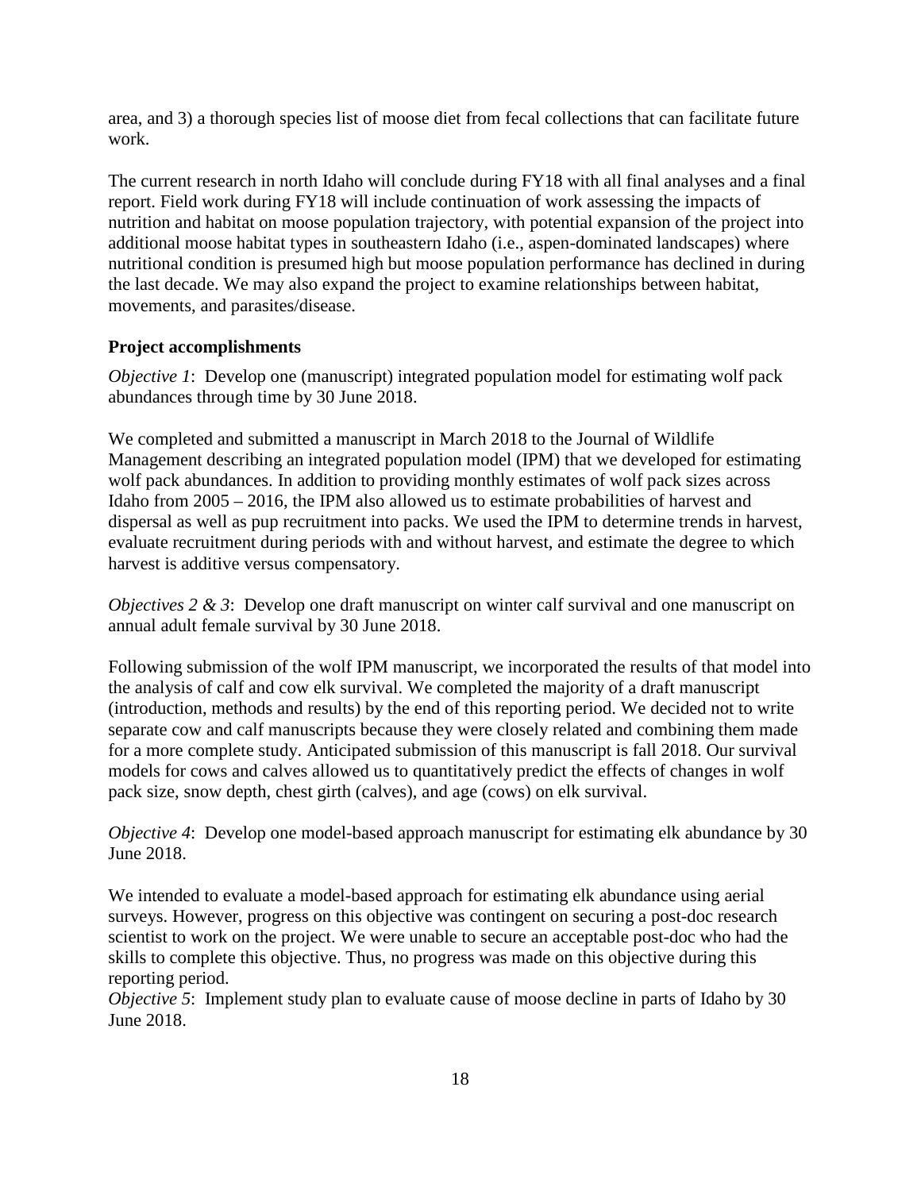area, and 3) a thorough species list of moose diet from fecal collections that can facilitate future work.

The current research in north Idaho will conclude during FY18 with all final analyses and a final report. Field work during FY18 will include continuation of work assessing the impacts of nutrition and habitat on moose population trajectory, with potential expansion of the project into additional moose habitat types in southeastern Idaho (i.e., aspen-dominated landscapes) where nutritional condition is presumed high but moose population performance has declined in during the last decade. We may also expand the project to examine relationships between habitat, movements, and parasites/disease.

**Project accomplishments**

*Objective 1*: Develop one (manuscript) integrated population model for estimating wolf pack abundances through time by 30 June 2018.

We completed and submitted a manuscript in March 2018 to the Journal of Wildlife Management describing an integrated population model (IPM) that we developed for estimating wolf pack abundances. In addition to providing monthly estimates of wolf pack sizes across Idaho from 2005 – 2016, the IPM also allowed us to estimate probabilities of harvest and dispersal as well as pup recruitment into packs. We used the IPM to determine trends in harvest, evaluate recruitment during periods with and without harvest, and estimate the degree to which harvest is additive versus compensatory.

*Objectives 2 & 3*: Develop one draft manuscript on winter calf survival and one manuscript on annual adult female survival by 30 June 2018.

Following submission of the wolf IPM manuscript, we incorporated the results of that model into the analysis of calf and cow elk survival. We completed the majority of a draft manuscript (introduction, methods and results) by the end of this reporting period. We decided not to write separate cow and calf manuscripts because they were closely related and combining them made for a more complete study. Anticipated submission of this manuscript is fall 2018. Our survival models for cows and calves allowed us to quantitatively predict the effects of changes in wolf pack size, snow depth, chest girth (calves), and age (cows) on elk survival.

*Objective 4*: Develop one model-based approach manuscript for estimating elk abundance by 30 June 2018.

We intended to evaluate a model-based approach for estimating elk abundance using aerial surveys. However, progress on this objective was contingent on securing a post-doc research scientist to work on the project. We were unable to secure an acceptable post-doc who had the skills to complete this objective. Thus, no progress was made on this objective during this reporting period.

*Objective 5*: Implement study plan to evaluate cause of moose decline in parts of Idaho by 30 June 2018.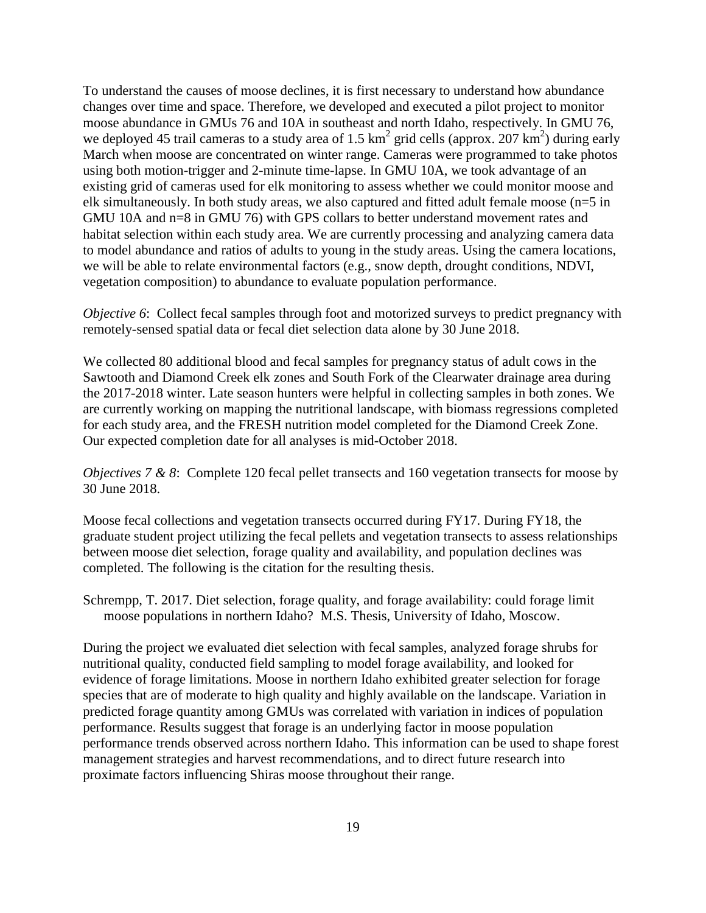To understand the causes of moose declines, it is first necessary to understand how abundance changes over time and space. Therefore, we developed and executed a pilot project to monitor moose abundance in GMUs 76 and 10A in southeast and north Idaho, respectively. In GMU 76, we deployed 45 trail cameras to a study area of 1.5 $km^2$ grid cells (approx. 207 $km^2$) during early March when moose are concentrated on winter range. Cameras were programmed to take photos using both motion-trigger and 2-minute time-lapse. In GMU 10A, we took advantage of an existing grid of cameras used for elk monitoring to assess whether we could monitor moose and elk simultaneously. In both study areas, we also captured and fitted adult female moose (n=5 in GMU 10A and n=8 in GMU 76) with GPS collars to better understand movement rates and habitat selection within each study area. We are currently processing and analyzing camera data to model abundance and ratios of adults to young in the study areas. Using the camera locations, we will be able to relate environmental factors (e.g., snow depth, drought conditions, NDVI, vegetation composition) to abundance to evaluate population performance.

*Objective 6*: Collect fecal samples through foot and motorized surveys to predict pregnancy with remotely-sensed spatial data or fecal diet selection data alone by 30 June 2018.

We collected 80 additional blood and fecal samples for pregnancy status of adult cows in the Sawtooth and Diamond Creek elk zones and South Fork of the Clearwater drainage area during the 2017-2018 winter. Late season hunters were helpful in collecting samples in both zones. We are currently working on mapping the nutritional landscape, with biomass regressions completed for each study area, and the FRESH nutrition model completed for the Diamond Creek Zone. Our expected completion date for all analyses is mid-October 2018.

*Objectives 7 & 8*: Complete 120 fecal pellet transects and 160 vegetation transects for moose by 30 June 2018.

Moose fecal collections and vegetation transects occurred during FY17. During FY18, the graduate student project utilizing the fecal pellets and vegetation transects to assess relationships between moose diet selection, forage quality and availability, and population declines was completed. The following is the citation for the resulting thesis.

Schrempp, T. 2017. Diet selection, forage quality, and forage availability: could forage limit moose populations in northern Idaho? M.S. Thesis, University of Idaho, Moscow.

During the project we evaluated diet selection with fecal samples, analyzed forage shrubs for nutritional quality, conducted field sampling to model forage availability, and looked for evidence of forage limitations. Moose in northern Idaho exhibited greater selection for forage species that are of moderate to high quality and highly available on the landscape. Variation in predicted forage quantity among GMUs was correlated with variation in indices of population performance. Results suggest that forage is an underlying factor in moose population performance trends observed across northern Idaho. This information can be used to shape forest management strategies and harvest recommendations, and to direct future research into proximate factors influencing Shiras moose throughout their range.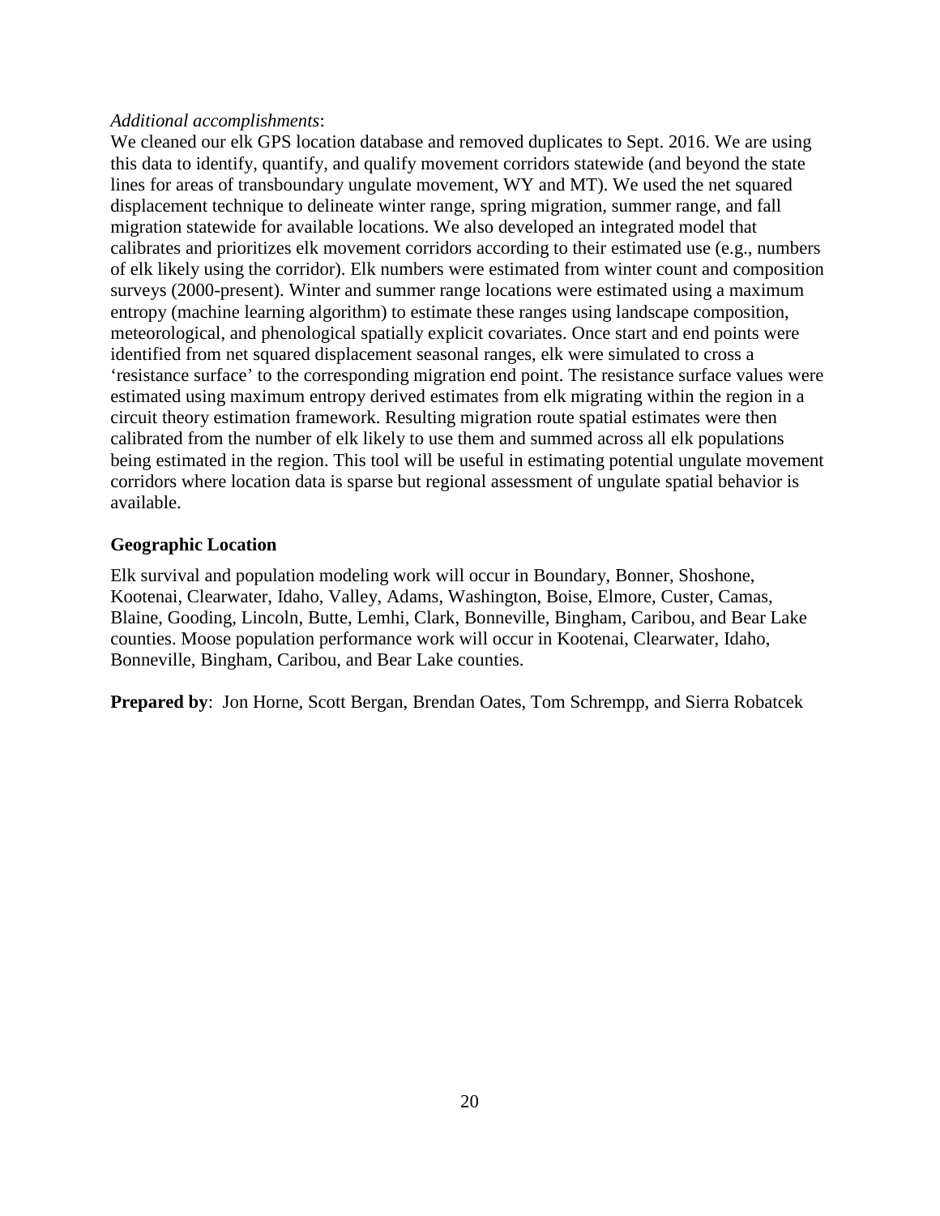*Additional accomplishments*:

We cleaned our elk GPS location database and removed duplicates to Sept. 2016. We are using this data to identify, quantify, and qualify movement corridors statewide (and beyond the state lines for areas of transboundary ungulate movement, WY and MT). We used the net squared displacement technique to delineate winter range, spring migration, summer range, and fall migration statewide for available locations. We also developed an integrated model that calibrates and prioritizes elk movement corridors according to their estimated use (e.g., numbers of elk likely using the corridor). Elk numbers were estimated from winter count and composition surveys (2000-present). Winter and summer range locations were estimated using a maximum entropy (machine learning algorithm) to estimate these ranges using landscape composition, meteorological, and phenological spatially explicit covariates. Once start and end points were identified from net squared displacement seasonal ranges, elk were simulated to cross a 'resistance surface' to the corresponding migration end point. The resistance surface values were estimated using maximum entropy derived estimates from elk migrating within the region in a circuit theory estimation framework. Resulting migration route spatial estimates were then calibrated from the number of elk likely to use them and summed across all elk populations being estimated in the region. This tool will be useful in estimating potential ungulate movement corridors where location data is sparse but regional assessment of ungulate spatial behavior is available.

**Geographic Location**

Elk survival and population modeling work will occur in Boundary, Bonner, Shoshone, Kootenai, Clearwater, Idaho, Valley, Adams, Washington, Boise, Elmore, Custer, Camas, Blaine, Gooding, Lincoln, Butte, Lemhi, Clark, Bonneville, Bingham, Caribou, and Bear Lake counties. Moose population performance work will occur in Kootenai, Clearwater, Idaho, Bonneville, Bingham, Caribou, and Bear Lake counties.

**Prepared by**: Jon Horne, Scott Bergan, Brendan Oates, Tom Schrempp, and Sierra Robatcek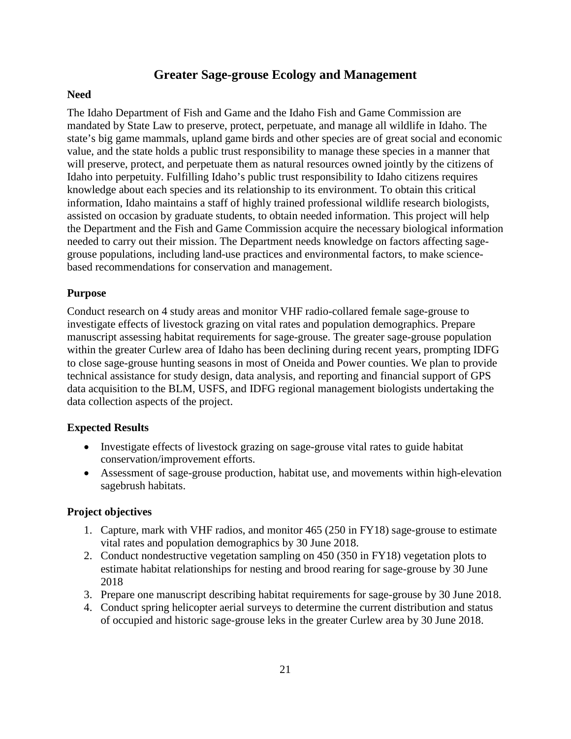# Greater Sage-grouse Ecology and Management

## Need

The Idaho Department of Fish and Game and the Idaho Fish and Game Commission are mandated by State Law to preserve, protect, perpetuate, and manage all wildlife in Idaho. The state's big game mammals, upland game birds and other species are of great social and economic value, and the state holds a public trust responsibility to manage these species in a manner that will preserve, protect, and perpetuate them as natural resources owned jointly by the citizens of Idaho into perpetuity. Fulfilling Idaho's public trust responsibility to Idaho citizens requires knowledge about each species and its relationship to its environment. To obtain this critical information, Idaho maintains a staff of highly trained professional wildlife research biologists, assisted on occasion by graduate students, to obtain needed information. This project will help the Department and the Fish and Game Commission acquire the necessary biological information needed to carry out their mission. The Department needs knowledge on factors affecting sage-grouse populations, including land-use practices and environmental factors, to make science-based recommendations for conservation and management.

## Purpose

Conduct research on 4 study areas and monitor VHF radio-collared female sage-grouse to investigate effects of livestock grazing on vital rates and population demographics. Prepare manuscript assessing habitat requirements for sage-grouse. The greater sage-grouse population within the greater Curlew area of Idaho has been declining during recent years, prompting IDFG to close sage-grouse hunting seasons in most of Oneida and Power counties. We plan to provide technical assistance for study design, data analysis, and reporting and financial support of GPS data acquisition to the BLM, USFS, and IDFG regional management biologists undertaking the data collection aspects of the project.

## Expected Results

- Investigate effects of livestock grazing on sage-grouse vital rates to guide habitat conservation/improvement efforts.
- Assessment of sage-grouse production, habitat use, and movements within high-elevation sagebrush habitats.

## Project objectives

1. Capture, mark with VHF radios, and monitor 465 (250 in FY18) sage-grouse to estimate vital rates and population demographics by 30 June 2018.
2. Conduct nondestructive vegetation sampling on 450 (350 in FY18) vegetation plots to estimate habitat relationships for nesting and brood rearing for sage-grouse by 30 June 2018
3. Prepare one manuscript describing habitat requirements for sage-grouse by 30 June 2018.
4. Conduct spring helicopter aerial surveys to determine the current distribution and status of occupied and historic sage-grouse leks in the greater Curlew area by 30 June 2018.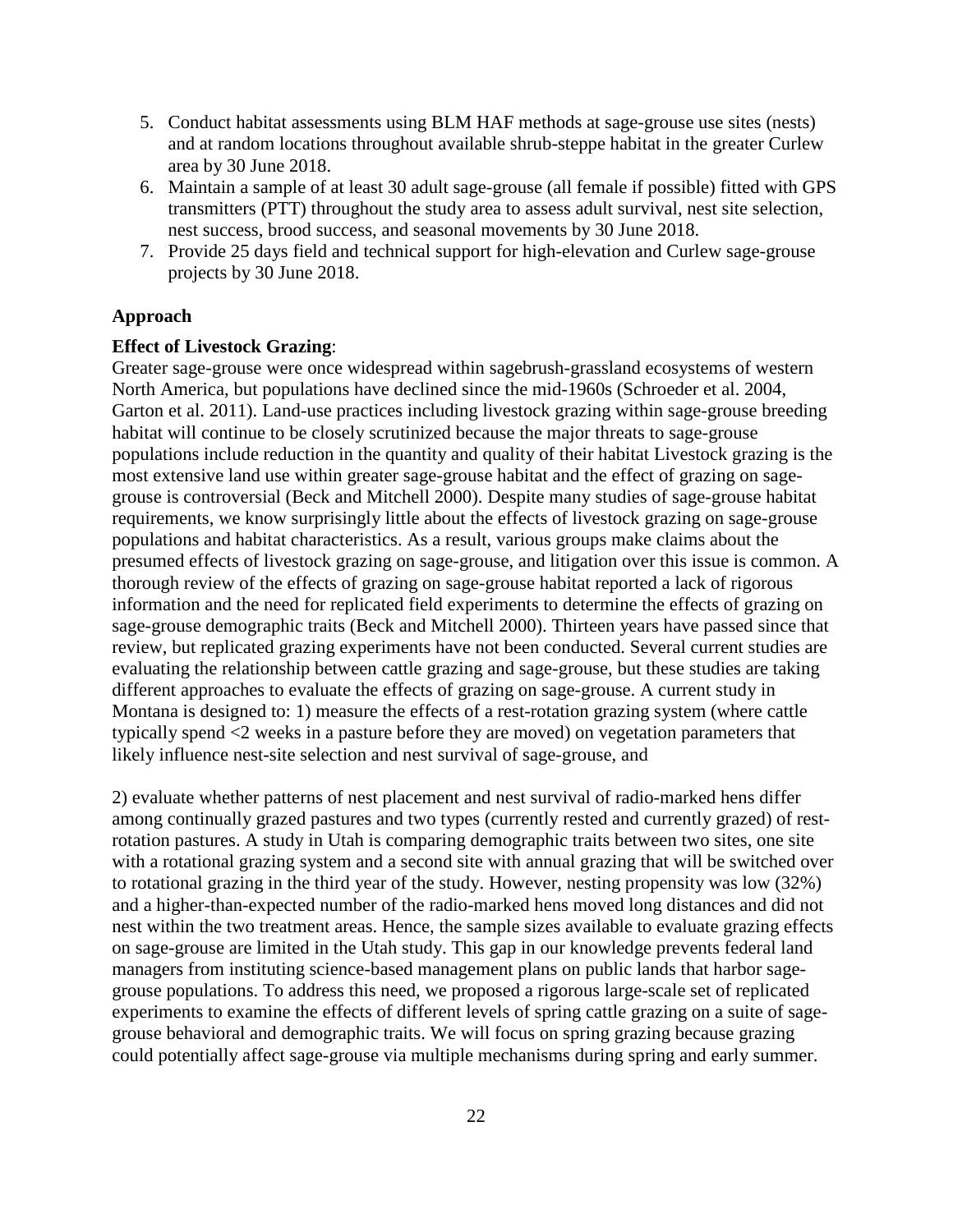5. Conduct habitat assessments using BLM HAF methods at sage-grouse use sites (nests) and at random locations throughout available shrub-steppe habitat in the greater Curlew area by 30 June 2018.
6. Maintain a sample of at least 30 adult sage-grouse (all female if possible) fitted with GPS transmitters (PTT) throughout the study area to assess adult survival, nest site selection, nest success, brood success, and seasonal movements by 30 June 2018.
7. Provide 25 days field and technical support for high-elevation and Curlew sage-grouse projects by 30 June 2018.

## Approach

**Effect of Livestock Grazing**:

Greater sage-grouse were once widespread within sagebrush-grassland ecosystems of western North America, but populations have declined since the mid-1960s (Schroeder et al. 2004, Garton et al. 2011). Land-use practices including livestock grazing within sage-grouse breeding habitat will continue to be closely scrutinized because the major threats to sage-grouse populations include reduction in the quantity and quality of their habitat Livestock grazing is the most extensive land use within greater sage-grouse habitat and the effect of grazing on sage-grouse is controversial (Beck and Mitchell 2000). Despite many studies of sage-grouse habitat requirements, we know surprisingly little about the effects of livestock grazing on sage-grouse populations and habitat characteristics. As a result, various groups make claims about the presumed effects of livestock grazing on sage-grouse, and litigation over this issue is common. A thorough review of the effects of grazing on sage-grouse habitat reported a lack of rigorous information and the need for replicated field experiments to determine the effects of grazing on sage-grouse demographic traits (Beck and Mitchell 2000). Thirteen years have passed since that review, but replicated grazing experiments have not been conducted. Several current studies are evaluating the relationship between cattle grazing and sage-grouse, but these studies are taking different approaches to evaluate the effects of grazing on sage-grouse. A current study in Montana is designed to: 1) measure the effects of a rest-rotation grazing system (where cattle typically spend <2 weeks in a pasture before they are moved) on vegetation parameters that likely influence nest-site selection and nest survival of sage-grouse, and

2) evaluate whether patterns of nest placement and nest survival of radio-marked hens differ among continually grazed pastures and two types (currently rested and currently grazed) of rest-rotation pastures. A study in Utah is comparing demographic traits between two sites, one site with a rotational grazing system and a second site with annual grazing that will be switched over to rotational grazing in the third year of the study. However, nesting propensity was low (32%) and a higher-than-expected number of the radio-marked hens moved long distances and did not nest within the two treatment areas. Hence, the sample sizes available to evaluate grazing effects on sage-grouse are limited in the Utah study. This gap in our knowledge prevents federal land managers from instituting science-based management plans on public lands that harbor sage-grouse populations. To address this need, we proposed a rigorous large-scale set of replicated experiments to examine the effects of different levels of spring cattle grazing on a suite of sage-grouse behavioral and demographic traits. We will focus on spring grazing because grazing could potentially affect sage-grouse via multiple mechanisms during spring and early summer.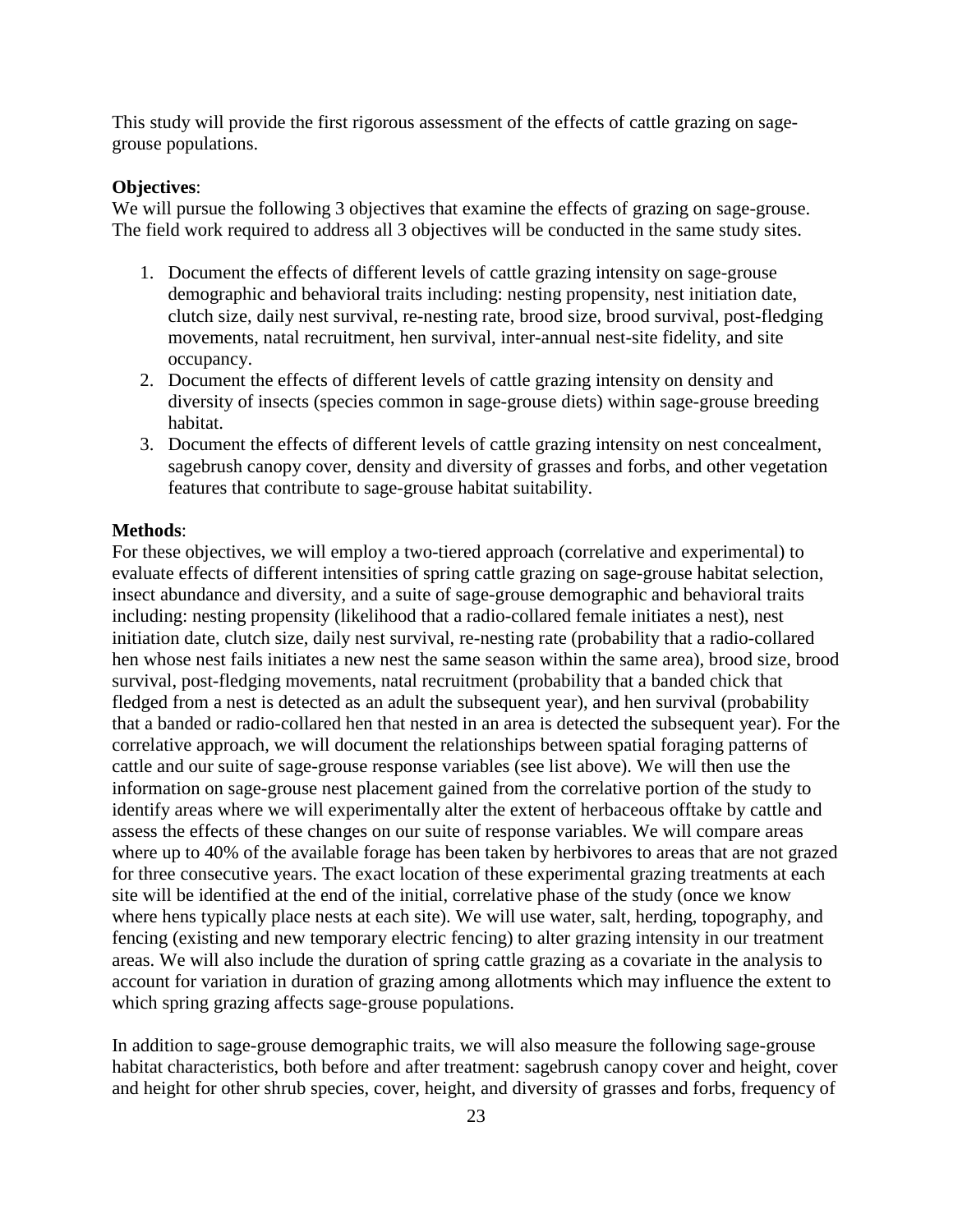This study will provide the first rigorous assessment of the effects of cattle grazing on sage-grouse populations.

**Objectives**:
We will pursue the following 3 objectives that examine the effects of grazing on sage-grouse. The field work required to address all 3 objectives will be conducted in the same study sites.

1. Document the effects of different levels of cattle grazing intensity on sage-grouse demographic and behavioral traits including: nesting propensity, nest initiation date, clutch size, daily nest survival, re-nesting rate, brood size, brood survival, post-fledging movements, natal recruitment, hen survival, inter-annual nest-site fidelity, and site occupancy.
2. Document the effects of different levels of cattle grazing intensity on density and diversity of insects (species common in sage-grouse diets) within sage-grouse breeding habitat.
3. Document the effects of different levels of cattle grazing intensity on nest concealment, sagebrush canopy cover, density and diversity of grasses and forbs, and other vegetation features that contribute to sage-grouse habitat suitability.

**Methods**:
For these objectives, we will employ a two-tiered approach (correlative and experimental) to evaluate effects of different intensities of spring cattle grazing on sage-grouse habitat selection, insect abundance and diversity, and a suite of sage-grouse demographic and behavioral traits including: nesting propensity (likelihood that a radio-collared female initiates a nest), nest initiation date, clutch size, daily nest survival, re-nesting rate (probability that a radio-collared hen whose nest fails initiates a new nest the same season within the same area), brood size, brood survival, post-fledging movements, natal recruitment (probability that a banded chick that fledged from a nest is detected as an adult the subsequent year), and hen survival (probability that a banded or radio-collared hen that nested in an area is detected the subsequent year). For the correlative approach, we will document the relationships between spatial foraging patterns of cattle and our suite of sage-grouse response variables (see list above). We will then use the information on sage-grouse nest placement gained from the correlative portion of the study to identify areas where we will experimentally alter the extent of herbaceous offtake by cattle and assess the effects of these changes on our suite of response variables. We will compare areas where up to 40% of the available forage has been taken by herbivores to areas that are not grazed for three consecutive years. The exact location of these experimental grazing treatments at each site will be identified at the end of the initial, correlative phase of the study (once we know where hens typically place nests at each site). We will use water, salt, herding, topography, and fencing (existing and new temporary electric fencing) to alter grazing intensity in our treatment areas. We will also include the duration of spring cattle grazing as a covariate in the analysis to account for variation in duration of grazing among allotments which may influence the extent to which spring grazing affects sage-grouse populations.

In addition to sage-grouse demographic traits, we will also measure the following sage-grouse habitat characteristics, both before and after treatment: sagebrush canopy cover and height, cover and height for other shrub species, cover, height, and diversity of grasses and forbs, frequency of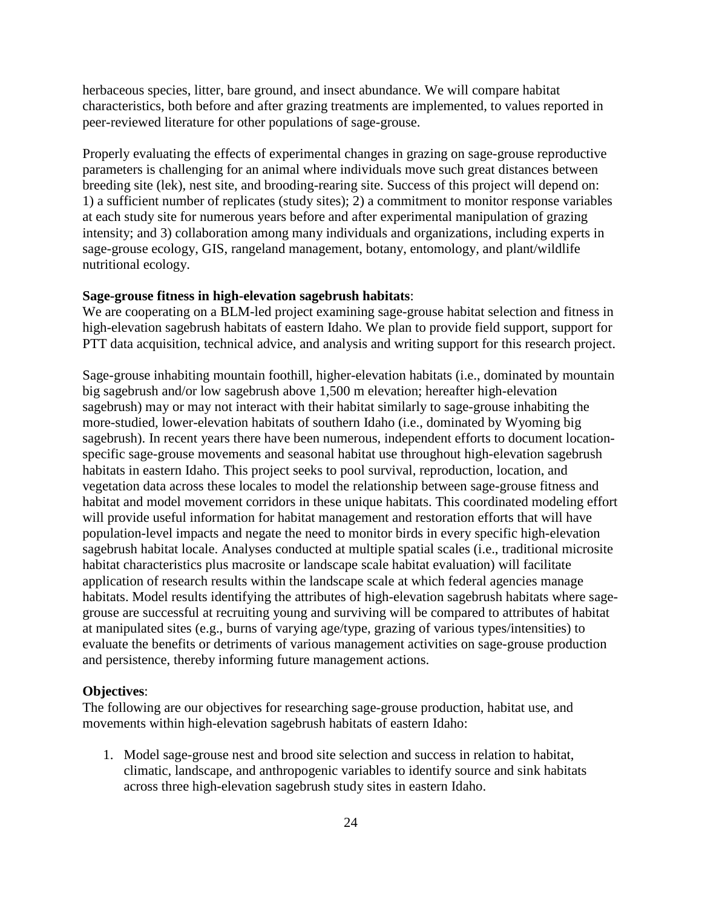herbaceous species, litter, bare ground, and insect abundance. We will compare habitat characteristics, both before and after grazing treatments are implemented, to values reported in peer-reviewed literature for other populations of sage-grouse.

Properly evaluating the effects of experimental changes in grazing on sage-grouse reproductive parameters is challenging for an animal where individuals move such great distances between breeding site (lek), nest site, and brooding-rearing site. Success of this project will depend on: 1) a sufficient number of replicates (study sites); 2) a commitment to monitor response variables at each study site for numerous years before and after experimental manipulation of grazing intensity; and 3) collaboration among many individuals and organizations, including experts in sage-grouse ecology, GIS, rangeland management, botany, entomology, and plant/wildlife nutritional ecology.

**Sage-grouse fitness in high-elevation sagebrush habitats**:
We are cooperating on a BLM-led project examining sage-grouse habitat selection and fitness in high-elevation sagebrush habitats of eastern Idaho. We plan to provide field support, support for PTT data acquisition, technical advice, and analysis and writing support for this research project.

Sage-grouse inhabiting mountain foothill, higher-elevation habitats (i.e., dominated by mountain big sagebrush and/or low sagebrush above 1,500 m elevation; hereafter high-elevation sagebrush) may or may not interact with their habitat similarly to sage-grouse inhabiting the more-studied, lower-elevation habitats of southern Idaho (i.e., dominated by Wyoming big sagebrush). In recent years there have been numerous, independent efforts to document location-specific sage-grouse movements and seasonal habitat use throughout high-elevation sagebrush habitats in eastern Idaho. This project seeks to pool survival, reproduction, location, and vegetation data across these locales to model the relationship between sage-grouse fitness and habitat and model movement corridors in these unique habitats. This coordinated modeling effort will provide useful information for habitat management and restoration efforts that will have population-level impacts and negate the need to monitor birds in every specific high-elevation sagebrush habitat locale. Analyses conducted at multiple spatial scales (i.e., traditional microsite habitat characteristics plus macrosite or landscape scale habitat evaluation) will facilitate application of research results within the landscape scale at which federal agencies manage habitats. Model results identifying the attributes of high-elevation sagebrush habitats where sage-grouse are successful at recruiting young and surviving will be compared to attributes of habitat at manipulated sites (e.g., burns of varying age/type, grazing of various types/intensities) to evaluate the benefits or detriments of various management activities on sage-grouse production and persistence, thereby informing future management actions.

**Objectives**:
The following are our objectives for researching sage-grouse production, habitat use, and movements within high-elevation sagebrush habitats of eastern Idaho:

1. Model sage-grouse nest and brood site selection and success in relation to habitat, climatic, landscape, and anthropogenic variables to identify source and sink habitats across three high-elevation sagebrush study sites in eastern Idaho.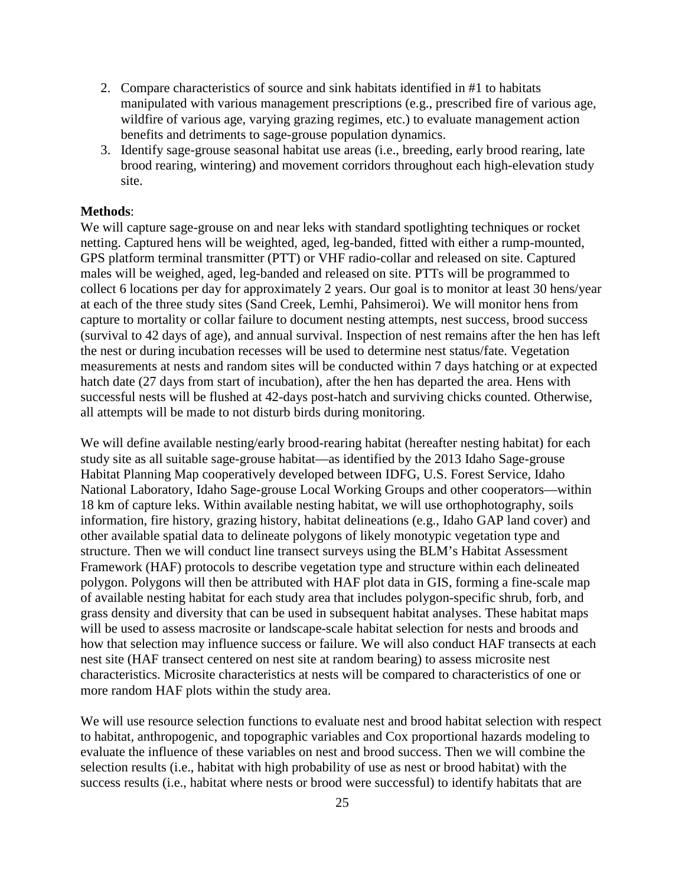2. Compare characteristics of source and sink habitats identified in #1 to habitats manipulated with various management prescriptions (e.g., prescribed fire of various age, wildfire of various age, varying grazing regimes, etc.) to evaluate management action benefits and detriments to sage-grouse population dynamics.
3. Identify sage-grouse seasonal habitat use areas (i.e., breeding, early brood rearing, late brood rearing, wintering) and movement corridors throughout each high-elevation study site.

**Methods**:

We will capture sage-grouse on and near leks with standard spotlighting techniques or rocket netting. Captured hens will be weighted, aged, leg-banded, fitted with either a rump-mounted, GPS platform terminal transmitter (PTT) or VHF radio-collar and released on site. Captured males will be weighed, aged, leg-banded and released on site. PTTs will be programmed to collect 6 locations per day for approximately 2 years. Our goal is to monitor at least 30 hens/year at each of the three study sites (Sand Creek, Lemhi, Pahsimeroi). We will monitor hens from capture to mortality or collar failure to document nesting attempts, nest success, brood success (survival to 42 days of age), and annual survival. Inspection of nest remains after the hen has left the nest or during incubation recesses will be used to determine nest status/fate. Vegetation measurements at nests and random sites will be conducted within 7 days hatching or at expected hatch date (27 days from start of incubation), after the hen has departed the area. Hens with successful nests will be flushed at 42-days post-hatch and surviving chicks counted. Otherwise, all attempts will be made to not disturb birds during monitoring.

We will define available nesting/early brood-rearing habitat (hereafter nesting habitat) for each study site as all suitable sage-grouse habitat—as identified by the 2013 Idaho Sage-grouse Habitat Planning Map cooperatively developed between IDFG, U.S. Forest Service, Idaho National Laboratory, Idaho Sage-grouse Local Working Groups and other cooperators—within 18 km of capture leks. Within available nesting habitat, we will use orthophotography, soils information, fire history, grazing history, habitat delineations (e.g., Idaho GAP land cover) and other available spatial data to delineate polygons of likely monotypic vegetation type and structure. Then we will conduct line transect surveys using the BLM's Habitat Assessment Framework (HAF) protocols to describe vegetation type and structure within each delineated polygon. Polygons will then be attributed with HAF plot data in GIS, forming a fine-scale map of available nesting habitat for each study area that includes polygon-specific shrub, forb, and grass density and diversity that can be used in subsequent habitat analyses. These habitat maps will be used to assess macrosite or landscape-scale habitat selection for nests and broods and how that selection may influence success or failure. We will also conduct HAF transects at each nest site (HAF transect centered on nest site at random bearing) to assess microsite nest characteristics. Microsite characteristics at nests will be compared to characteristics of one or more random HAF plots within the study area.

We will use resource selection functions to evaluate nest and brood habitat selection with respect to habitat, anthropogenic, and topographic variables and Cox proportional hazards modeling to evaluate the influence of these variables on nest and brood success. Then we will combine the selection results (i.e., habitat with high probability of use as nest or brood habitat) with the success results (i.e., habitat where nests or brood were successful) to identify habitats that are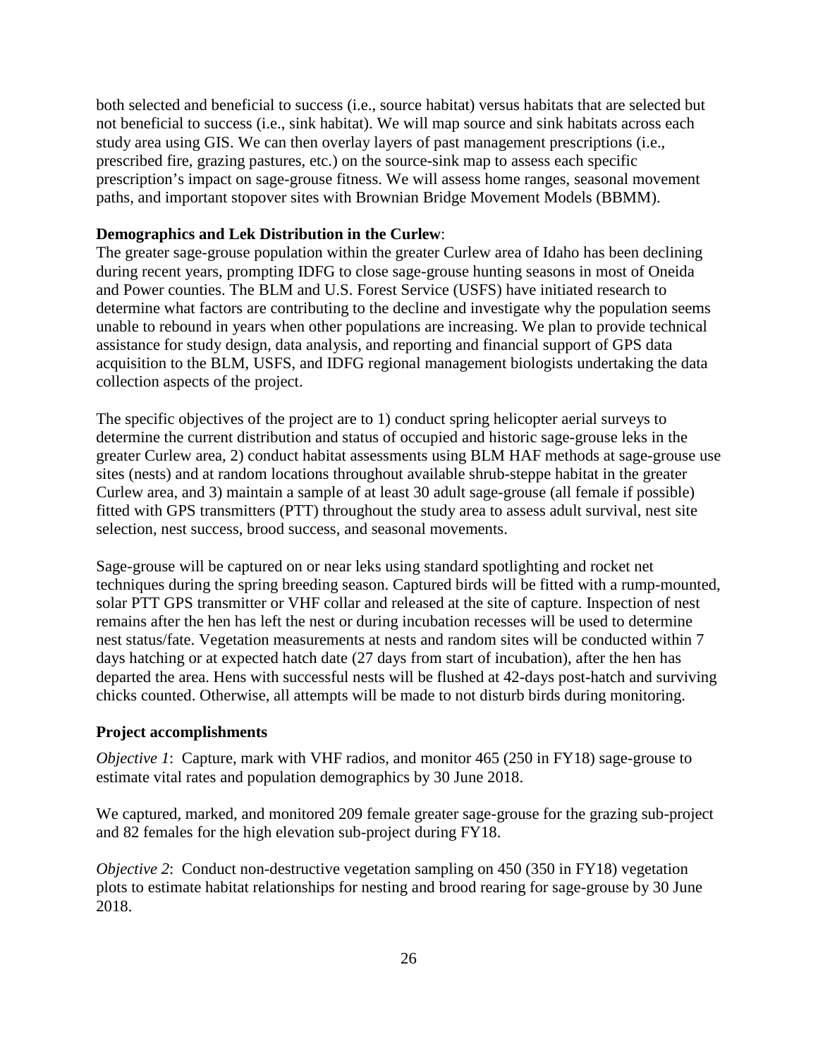both selected and beneficial to success (i.e., source habitat) versus habitats that are selected but not beneficial to success (i.e., sink habitat). We will map source and sink habitats across each study area using GIS. We can then overlay layers of past management prescriptions (i.e., prescribed fire, grazing pastures, etc.) on the source-sink map to assess each specific prescription's impact on sage-grouse fitness. We will assess home ranges, seasonal movement paths, and important stopover sites with Brownian Bridge Movement Models (BBMM).

**Demographics and Lek Distribution in the Curlew**:

The greater sage-grouse population within the greater Curlew area of Idaho has been declining during recent years, prompting IDFG to close sage-grouse hunting seasons in most of Oneida and Power counties. The BLM and U.S. Forest Service (USFS) have initiated research to determine what factors are contributing to the decline and investigate why the population seems unable to rebound in years when other populations are increasing. We plan to provide technical assistance for study design, data analysis, and reporting and financial support of GPS data acquisition to the BLM, USFS, and IDFG regional management biologists undertaking the data collection aspects of the project.

The specific objectives of the project are to 1) conduct spring helicopter aerial surveys to determine the current distribution and status of occupied and historic sage-grouse leks in the greater Curlew area, 2) conduct habitat assessments using BLM HAF methods at sage-grouse use sites (nests) and at random locations throughout available shrub-steppe habitat in the greater Curlew area, and 3) maintain a sample of at least 30 adult sage-grouse (all female if possible) fitted with GPS transmitters (PTT) throughout the study area to assess adult survival, nest site selection, nest success, brood success, and seasonal movements.

Sage-grouse will be captured on or near leks using standard spotlighting and rocket net techniques during the spring breeding season. Captured birds will be fitted with a rump-mounted, solar PTT GPS transmitter or VHF collar and released at the site of capture. Inspection of nest remains after the hen has left the nest or during incubation recesses will be used to determine nest status/fate. Vegetation measurements at nests and random sites will be conducted within 7 days hatching or at expected hatch date (27 days from start of incubation), after the hen has departed the area. Hens with successful nests will be flushed at 42-days post-hatch and surviving chicks counted. Otherwise, all attempts will be made to not disturb birds during monitoring.

**Project accomplishments**

*Objective 1*: Capture, mark with VHF radios, and monitor 465 (250 in FY18) sage-grouse to estimate vital rates and population demographics by 30 June 2018.

We captured, marked, and monitored 209 female greater sage-grouse for the grazing sub-project and 82 females for the high elevation sub-project during FY18.

*Objective 2*: Conduct non-destructive vegetation sampling on 450 (350 in FY18) vegetation plots to estimate habitat relationships for nesting and brood rearing for sage-grouse by 30 June 2018.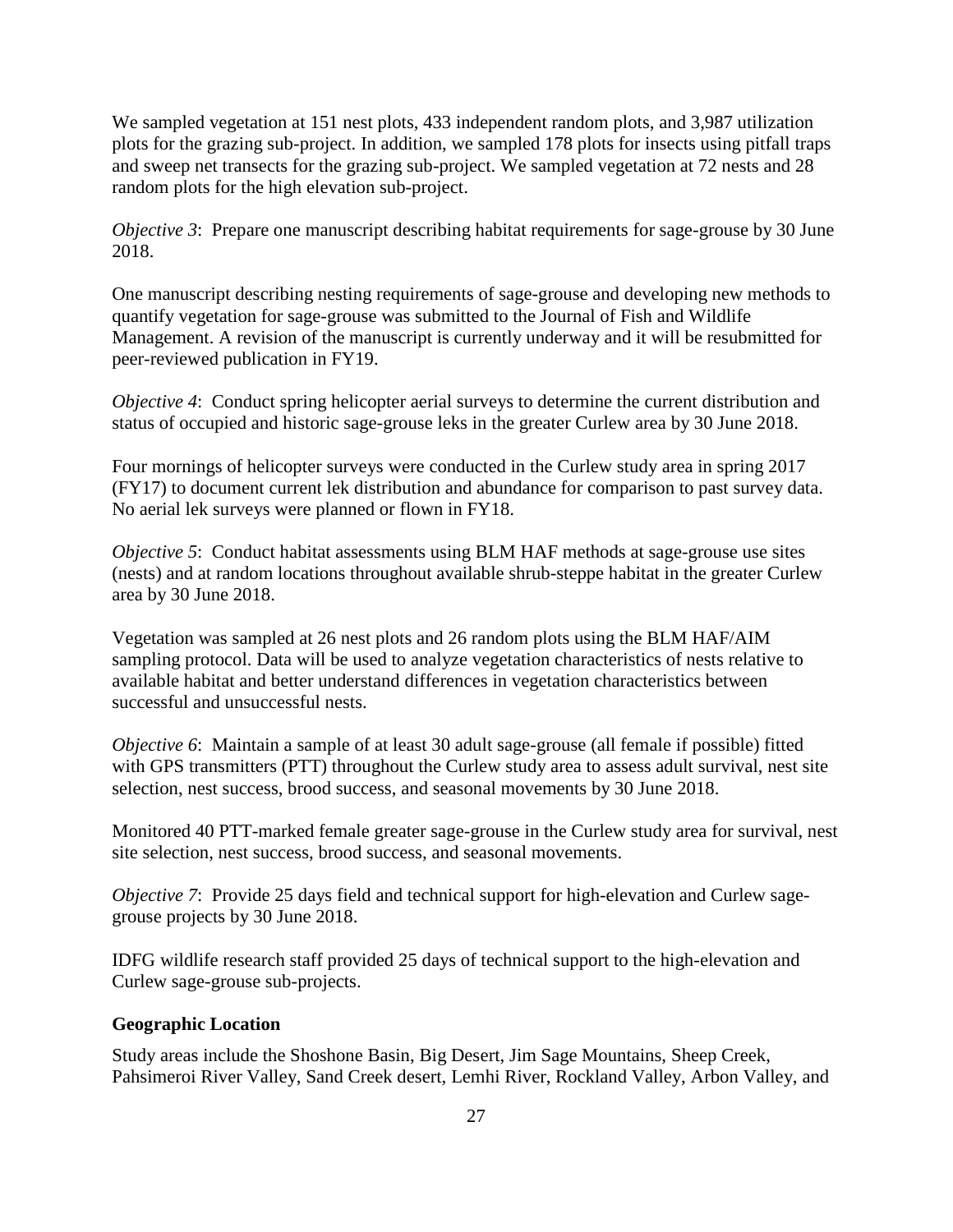We sampled vegetation at 151 nest plots, 433 independent random plots, and 3,987 utilization plots for the grazing sub-project. In addition, we sampled 178 plots for insects using pitfall traps and sweep net transects for the grazing sub-project. We sampled vegetation at 72 nests and 28 random plots for the high elevation sub-project.

*Objective 3*: Prepare one manuscript describing habitat requirements for sage-grouse by 30 June 2018.

One manuscript describing nesting requirements of sage-grouse and developing new methods to quantify vegetation for sage-grouse was submitted to the Journal of Fish and Wildlife Management. A revision of the manuscript is currently underway and it will be resubmitted for peer-reviewed publication in FY19.

*Objective 4*: Conduct spring helicopter aerial surveys to determine the current distribution and status of occupied and historic sage-grouse leks in the greater Curlew area by 30 June 2018.

Four mornings of helicopter surveys were conducted in the Curlew study area in spring 2017 (FY17) to document current lek distribution and abundance for comparison to past survey data. No aerial lek surveys were planned or flown in FY18.

*Objective 5*: Conduct habitat assessments using BLM HAF methods at sage-grouse use sites (nests) and at random locations throughout available shrub-steppe habitat in the greater Curlew area by 30 June 2018.

Vegetation was sampled at 26 nest plots and 26 random plots using the BLM HAF/AIM sampling protocol. Data will be used to analyze vegetation characteristics of nests relative to available habitat and better understand differences in vegetation characteristics between successful and unsuccessful nests.

*Objective 6*: Maintain a sample of at least 30 adult sage-grouse (all female if possible) fitted with GPS transmitters (PTT) throughout the Curlew study area to assess adult survival, nest site selection, nest success, brood success, and seasonal movements by 30 June 2018.

Monitored 40 PTT-marked female greater sage-grouse in the Curlew study area for survival, nest site selection, nest success, brood success, and seasonal movements.

*Objective 7*: Provide 25 days field and technical support for high-elevation and Curlew sage-grouse projects by 30 June 2018.

IDFG wildlife research staff provided 25 days of technical support to the high-elevation and Curlew sage-grouse sub-projects.

**Geographic Location**

Study areas include the Shoshone Basin, Big Desert, Jim Sage Mountains, Sheep Creek, Pahsimeroi River Valley, Sand Creek desert, Lemhi River, Rockland Valley, Arbon Valley, and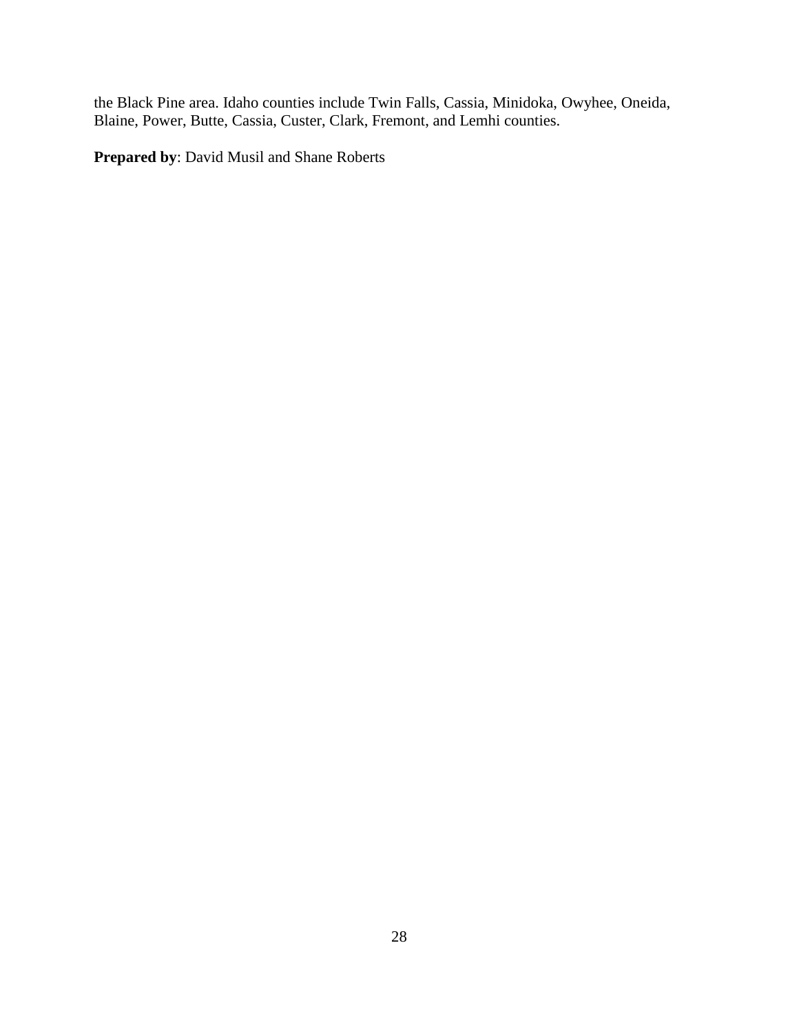the Black Pine area. Idaho counties include Twin Falls, Cassia, Minidoka, Owyhee, Oneida, Blaine, Power, Butte, Cassia, Custer, Clark, Fremont, and Lemhi counties.

**Prepared by**: David Musil and Shane Roberts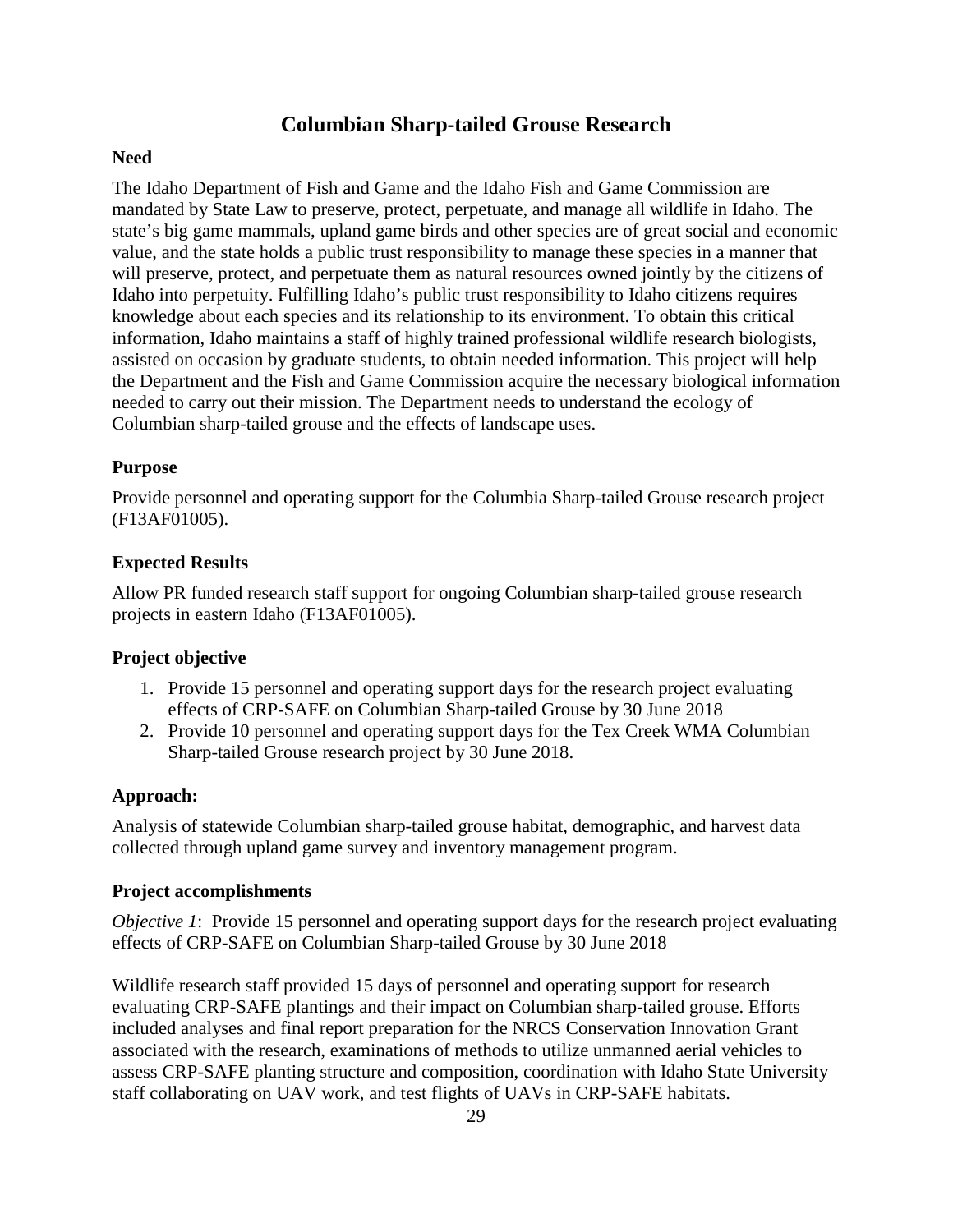# Columbian Sharp-tailed Grouse Research

### Need

The Idaho Department of Fish and Game and the Idaho Fish and Game Commission are mandated by State Law to preserve, protect, perpetuate, and manage all wildlife in Idaho. The state's big game mammals, upland game birds and other species are of great social and economic value, and the state holds a public trust responsibility to manage these species in a manner that will preserve, protect, and perpetuate them as natural resources owned jointly by the citizens of Idaho into perpetuity. Fulfilling Idaho's public trust responsibility to Idaho citizens requires knowledge about each species and its relationship to its environment. To obtain this critical information, Idaho maintains a staff of highly trained professional wildlife research biologists, assisted on occasion by graduate students, to obtain needed information. This project will help the Department and the Fish and Game Commission acquire the necessary biological information needed to carry out their mission. The Department needs to understand the ecology of Columbian sharp-tailed grouse and the effects of landscape uses.

### Purpose

Provide personnel and operating support for the Columbia Sharp-tailed Grouse research project (F13AF01005).

### Expected Results

Allow PR funded research staff support for ongoing Columbian sharp-tailed grouse research projects in eastern Idaho (F13AF01005).

### Project objective

1. Provide 15 personnel and operating support days for the research project evaluating effects of CRP-SAFE on Columbian Sharp-tailed Grouse by 30 June 2018
2. Provide 10 personnel and operating support days for the Tex Creek WMA Columbian Sharp-tailed Grouse research project by 30 June 2018.

### Approach:

Analysis of statewide Columbian sharp-tailed grouse habitat, demographic, and harvest data collected through upland game survey and inventory management program.

### Project accomplishments

*Objective 1*: Provide 15 personnel and operating support days for the research project evaluating effects of CRP-SAFE on Columbian Sharp-tailed Grouse by 30 June 2018

Wildlife research staff provided 15 days of personnel and operating support for research evaluating CRP-SAFE plantings and their impact on Columbian sharp-tailed grouse. Efforts included analyses and final report preparation for the NRCS Conservation Innovation Grant associated with the research, examinations of methods to utilize unmanned aerial vehicles to assess CRP-SAFE planting structure and composition, coordination with Idaho State University staff collaborating on UAV work, and test flights of UAVs in CRP-SAFE habitats.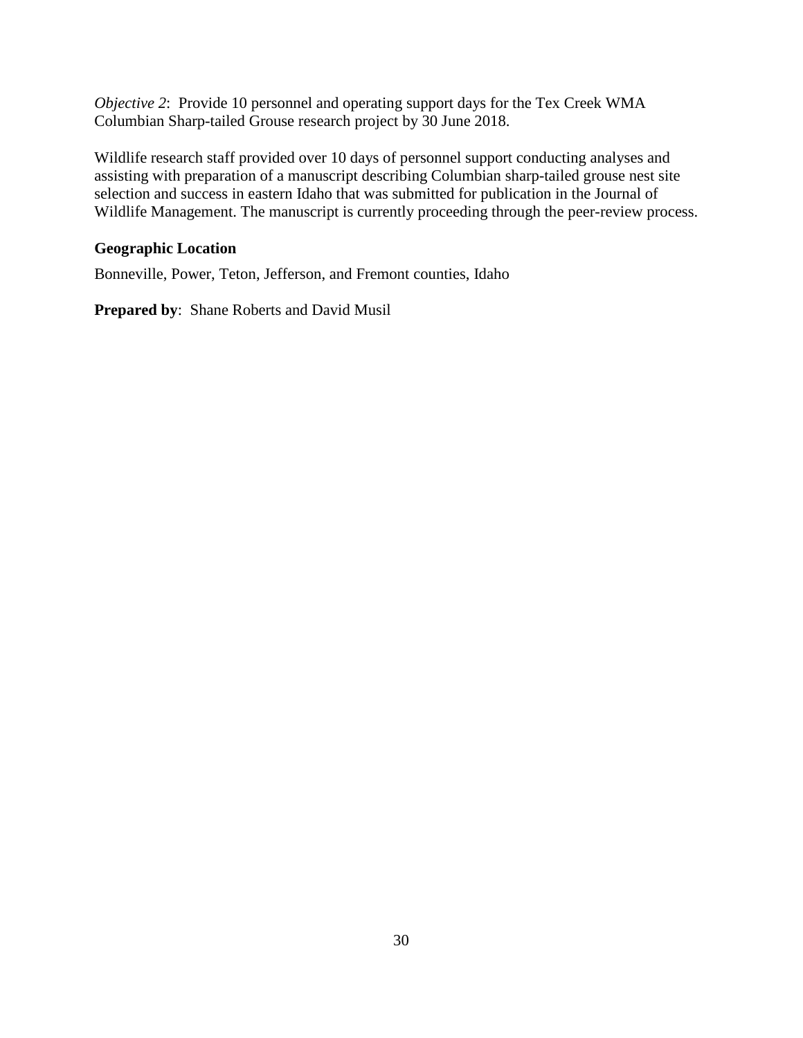*Objective 2*: Provide 10 personnel and operating support days for the Tex Creek WMA Columbian Sharp-tailed Grouse research project by 30 June 2018.

Wildlife research staff provided over 10 days of personnel support conducting analyses and assisting with preparation of a manuscript describing Columbian sharp-tailed grouse nest site selection and success in eastern Idaho that was submitted for publication in the Journal of Wildlife Management. The manuscript is currently proceeding through the peer-review process.

**Geographic Location**

Bonneville, Power, Teton, Jefferson, and Fremont counties, Idaho

**Prepared by**: Shane Roberts and David Musil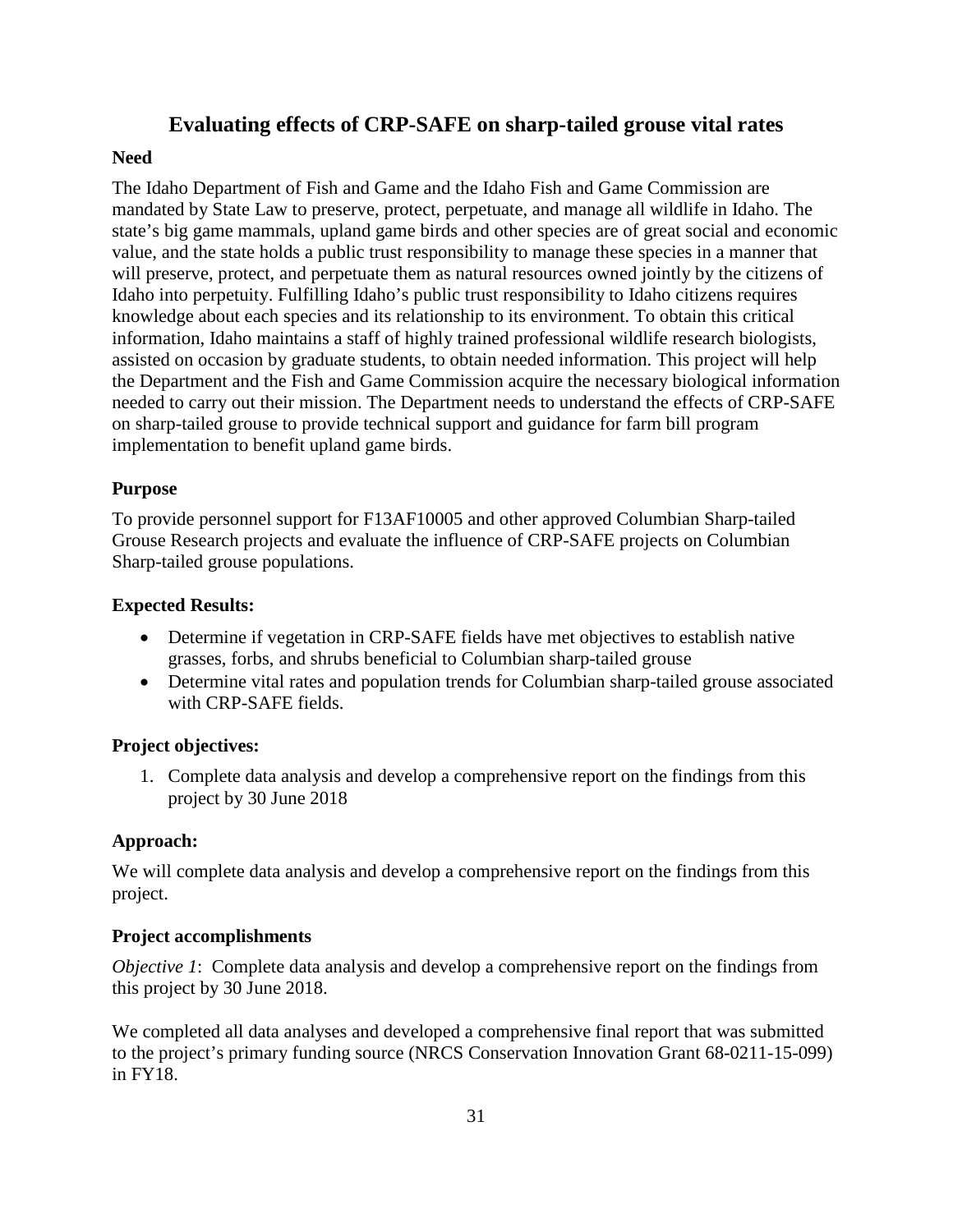# Evaluating effects of CRP-SAFE on sharp-tailed grouse vital rates

### Need

The Idaho Department of Fish and Game and the Idaho Fish and Game Commission are mandated by State Law to preserve, protect, perpetuate, and manage all wildlife in Idaho. The state's big game mammals, upland game birds and other species are of great social and economic value, and the state holds a public trust responsibility to manage these species in a manner that will preserve, protect, and perpetuate them as natural resources owned jointly by the citizens of Idaho into perpetuity. Fulfilling Idaho's public trust responsibility to Idaho citizens requires knowledge about each species and its relationship to its environment. To obtain this critical information, Idaho maintains a staff of highly trained professional wildlife research biologists, assisted on occasion by graduate students, to obtain needed information. This project will help the Department and the Fish and Game Commission acquire the necessary biological information needed to carry out their mission. The Department needs to understand the effects of CRP-SAFE on sharp-tailed grouse to provide technical support and guidance for farm bill program implementation to benefit upland game birds.

### Purpose

To provide personnel support for F13AF10005 and other approved Columbian Sharp-tailed Grouse Research projects and evaluate the influence of CRP-SAFE projects on Columbian Sharp-tailed grouse populations.

### Expected Results:

- Determine if vegetation in CRP-SAFE fields have met objectives to establish native grasses, forbs, and shrubs beneficial to Columbian sharp-tailed grouse
- Determine vital rates and population trends for Columbian sharp-tailed grouse associated with CRP-SAFE fields.

### Project objectives:

1. Complete data analysis and develop a comprehensive report on the findings from this project by 30 June 2018

### Approach:

We will complete data analysis and develop a comprehensive report on the findings from this project.

### Project accomplishments

*Objective 1*: Complete data analysis and develop a comprehensive report on the findings from this project by 30 June 2018.

We completed all data analyses and developed a comprehensive final report that was submitted to the project's primary funding source (NRCS Conservation Innovation Grant 68-0211-15-099) in FY18.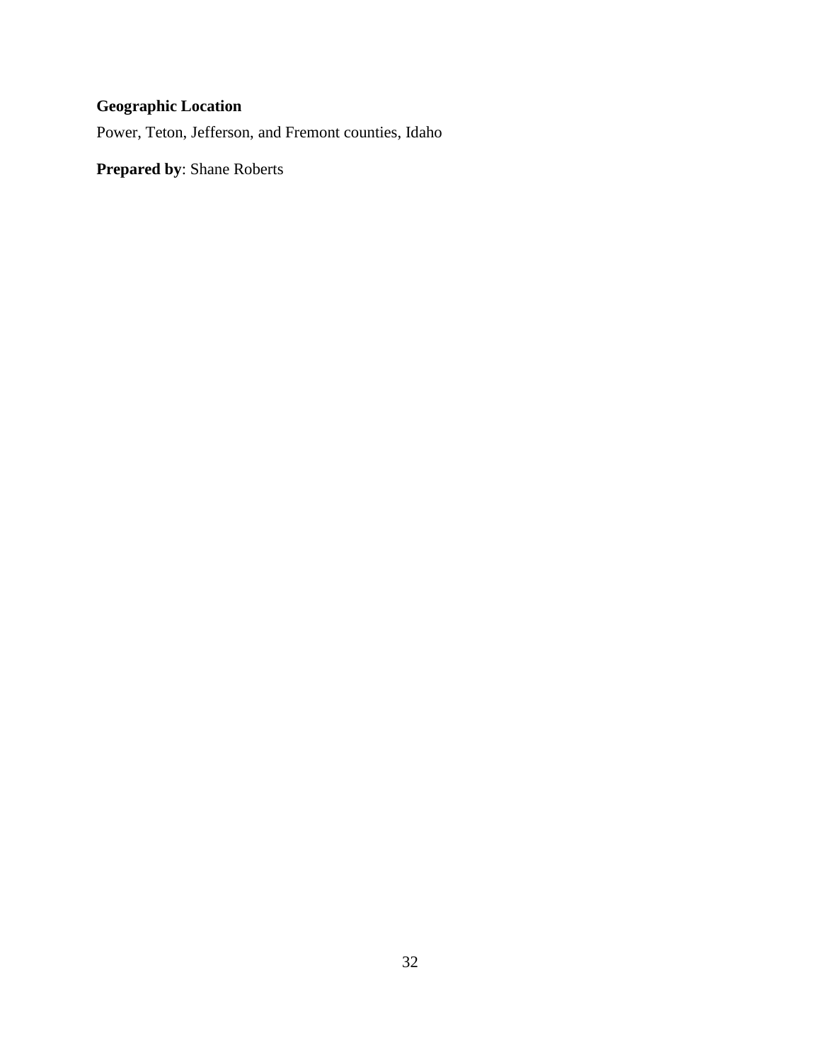**Geographic Location**

Power, Teton, Jefferson, and Fremont counties, Idaho

**Prepared by**: Shane Roberts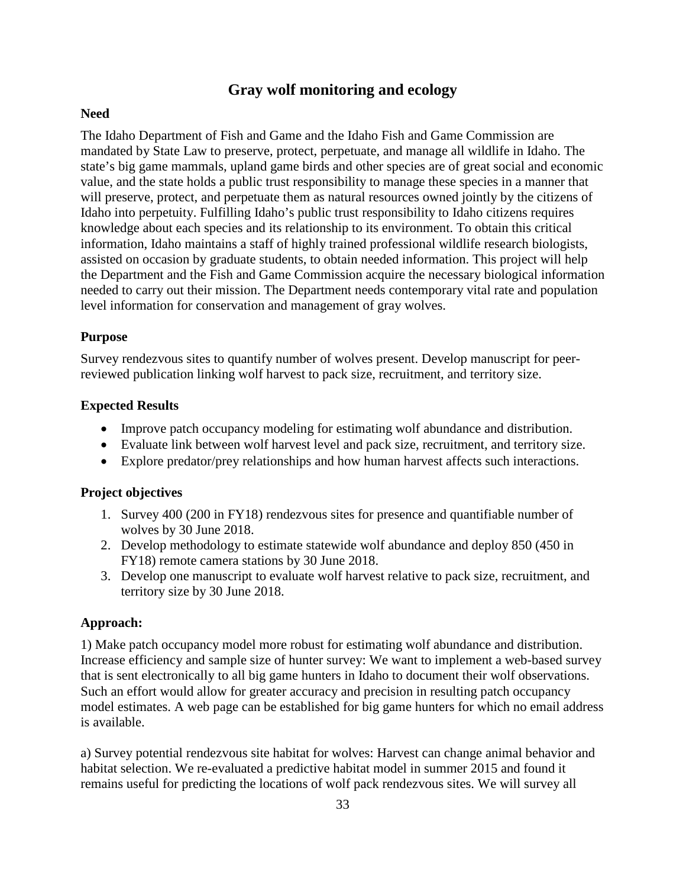# Gray wolf monitoring and ecology

### Need

The Idaho Department of Fish and Game and the Idaho Fish and Game Commission are mandated by State Law to preserve, protect, perpetuate, and manage all wildlife in Idaho. The state's big game mammals, upland game birds and other species are of great social and economic value, and the state holds a public trust responsibility to manage these species in a manner that will preserve, protect, and perpetuate them as natural resources owned jointly by the citizens of Idaho into perpetuity. Fulfilling Idaho's public trust responsibility to Idaho citizens requires knowledge about each species and its relationship to its environment. To obtain this critical information, Idaho maintains a staff of highly trained professional wildlife research biologists, assisted on occasion by graduate students, to obtain needed information. This project will help the Department and the Fish and Game Commission acquire the necessary biological information needed to carry out their mission. The Department needs contemporary vital rate and population level information for conservation and management of gray wolves.

### Purpose

Survey rendezvous sites to quantify number of wolves present. Develop manuscript for peer-reviewed publication linking wolf harvest to pack size, recruitment, and territory size.

### Expected Results

- Improve patch occupancy modeling for estimating wolf abundance and distribution.
- Evaluate link between wolf harvest level and pack size, recruitment, and territory size.
- Explore predator/prey relationships and how human harvest affects such interactions.

### Project objectives

1. Survey 400 (200 in FY18) rendezvous sites for presence and quantifiable number of wolves by 30 June 2018.
2. Develop methodology to estimate statewide wolf abundance and deploy 850 (450 in FY18) remote camera stations by 30 June 2018.
3. Develop one manuscript to evaluate wolf harvest relative to pack size, recruitment, and territory size by 30 June 2018.

### Approach:

1) Make patch occupancy model more robust for estimating wolf abundance and distribution. Increase efficiency and sample size of hunter survey: We want to implement a web-based survey that is sent electronically to all big game hunters in Idaho to document their wolf observations. Such an effort would allow for greater accuracy and precision in resulting patch occupancy model estimates. A web page can be established for big game hunters for which no email address is available.

a) Survey potential rendezvous site habitat for wolves: Harvest can change animal behavior and habitat selection. We re-evaluated a predictive habitat model in summer 2015 and found it remains useful for predicting the locations of wolf pack rendezvous sites. We will survey all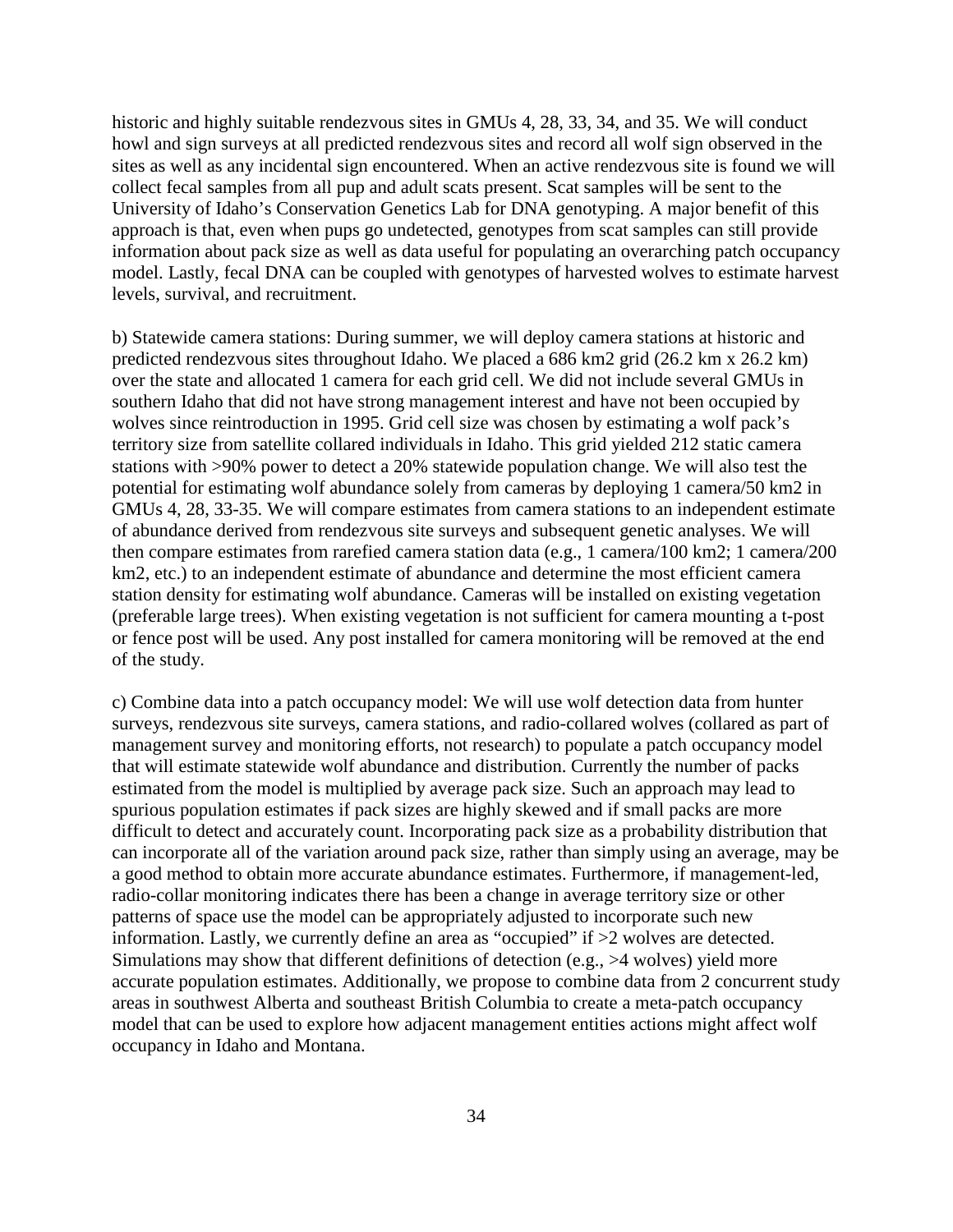historic and highly suitable rendezvous sites in GMUs 4, 28, 33, 34, and 35. We will conduct howl and sign surveys at all predicted rendezvous sites and record all wolf sign observed in the sites as well as any incidental sign encountered. When an active rendezvous site is found we will collect fecal samples from all pup and adult scats present. Scat samples will be sent to the University of Idaho's Conservation Genetics Lab for DNA genotyping. A major benefit of this approach is that, even when pups go undetected, genotypes from scat samples can still provide information about pack size as well as data useful for populating an overarching patch occupancy model. Lastly, fecal DNA can be coupled with genotypes of harvested wolves to estimate harvest levels, survival, and recruitment.

b) Statewide camera stations: During summer, we will deploy camera stations at historic and predicted rendezvous sites throughout Idaho. We placed a 686 km2 grid (26.2 km x 26.2 km) over the state and allocated 1 camera for each grid cell. We did not include several GMUs in southern Idaho that did not have strong management interest and have not been occupied by wolves since reintroduction in 1995. Grid cell size was chosen by estimating a wolf pack's territory size from satellite collared individuals in Idaho. This grid yielded 212 static camera stations with >90% power to detect a 20% statewide population change. We will also test the potential for estimating wolf abundance solely from cameras by deploying 1 camera/50 km2 in GMUs 4, 28, 33-35. We will compare estimates from camera stations to an independent estimate of abundance derived from rendezvous site surveys and subsequent genetic analyses. We will then compare estimates from rarefied camera station data (e.g., 1 camera/100 km2; 1 camera/200 km2, etc.) to an independent estimate of abundance and determine the most efficient camera station density for estimating wolf abundance. Cameras will be installed on existing vegetation (preferable large trees). When existing vegetation is not sufficient for camera mounting a t-post or fence post will be used. Any post installed for camera monitoring will be removed at the end of the study.

c) Combine data into a patch occupancy model: We will use wolf detection data from hunter surveys, rendezvous site surveys, camera stations, and radio-collared wolves (collared as part of management survey and monitoring efforts, not research) to populate a patch occupancy model that will estimate statewide wolf abundance and distribution. Currently the number of packs estimated from the model is multiplied by average pack size. Such an approach may lead to spurious population estimates if pack sizes are highly skewed and if small packs are more difficult to detect and accurately count. Incorporating pack size as a probability distribution that can incorporate all of the variation around pack size, rather than simply using an average, may be a good method to obtain more accurate abundance estimates. Furthermore, if management-led, radio-collar monitoring indicates there has been a change in average territory size or other patterns of space use the model can be appropriately adjusted to incorporate such new information. Lastly, we currently define an area as "occupied" if >2 wolves are detected. Simulations may show that different definitions of detection (e.g., >4 wolves) yield more accurate population estimates. Additionally, we propose to combine data from 2 concurrent study areas in southwest Alberta and southeast British Columbia to create a meta-patch occupancy model that can be used to explore how adjacent management entities actions might affect wolf occupancy in Idaho and Montana.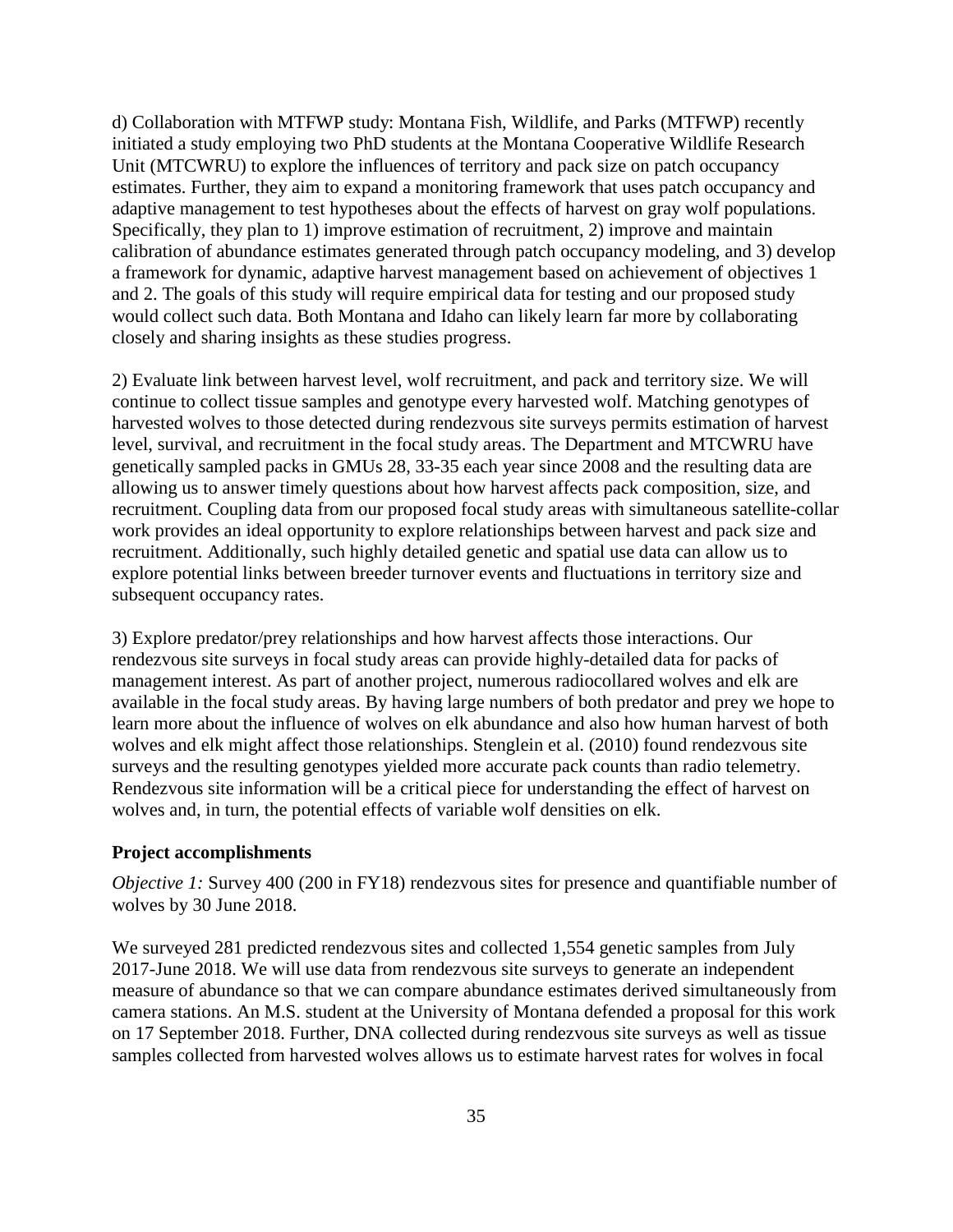d) Collaboration with MTFWP study: Montana Fish, Wildlife, and Parks (MTFWP) recently initiated a study employing two PhD students at the Montana Cooperative Wildlife Research Unit (MTCWRU) to explore the influences of territory and pack size on patch occupancy estimates. Further, they aim to expand a monitoring framework that uses patch occupancy and adaptive management to test hypotheses about the effects of harvest on gray wolf populations. Specifically, they plan to 1) improve estimation of recruitment, 2) improve and maintain calibration of abundance estimates generated through patch occupancy modeling, and 3) develop a framework for dynamic, adaptive harvest management based on achievement of objectives 1 and 2. The goals of this study will require empirical data for testing and our proposed study would collect such data. Both Montana and Idaho can likely learn far more by collaborating closely and sharing insights as these studies progress.

2) Evaluate link between harvest level, wolf recruitment, and pack and territory size. We will continue to collect tissue samples and genotype every harvested wolf. Matching genotypes of harvested wolves to those detected during rendezvous site surveys permits estimation of harvest level, survival, and recruitment in the focal study areas. The Department and MTCWRU have genetically sampled packs in GMUs 28, 33-35 each year since 2008 and the resulting data are allowing us to answer timely questions about how harvest affects pack composition, size, and recruitment. Coupling data from our proposed focal study areas with simultaneous satellite-collar work provides an ideal opportunity to explore relationships between harvest and pack size and recruitment. Additionally, such highly detailed genetic and spatial use data can allow us to explore potential links between breeder turnover events and fluctuations in territory size and subsequent occupancy rates.

3) Explore predator/prey relationships and how harvest affects those interactions. Our rendezvous site surveys in focal study areas can provide highly-detailed data for packs of management interest. As part of another project, numerous radiocollared wolves and elk are available in the focal study areas. By having large numbers of both predator and prey we hope to learn more about the influence of wolves on elk abundance and also how human harvest of both wolves and elk might affect those relationships. Stenglein et al. (2010) found rendezvous site surveys and the resulting genotypes yielded more accurate pack counts than radio telemetry. Rendezvous site information will be a critical piece for understanding the effect of harvest on wolves and, in turn, the potential effects of variable wolf densities on elk.

**Project accomplishments**

*Objective 1:* Survey 400 (200 in FY18) rendezvous sites for presence and quantifiable number of wolves by 30 June 2018.

We surveyed 281 predicted rendezvous sites and collected 1,554 genetic samples from July 2017-June 2018. We will use data from rendezvous site surveys to generate an independent measure of abundance so that we can compare abundance estimates derived simultaneously from camera stations. An M.S. student at the University of Montana defended a proposal for this work on 17 September 2018. Further, DNA collected during rendezvous site surveys as well as tissue samples collected from harvested wolves allows us to estimate harvest rates for wolves in focal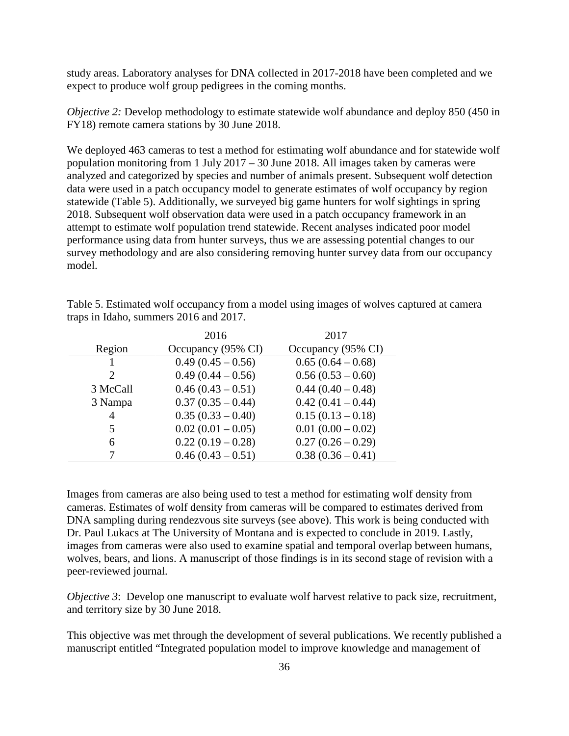study areas. Laboratory analyses for DNA collected in 2017-2018 have been completed and we expect to produce wolf group pedigrees in the coming months.

*Objective 2:* Develop methodology to estimate statewide wolf abundance and deploy 850 (450 in FY18) remote camera stations by 30 June 2018.

We deployed 463 cameras to test a method for estimating wolf abundance and for statewide wolf population monitoring from 1 July 2017 – 30 June 2018. All images taken by cameras were analyzed and categorized by species and number of animals present. Subsequent wolf detection data were used in a patch occupancy model to generate estimates of wolf occupancy by region statewide (Table 5). Additionally, we surveyed big game hunters for wolf sightings in spring 2018. Subsequent wolf observation data were used in a patch occupancy framework in an attempt to estimate wolf population trend statewide. Recent analyses indicated poor model performance using data from hunter surveys, thus we are assessing potential changes to our survey methodology and are also considering removing hunter survey data from our occupancy model.

Table 5. Estimated wolf occupancy from a model using images of wolves captured at camera traps in Idaho, summers 2016 and 2017.

| | 2016 | 2017 |
|---|---|---|
| Region | Occupancy (95% CI) | Occupancy (95% CI) |
| 1 | 0.49 (0.45 – 0.56) | 0.65 (0.64 – 0.68) |
| 2 | 0.49 (0.44 – 0.56) | 0.56 (0.53 – 0.60) |
| 3 McCall | 0.46 (0.43 – 0.51) | 0.44 (0.40 – 0.48) |
| 3 Nampa | 0.37 (0.35 – 0.44) | 0.42 (0.41 – 0.44) |
| 4 | 0.35 (0.33 – 0.40) | 0.15 (0.13 – 0.18) |
| 5 | 0.02 (0.01 – 0.05) | 0.01 (0.00 – 0.02) |
| 6 | 0.22 (0.19 – 0.28) | 0.27 (0.26 – 0.29) |
| 7 | 0.46 (0.43 – 0.51) | 0.38 (0.36 – 0.41) |

Images from cameras are also being used to test a method for estimating wolf density from cameras. Estimates of wolf density from cameras will be compared to estimates derived from DNA sampling during rendezvous site surveys (see above). This work is being conducted with Dr. Paul Lukacs at The University of Montana and is expected to conclude in 2019. Lastly, images from cameras were also used to examine spatial and temporal overlap between humans, wolves, bears, and lions. A manuscript of those findings is in its second stage of revision with a peer-reviewed journal.

*Objective 3*: Develop one manuscript to evaluate wolf harvest relative to pack size, recruitment, and territory size by 30 June 2018.

This objective was met through the development of several publications. We recently published a manuscript entitled "Integrated population model to improve knowledge and management of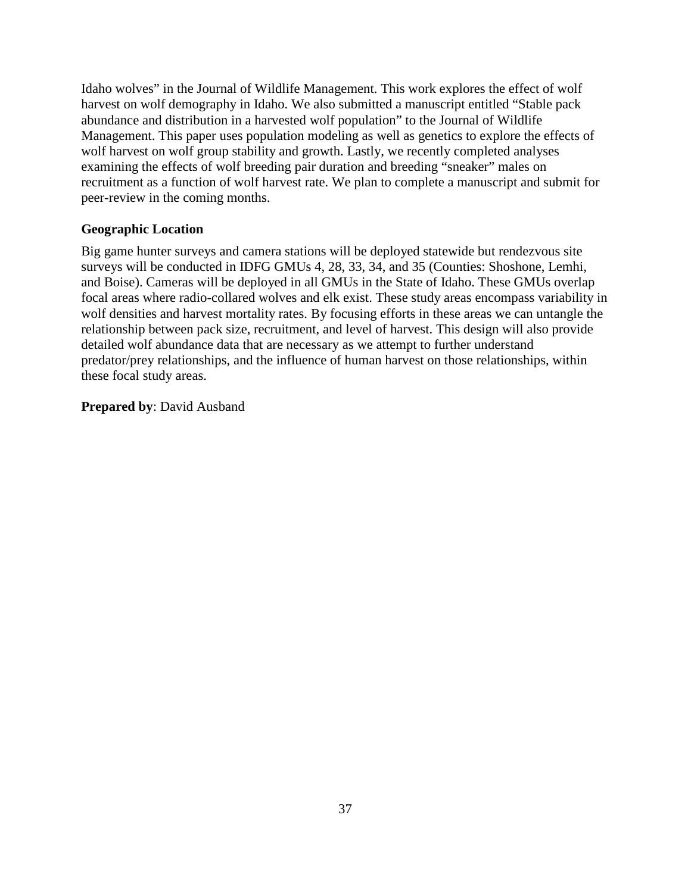Idaho wolves" in the Journal of Wildlife Management. This work explores the effect of wolf harvest on wolf demography in Idaho. We also submitted a manuscript entitled "Stable pack abundance and distribution in a harvested wolf population" to the Journal of Wildlife Management. This paper uses population modeling as well as genetics to explore the effects of wolf harvest on wolf group stability and growth. Lastly, we recently completed analyses examining the effects of wolf breeding pair duration and breeding "sneaker" males on recruitment as a function of wolf harvest rate. We plan to complete a manuscript and submit for peer-review in the coming months.

**Geographic Location**

Big game hunter surveys and camera stations will be deployed statewide but rendezvous site surveys will be conducted in IDFG GMUs 4, 28, 33, 34, and 35 (Counties: Shoshone, Lemhi, and Boise). Cameras will be deployed in all GMUs in the State of Idaho. These GMUs overlap focal areas where radio-collared wolves and elk exist. These study areas encompass variability in wolf densities and harvest mortality rates. By focusing efforts in these areas we can untangle the relationship between pack size, recruitment, and level of harvest. This design will also provide detailed wolf abundance data that are necessary as we attempt to further understand predator/prey relationships, and the influence of human harvest on those relationships, within these focal study areas.

**Prepared by**: David Ausband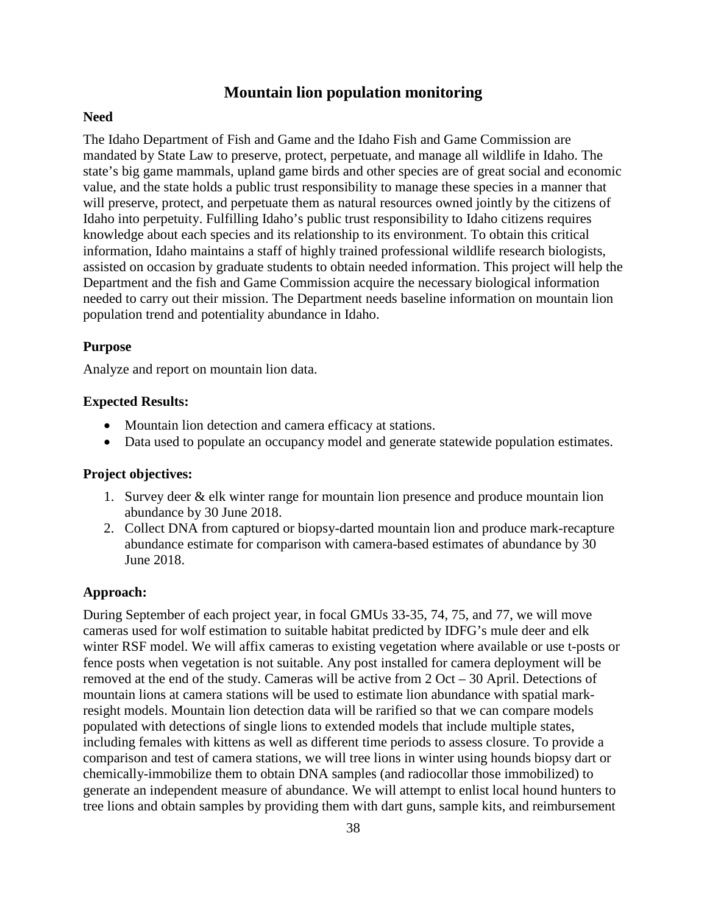# Mountain lion population monitoring

### Need

The Idaho Department of Fish and Game and the Idaho Fish and Game Commission are mandated by State Law to preserve, protect, perpetuate, and manage all wildlife in Idaho. The state's big game mammals, upland game birds and other species are of great social and economic value, and the state holds a public trust responsibility to manage these species in a manner that will preserve, protect, and perpetuate them as natural resources owned jointly by the citizens of Idaho into perpetuity. Fulfilling Idaho's public trust responsibility to Idaho citizens requires knowledge about each species and its relationship to its environment. To obtain this critical information, Idaho maintains a staff of highly trained professional wildlife research biologists, assisted on occasion by graduate students to obtain needed information. This project will help the Department and the fish and Game Commission acquire the necessary biological information needed to carry out their mission. The Department needs baseline information on mountain lion population trend and potentiality abundance in Idaho.

### Purpose

Analyze and report on mountain lion data.

### Expected Results:

- Mountain lion detection and camera efficacy at stations.
- Data used to populate an occupancy model and generate statewide population estimates.

### Project objectives:

1. Survey deer & elk winter range for mountain lion presence and produce mountain lion abundance by 30 June 2018.
2. Collect DNA from captured or biopsy-darted mountain lion and produce mark-recapture abundance estimate for comparison with camera-based estimates of abundance by 30 June 2018.

### Approach:

During September of each project year, in focal GMUs 33-35, 74, 75, and 77, we will move cameras used for wolf estimation to suitable habitat predicted by IDFG's mule deer and elk winter RSF model. We will affix cameras to existing vegetation where available or use t-posts or fence posts when vegetation is not suitable. Any post installed for camera deployment will be removed at the end of the study. Cameras will be active from 2 Oct – 30 April. Detections of mountain lions at camera stations will be used to estimate lion abundance with spatial mark-resight models. Mountain lion detection data will be rarified so that we can compare models populated with detections of single lions to extended models that include multiple states, including females with kittens as well as different time periods to assess closure. To provide a comparison and test of camera stations, we will tree lions in winter using hounds biopsy dart or chemically-immobilize them to obtain DNA samples (and radiocollar those immobilized) to generate an independent measure of abundance. We will attempt to enlist local hound hunters to tree lions and obtain samples by providing them with dart guns, sample kits, and reimbursement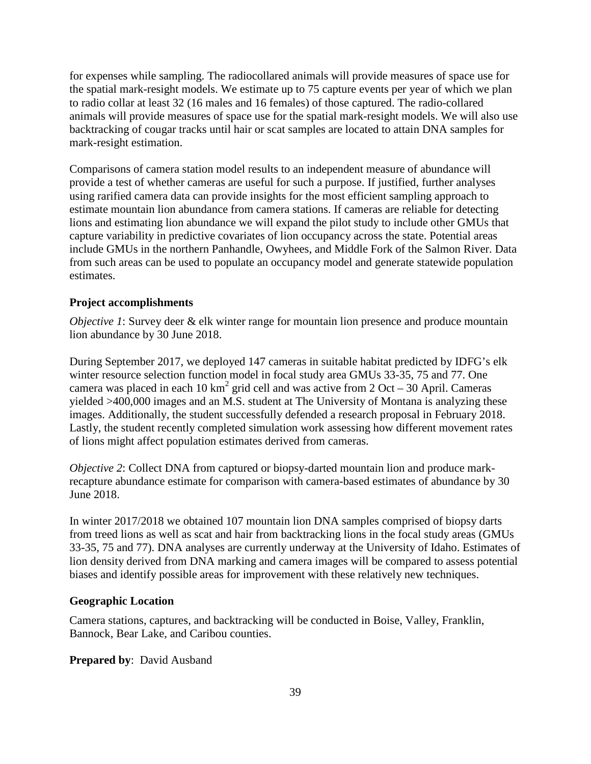for expenses while sampling. The radiocollared animals will provide measures of space use for the spatial mark-resight models. We estimate up to 75 capture events per year of which we plan to radio collar at least 32 (16 males and 16 females) of those captured. The radio-collared animals will provide measures of space use for the spatial mark-resight models. We will also use backtracking of cougar tracks until hair or scat samples are located to attain DNA samples for mark-resight estimation.

Comparisons of camera station model results to an independent measure of abundance will provide a test of whether cameras are useful for such a purpose. If justified, further analyses using rarified camera data can provide insights for the most efficient sampling approach to estimate mountain lion abundance from camera stations. If cameras are reliable for detecting lions and estimating lion abundance we will expand the pilot study to include other GMUs that capture variability in predictive covariates of lion occupancy across the state. Potential areas include GMUs in the northern Panhandle, Owyhees, and Middle Fork of the Salmon River. Data from such areas can be used to populate an occupancy model and generate statewide population estimates.

### Project accomplishments

*Objective 1*: Survey deer & elk winter range for mountain lion presence and produce mountain lion abundance by 30 June 2018.

During September 2017, we deployed 147 cameras in suitable habitat predicted by IDFG's elk winter resource selection function model in focal study area GMUs 33-35, 75 and 77. One camera was placed in each 10 $km^2$ grid cell and was active from 2 Oct – 30 April. Cameras yielded >400,000 images and an M.S. student at The University of Montana is analyzing these images. Additionally, the student successfully defended a research proposal in February 2018. Lastly, the student recently completed simulation work assessing how different movement rates of lions might affect population estimates derived from cameras.

*Objective 2*: Collect DNA from captured or biopsy-darted mountain lion and produce mark-recapture abundance estimate for comparison with camera-based estimates of abundance by 30 June 2018.

In winter 2017/2018 we obtained 107 mountain lion DNA samples comprised of biopsy darts from treed lions as well as scat and hair from backtracking lions in the focal study areas (GMUs 33-35, 75 and 77). DNA analyses are currently underway at the University of Idaho. Estimates of lion density derived from DNA marking and camera images will be compared to assess potential biases and identify possible areas for improvement with these relatively new techniques.

### Geographic Location

Camera stations, captures, and backtracking will be conducted in Boise, Valley, Franklin, Bannock, Bear Lake, and Caribou counties.

**Prepared by**: David Ausband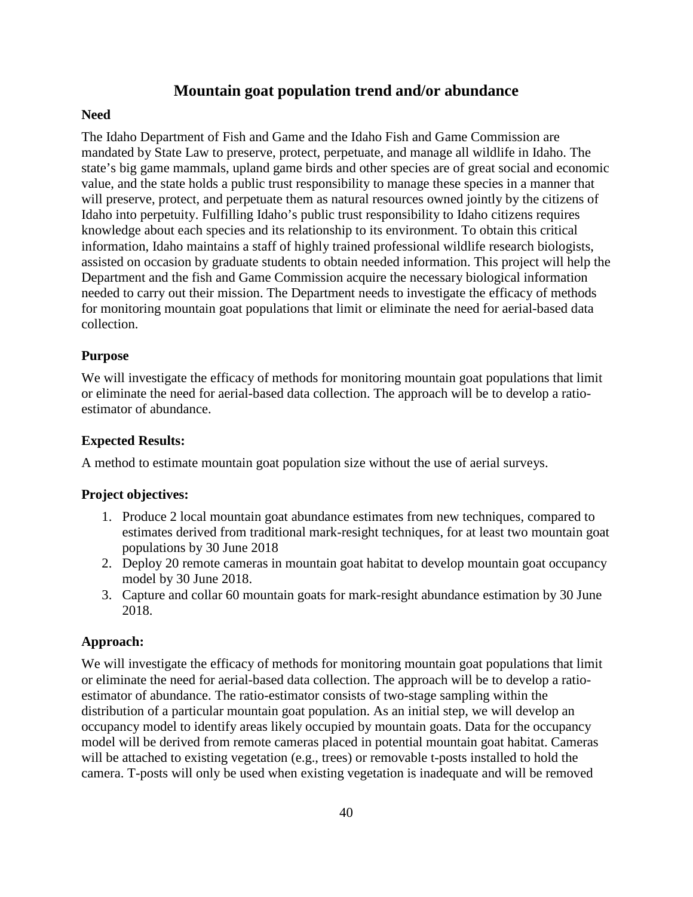## Mountain goat population trend and/or abundance

### Need

The Idaho Department of Fish and Game and the Idaho Fish and Game Commission are mandated by State Law to preserve, protect, perpetuate, and manage all wildlife in Idaho. The state's big game mammals, upland game birds and other species are of great social and economic value, and the state holds a public trust responsibility to manage these species in a manner that will preserve, protect, and perpetuate them as natural resources owned jointly by the citizens of Idaho into perpetuity. Fulfilling Idaho's public trust responsibility to Idaho citizens requires knowledge about each species and its relationship to its environment. To obtain this critical information, Idaho maintains a staff of highly trained professional wildlife research biologists, assisted on occasion by graduate students to obtain needed information. This project will help the Department and the fish and Game Commission acquire the necessary biological information needed to carry out their mission. The Department needs to investigate the efficacy of methods for monitoring mountain goat populations that limit or eliminate the need for aerial-based data collection.

### Purpose

We will investigate the efficacy of methods for monitoring mountain goat populations that limit or eliminate the need for aerial-based data collection. The approach will be to develop a ratio-estimator of abundance.

### Expected Results:

A method to estimate mountain goat population size without the use of aerial surveys.

### Project objectives:

1. Produce 2 local mountain goat abundance estimates from new techniques, compared to estimates derived from traditional mark-resight techniques, for at least two mountain goat populations by 30 June 2018
2. Deploy 20 remote cameras in mountain goat habitat to develop mountain goat occupancy model by 30 June 2018.
3. Capture and collar 60 mountain goats for mark-resight abundance estimation by 30 June 2018.

### Approach:

We will investigate the efficacy of methods for monitoring mountain goat populations that limit or eliminate the need for aerial-based data collection. The approach will be to develop a ratio-estimator of abundance. The ratio-estimator consists of two-stage sampling within the distribution of a particular mountain goat population. As an initial step, we will develop an occupancy model to identify areas likely occupied by mountain goats. Data for the occupancy model will be derived from remote cameras placed in potential mountain goat habitat. Cameras will be attached to existing vegetation (e.g., trees) or removable t-posts installed to hold the camera. T-posts will only be used when existing vegetation is inadequate and will be removed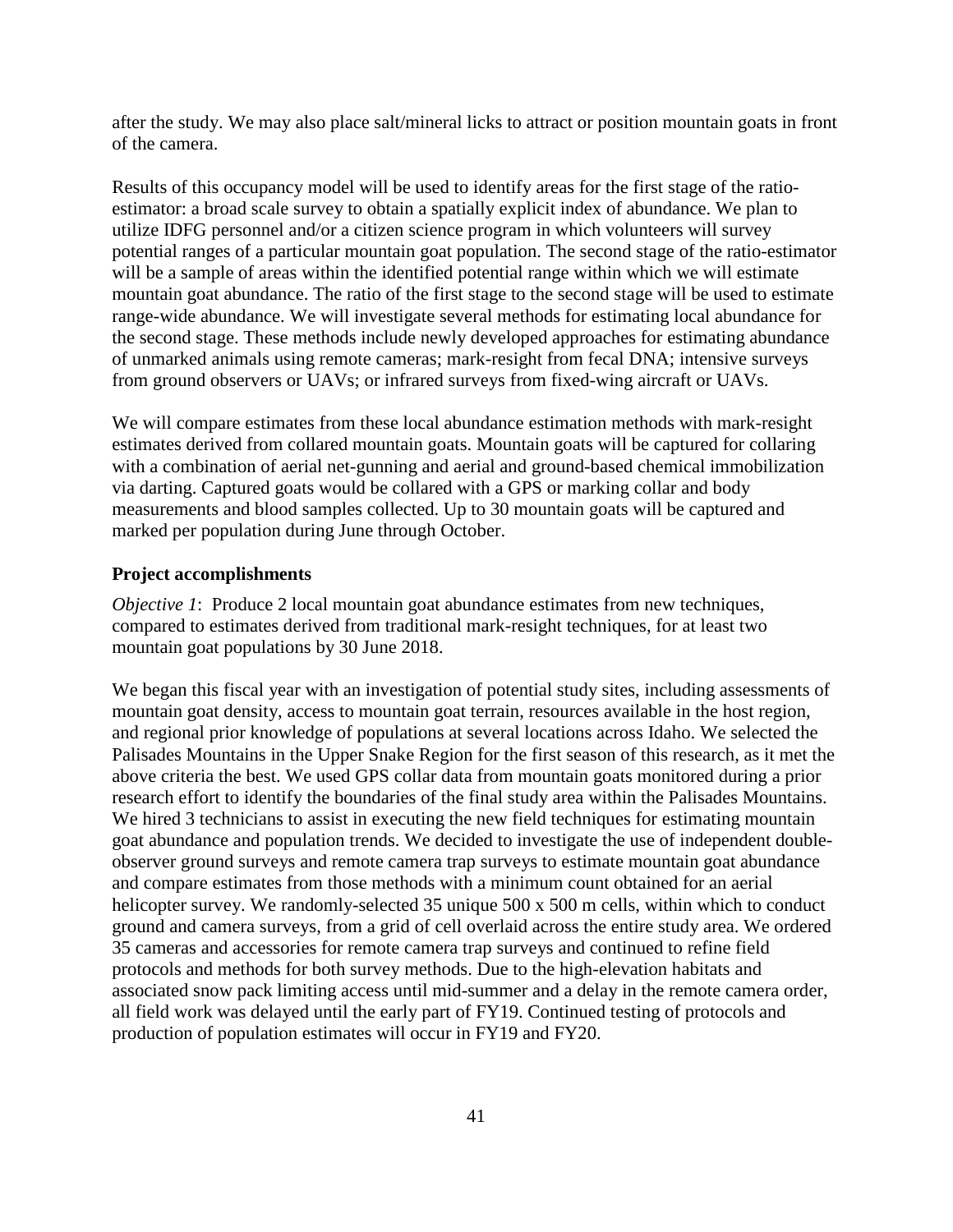after the study. We may also place salt/mineral licks to attract or position mountain goats in front of the camera.

Results of this occupancy model will be used to identify areas for the first stage of the ratio-estimator: a broad scale survey to obtain a spatially explicit index of abundance. We plan to utilize IDFG personnel and/or a citizen science program in which volunteers will survey potential ranges of a particular mountain goat population. The second stage of the ratio-estimator will be a sample of areas within the identified potential range within which we will estimate mountain goat abundance. The ratio of the first stage to the second stage will be used to estimate range-wide abundance. We will investigate several methods for estimating local abundance for the second stage. These methods include newly developed approaches for estimating abundance of unmarked animals using remote cameras; mark-resight from fecal DNA; intensive surveys from ground observers or UAVs; or infrared surveys from fixed-wing aircraft or UAVs.

We will compare estimates from these local abundance estimation methods with mark-resight estimates derived from collared mountain goats. Mountain goats will be captured for collaring with a combination of aerial net-gunning and aerial and ground-based chemical immobilization via darting. Captured goats would be collared with a GPS or marking collar and body measurements and blood samples collected. Up to 30 mountain goats will be captured and marked per population during June through October.

### Project accomplishments

*Objective 1*: Produce 2 local mountain goat abundance estimates from new techniques, compared to estimates derived from traditional mark-resight techniques, for at least two mountain goat populations by 30 June 2018.

We began this fiscal year with an investigation of potential study sites, including assessments of mountain goat density, access to mountain goat terrain, resources available in the host region, and regional prior knowledge of populations at several locations across Idaho. We selected the Palisades Mountains in the Upper Snake Region for the first season of this research, as it met the above criteria the best. We used GPS collar data from mountain goats monitored during a prior research effort to identify the boundaries of the final study area within the Palisades Mountains. We hired 3 technicians to assist in executing the new field techniques for estimating mountain goat abundance and population trends. We decided to investigate the use of independent double-observer ground surveys and remote camera trap surveys to estimate mountain goat abundance and compare estimates from those methods with a minimum count obtained for an aerial helicopter survey. We randomly-selected 35 unique 500 x 500 m cells, within which to conduct ground and camera surveys, from a grid of cell overlaid across the entire study area. We ordered 35 cameras and accessories for remote camera trap surveys and continued to refine field protocols and methods for both survey methods. Due to the high-elevation habitats and associated snow pack limiting access until mid-summer and a delay in the remote camera order, all field work was delayed until the early part of FY19. Continued testing of protocols and production of population estimates will occur in FY19 and FY20.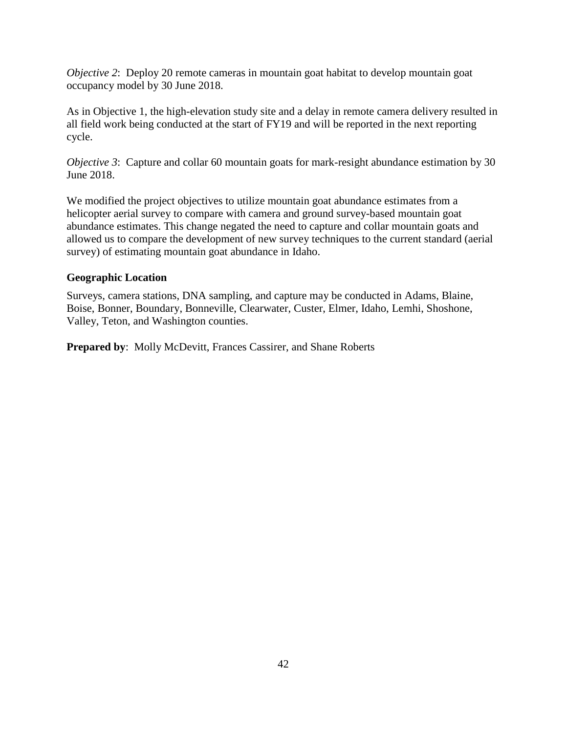*Objective 2*: Deploy 20 remote cameras in mountain goat habitat to develop mountain goat occupancy model by 30 June 2018.

As in Objective 1, the high-elevation study site and a delay in remote camera delivery resulted in all field work being conducted at the start of FY19 and will be reported in the next reporting cycle.

*Objective 3*: Capture and collar 60 mountain goats for mark-resight abundance estimation by 30 June 2018.

We modified the project objectives to utilize mountain goat abundance estimates from a helicopter aerial survey to compare with camera and ground survey-based mountain goat abundance estimates. This change negated the need to capture and collar mountain goats and allowed us to compare the development of new survey techniques to the current standard (aerial survey) of estimating mountain goat abundance in Idaho.

### Geographic Location

Surveys, camera stations, DNA sampling, and capture may be conducted in Adams, Blaine, Boise, Bonner, Boundary, Bonneville, Clearwater, Custer, Elmer, Idaho, Lemhi, Shoshone, Valley, Teton, and Washington counties.

**Prepared by**: Molly McDevitt, Frances Cassirer, and Shane Roberts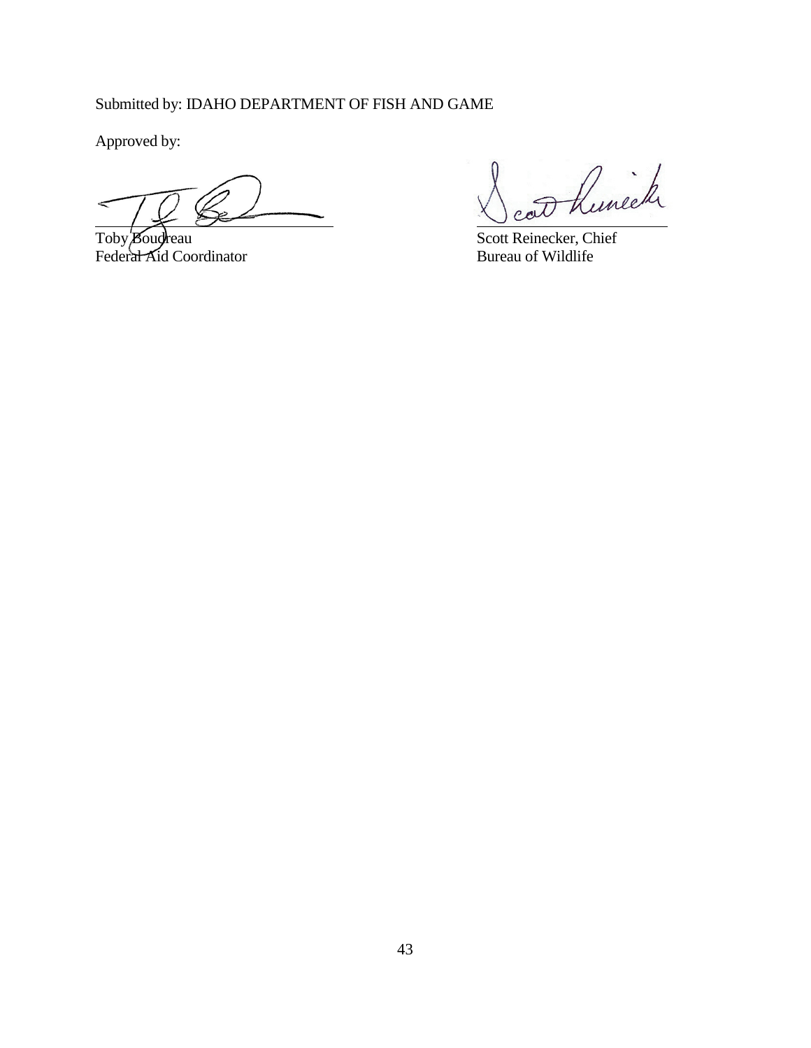Submitted by: IDAHO DEPARTMENT OF FISH AND GAME

Approved by:

Toby Boudreau
Federal Aid Coordinator

Scott Reinecker, Chief
Bureau of Wildlife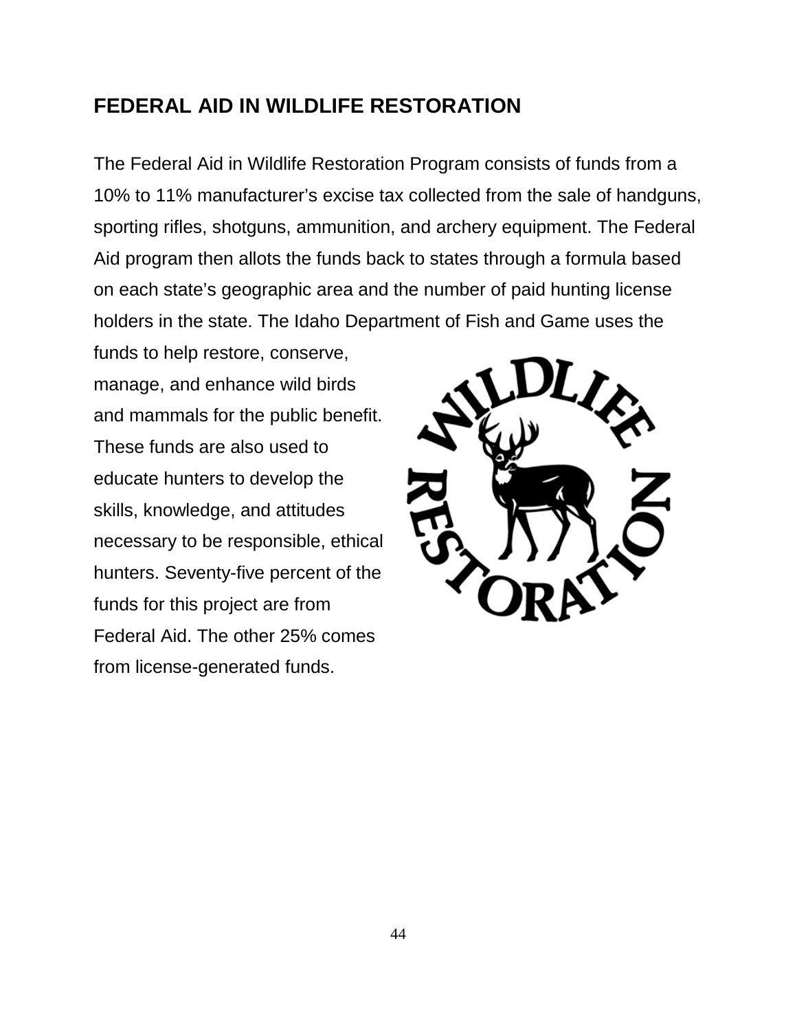## FEDERAL AID IN WILDLIFE RESTORATION

The Federal Aid in Wildlife Restoration Program consists of funds from a 10% to 11% manufacturer's excise tax collected from the sale of handguns, sporting rifles, shotguns, ammunition, and archery equipment. The Federal Aid program then allots the funds back to states through a formula based on each state's geographic area and the number of paid hunting license holders in the state. The Idaho Department of Fish and Game uses the funds to help restore, conserve, manage, and enhance wild birds and mammals for the public benefit. These funds are also used to educate hunters to develop the skills, knowledge, and attitudes necessary to be responsible, ethical hunters. Seventy-five percent of the funds for this project are from Federal Aid. The other 25% comes from license-generated funds.